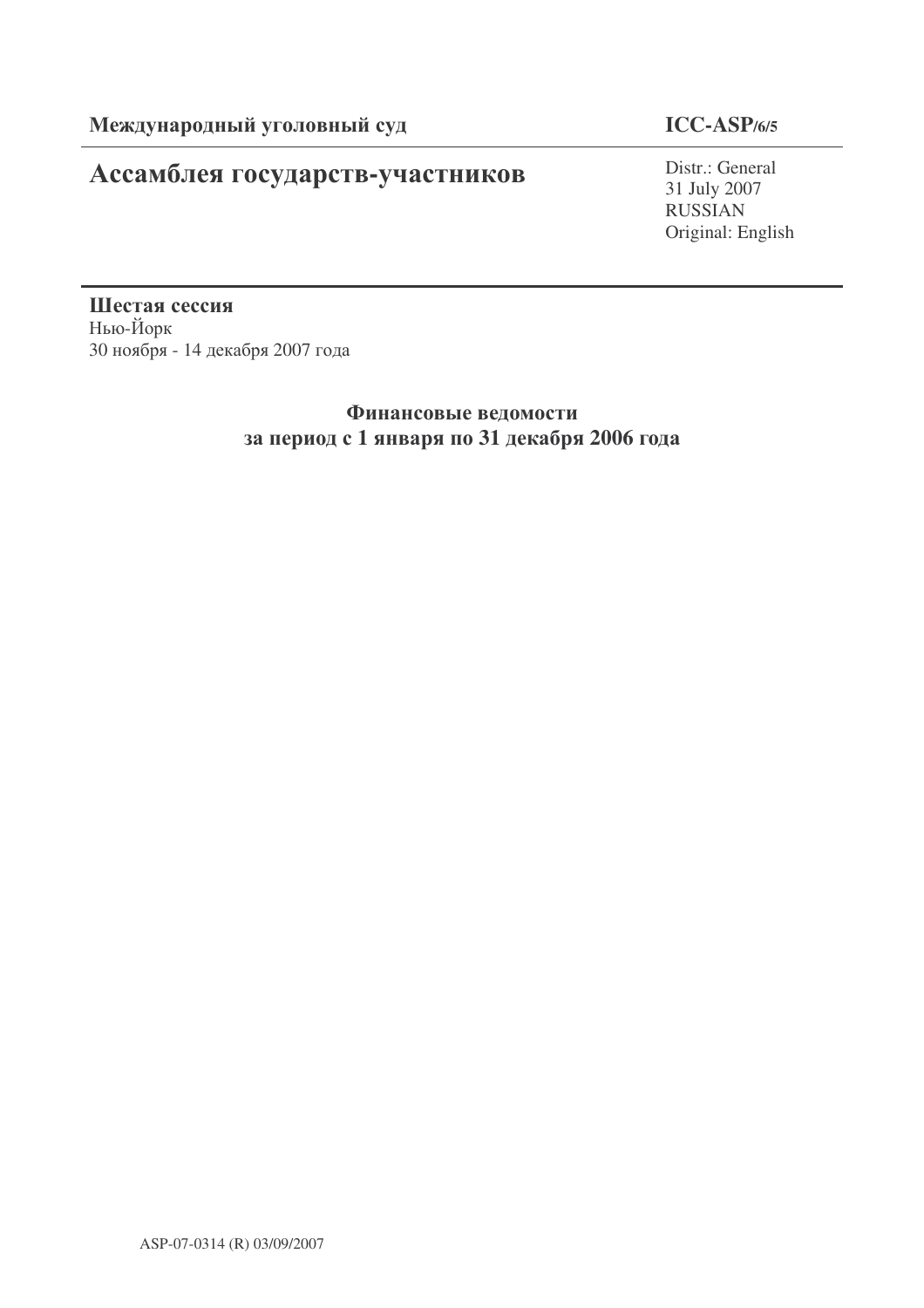**Международный уголовный суд** **ICC-ASP/6/5**

# Ассамблея государств-участников

Distr.: General
31 July 2007
RUSSIAN
Original: English

**Шестая сессия**
Нью-Йорк
30 ноября - 14 декабря 2007 года

## Финансовые ведомости за период с 1 января по 31 декабря 2006 года

ASP-07-0314 (R) 03/09/2007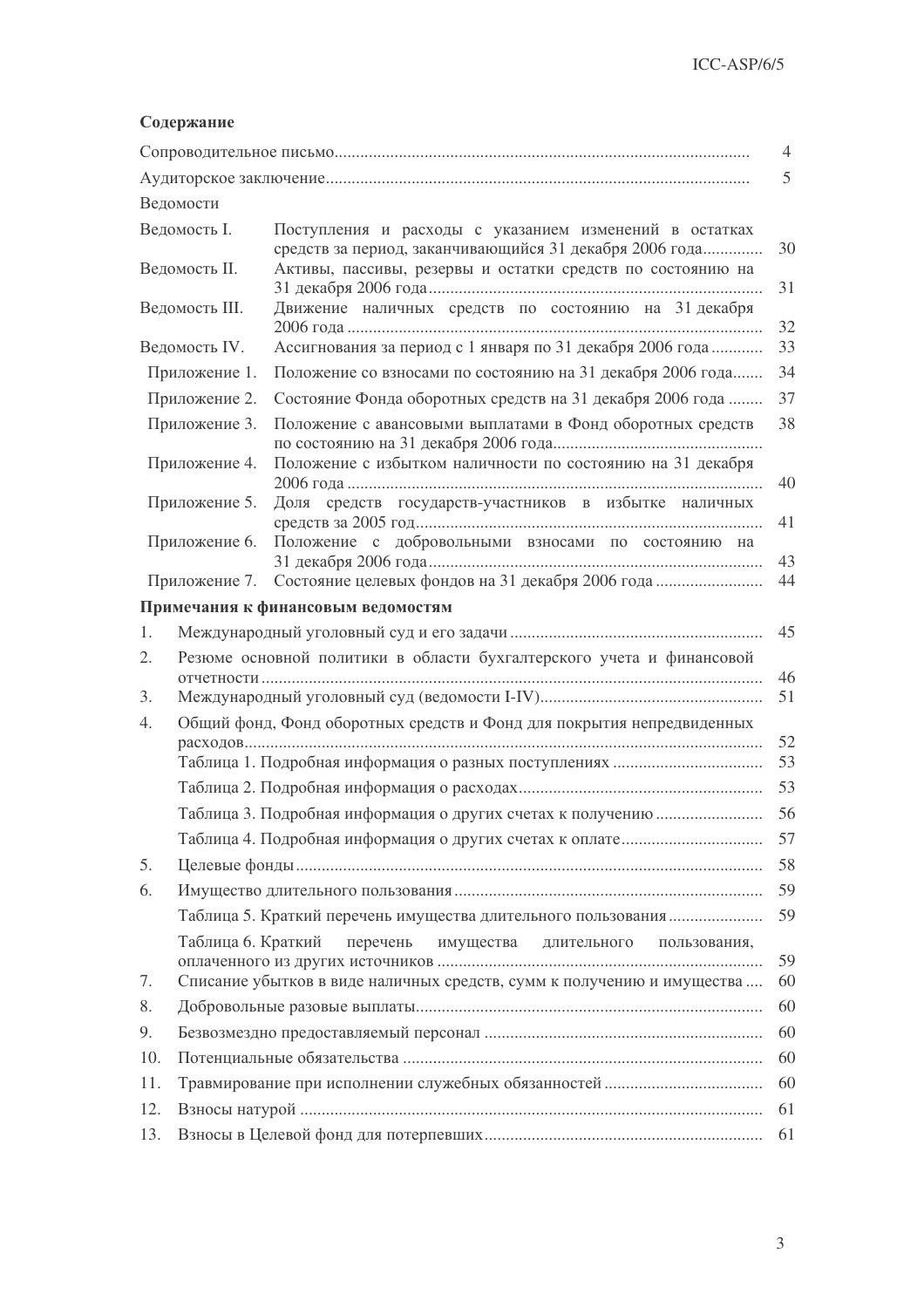**Содержание**

| | | |
|---|---|---|
| Сопроводительное письмо | | 4 |
| Аудиторское заключение | | 5 |
| Ведомости | | |
| Ведомость I. | Поступления и расходы с указанием изменений в остатках средств за период, заканчивающийся 31 декабря 2006 года | 30 |
| Ведомость II. | Активы, пассивы, резервы и остатки средств по состоянию на 31 декабря 2006 года | 31 |
| Ведомость III. | Движение наличных средств по состоянию на 31 декабря 2006 года | 32 |
| Ведомость IV. | Ассигнования за период с 1 января по 31 декабря 2006 года | 33 |
| Приложение 1. | Положение со взносами по состоянию на 31 декабря 2006 года | 34 |
| Приложение 2. | Состояние Фонда оборотных средств на 31 декабря 2006 года | 37 |
| Приложение 3. | Положение с авансовыми выплатами в Фонд оборотных средств по состоянию на 31 декабря 2006 года | 38 |
| Приложение 4. | Положение с избытком наличности по состоянию на 31 декабря 2006 года | 40 |
| Приложение 5. | Доля средств государств-участников в избытке наличных средств за 2005 год | 41 |
| Приложение 6. | Положение с добровольными взносами по состоянию на 31 декабря 2006 года | 43 |
| Приложение 7. | Состояние целевых фондов на 31 декабря 2006 года | 44 |

**Примечания к финансовым ведомостям**

| | | |
|---|---|---|
| 1. | Международный уголовный суд и его задачи | 45 |
| 2. | Резюме основной политики в области бухгалтерского учета и финансовой отчетности | 46 |
| 3. | Международный уголовный суд (ведомости I-IV) | 51 |
| 4. | Общий фонд, Фонд оборотных средств и Фонд для покрытия непредвиденных расходов | 52 |
| | Таблица 1. Подробная информация о разных поступлениях | 53 |
| | Таблица 2. Подробная информация о расходах | 53 |
| | Таблица 3. Подробная информация о других счетах к получению | 56 |
| | Таблица 4. Подробная информация о других счетах к оплате | 57 |
| 5. | Целевые фонды | 58 |
| 6. | Имущество длительного пользования | 59 |
| | Таблица 5. Краткий перечень имущества длительного пользования | 59 |
| | Таблица 6. Краткий перечень имущества длительного пользования, оплаченного из других источников | 59 |
| 7. | Списание убытков в виде наличных средств, сумм к получению и имущества | 60 |
| 8. | Добровольные разовые выплаты | 60 |
| 9. | Безвозмездно предоставляемый персонал | 60 |
| 10. | Потенциальные обязательства | 60 |
| 11. | Травмирование при исполнении служебных обязанностей | 60 |
| 12. | Взносы натурой | 61 |
| 13. | Взносы в Целевой фонд для потерпевших | 61 |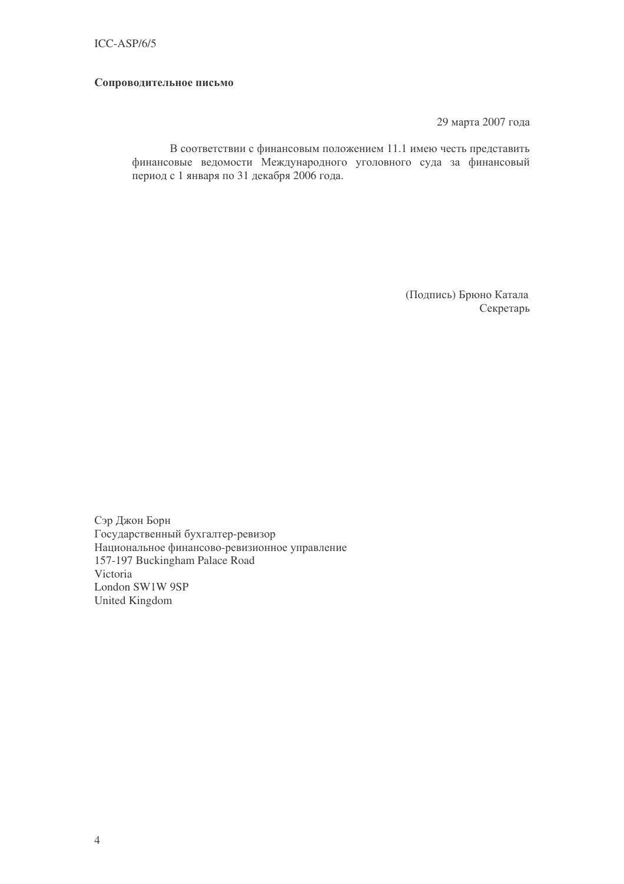**Сопроводительное письмо**

29 марта 2007 года

В соответствии с финансовым положением 11.1 имею честь представить финансовые ведомости Международного уголовного суда за финансовый период с 1 января по 31 декабря 2006 года.

(Подпись) Брюно Катала
Секретарь

Сэр Джон Борн
Государственный бухгалтер-ревизор
Национальное финансово-ревизионное управление
157-197 Buckingham Palace Road
Victoria
London SW1W 9SP
United Kingdom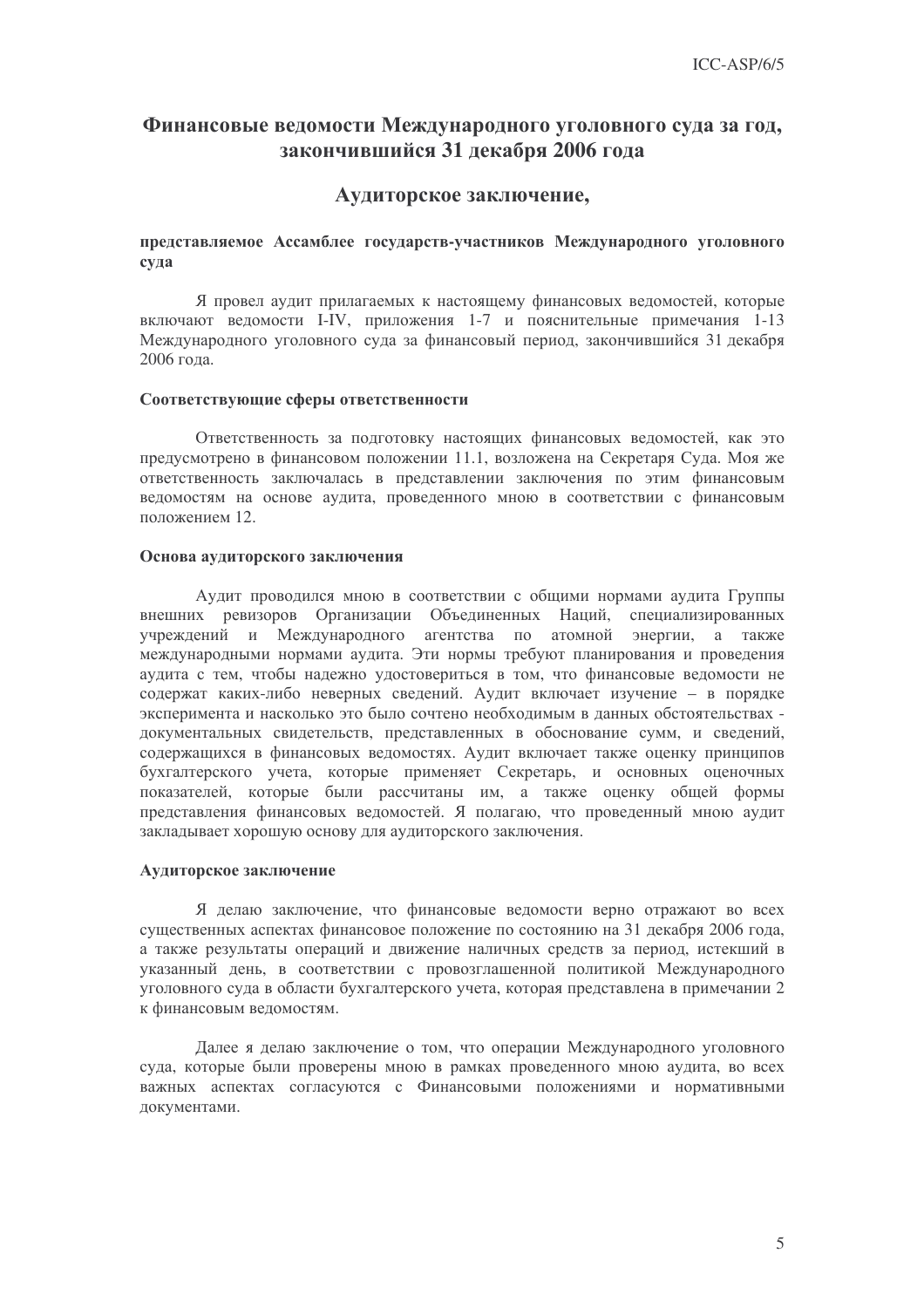# Финансовые ведомости Международного уголовного суда за год, закончившийся 31 декабря 2006 года

## Аудиторское заключение,

**представляемое Ассамблее государств-участников Международного уголовного суда**

Я провел аудит прилагаемых к настоящему финансовых ведомостей, которые включают ведомости I-IV, приложения 1-7 и пояснительные примечания 1-13 Международного уголовного суда за финансовый период, закончившийся 31 декабря 2006 года.

### Соответствующие сферы ответственности

Ответственность за подготовку настоящих финансовых ведомостей, как это предусмотрено в финансовом положении 11.1, возложена на Секретаря Суда. Моя же ответственность заключалась в представлении заключения по этим финансовым ведомостям на основе аудита, проведенного мною в соответствии с финансовым положением 12.

### Основа аудиторского заключения

Аудит проводился мною в соответствии с общими нормами аудита Группы внешних ревизоров Организации Объединенных Наций, специализированных учреждений и Международного агентства по атомной энергии, а также международными нормами аудита. Эти нормы требуют планирования и проведения аудита с тем, чтобы надежно удостовериться в том, что финансовые ведомости не содержат каких-либо неверных сведений. Аудит включает изучение – в порядке эксперимента и насколько это было сочтено необходимым в данных обстоятельствах - документальных свидетельств, представленных в обоснование сумм, и сведений, содержащихся в финансовых ведомостях. Аудит включает также оценку принципов бухгалтерского учета, которые применяет Секретарь, и основных оценочных показателей, которые были рассчитаны им, а также оценку общей формы представления финансовых ведомостей. Я полагаю, что проведенный мною аудит закладывает хорошую основу для аудиторского заключения.

### Аудиторское заключение

Я делаю заключение, что финансовые ведомости верно отражают во всех существенных аспектах финансовое положение по состоянию на 31 декабря 2006 года, а также результаты операций и движение наличных средств за период, истекший в указанный день, в соответствии с провозглашенной политикой Международного уголовного суда в области бухгалтерского учета, которая представлена в примечании 2 к финансовым ведомостям.

Далее я делаю заключение о том, что операции Международного уголовного суда, которые были проверены мною в рамках проведенного мною аудита, во всех важных аспектах согласуются с Финансовыми положениями и нормативными документами.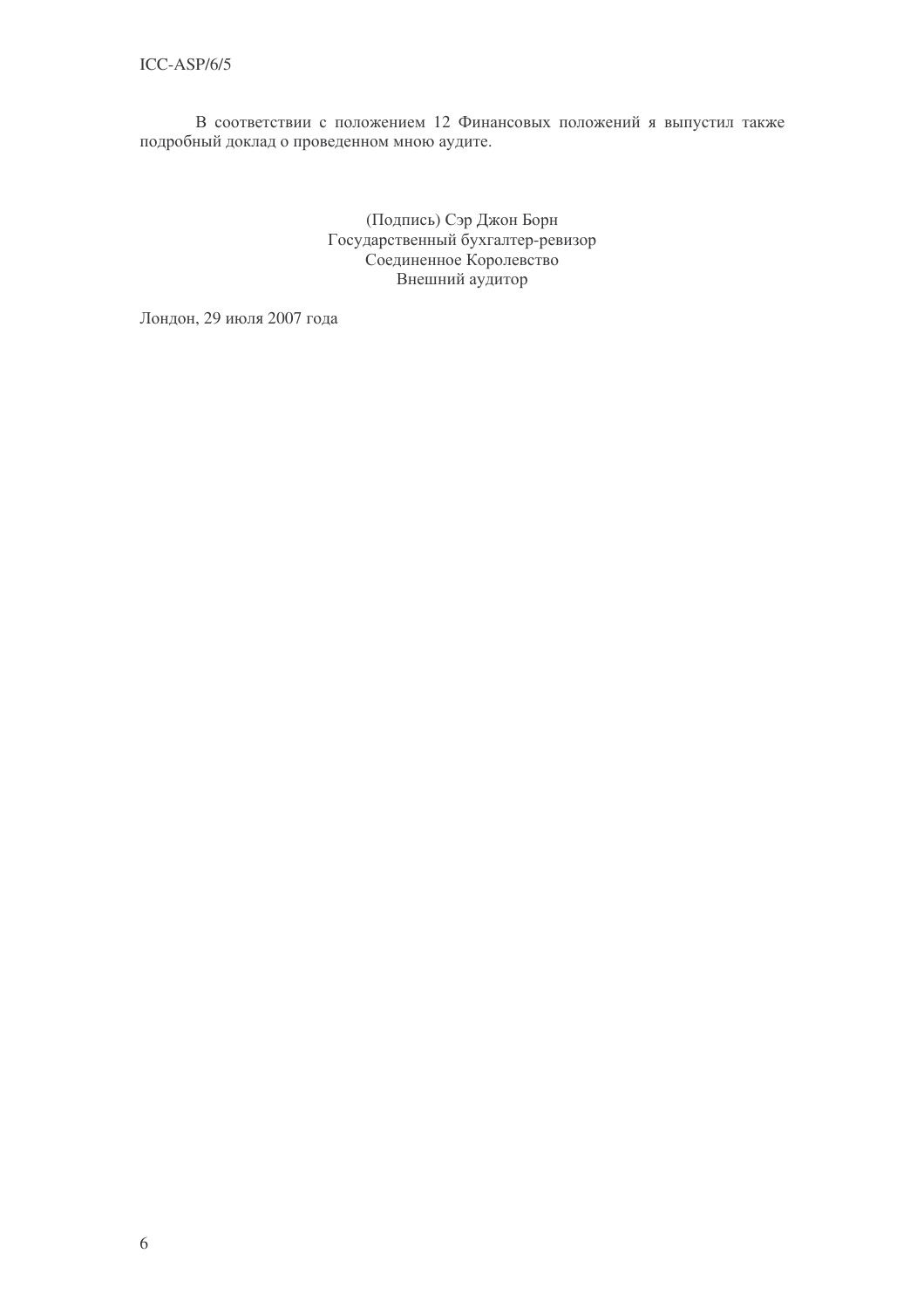В соответствии с положением 12 Финансовых положений я выпустил также подробный доклад о проведенном мною аудите.

(Подпись) Сэр Джон Борн
Государственный бухгалтер-ревизор
Соединенное Королевство
Внешний аудитор

Лондон, 29 июля 2007 года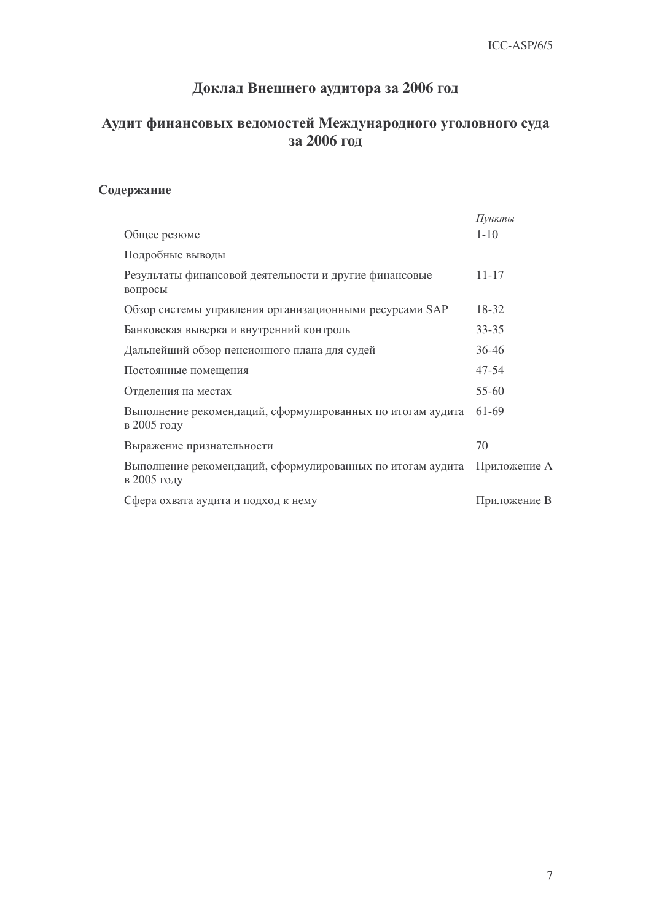# Доклад Внешнего аудитора за 2006 год

## Аудит финансовых ведомостей Международного уголовного суда за 2006 год

### Содержание

| | *Пункты* |
|---|---|
| Общее резюме | 1-10 |
| Подробные выводы | |
| Результаты финансовой деятельности и другие финансовые вопросы | 11-17 |
| Обзор системы управления организационными ресурсами SAP | 18-32 |
| Банковская выверка и внутренний контроль | 33-35 |
| Дальнейший обзор пенсионного плана для судей | 36-46 |
| Постоянные помещения | 47-54 |
| Отделения на местах | 55-60 |
| Выполнение рекомендаций, сформулированных по итогам аудита в 2005 году | 61-69 |
| Выражение признательности | 70 |
| Выполнение рекомендаций, сформулированных по итогам аудита в 2005 году | Приложение A |
| Сфера охвата аудита и подход к нему | Приложение B |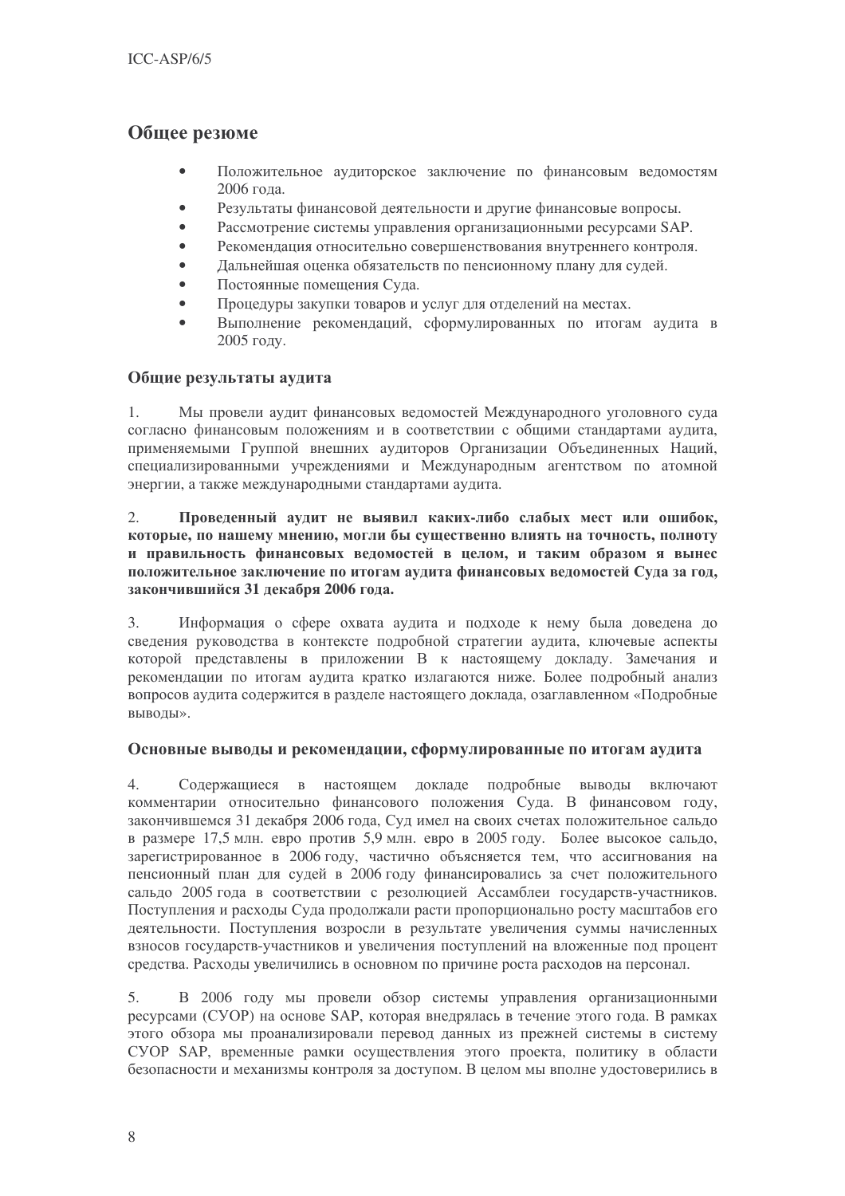## Общее резюме

- Положительное аудиторское заключение по финансовым ведомостям 2006 года.
- Результаты финансовой деятельности и другие финансовые вопросы.
- Рассмотрение системы управления организационными ресурсами SAP.
- Рекомендация относительно совершенствования внутреннего контроля.
- Дальнейшая оценка обязательств по пенсионному плану для судей.
- Постоянные помещения Суда.
- Процедуры закупки товаров и услуг для отделений на местах.
- Выполнение рекомендаций, сформулированных по итогам аудита в 2005 году.

### Общие результаты аудита

1. Мы провели аудит финансовых ведомостей Международного уголовного суда согласно финансовым положениям и в соответствии с общими стандартами аудита, применяемыми Группой внешних аудиторов Организации Объединенных Наций, специализированными учреждениями и Международным агентством по атомной энергии, а также международными стандартами аудита.

2. **Проведенный аудит не выявил каких-либо слабых мест или ошибок, которые, по нашему мнению, могли бы существенно влиять на точность, полноту и правильность финансовых ведомостей в целом, и таким образом я вынес положительное заключение по итогам аудита финансовых ведомостей Суда за год, закончившийся 31 декабря 2006 года.**

3. Информация о сфере охвата аудита и подходе к нему была доведена до сведения руководства в контексте подробной стратегии аудита, ключевые аспекты которой представлены в приложении B к настоящему докладу. Замечания и рекомендации по итогам аудита кратко излагаются ниже. Более подробный анализ вопросов аудита содержится в разделе настоящего доклада, озаглавленном «Подробные выводы».

### Основные выводы и рекомендации, сформулированные по итогам аудита

4. Содержащиеся в настоящем докладе подробные выводы включают комментарии относительно финансового положения Суда. В финансовом году, закончившемся 31 декабря 2006 года, Суд имел на своих счетах положительное сальдо в размере 17,5 млн. евро против 5,9 млн. евро в 2005 году. Более высокое сальдо, зарегистрированное в 2006 году, частично объясняется тем, что ассигнования на пенсионный план для судей в 2006 году финансировались за счет положительного сальдо 2005 года в соответствии с резолюцией Ассамблеи государств-участников. Поступления и расходы Суда продолжали расти пропорционально росту масштабов его деятельности. Поступления возросли в результате увеличения суммы начисленных взносов государств-участников и увеличения поступлений на вложенные под процент средства. Расходы увеличились в основном по причине роста расходов на персонал.

5. В 2006 году мы провели обзор системы управления организационными ресурсами (СУОР) на основе SAP, которая внедрялась в течение этого года. В рамках этого обзора мы проанализировали перевод данных из прежней системы в систему СУОР SAP, временные рамки осуществления этого проекта, политику в области безопасности и механизмы контроля за доступом. В целом мы вполне удостоверились в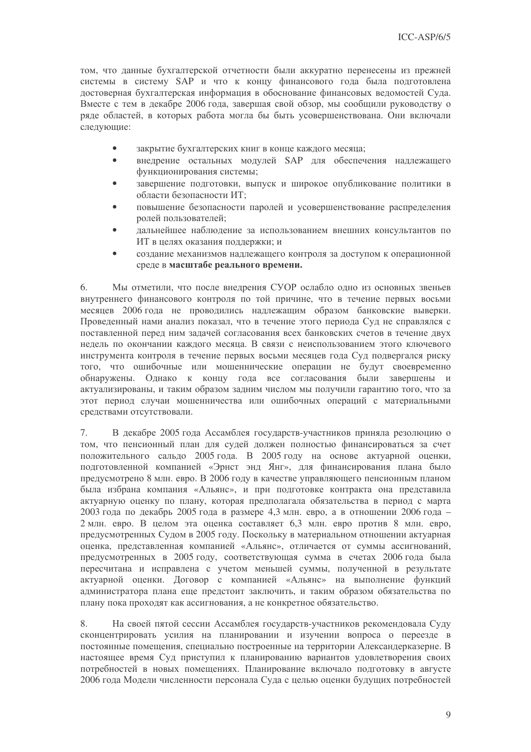том, что данные бухгалтерской отчетности были аккуратно перенесены из прежней системы в систему SAP и что к концу финансового года была подготовлена достоверная бухгалтерская информация в обоснование финансовых ведомостей Суда. Вместе с тем в декабре 2006 года, завершая свой обзор, мы сообщили руководству о ряде областей, в которых работа могла бы быть усовершенствована. Они включали следующие:

- закрытие бухгалтерских книг в конце каждого месяца;
- внедрение остальных модулей SAP для обеспечения надлежащего функционирования системы;
- завершение подготовки, выпуск и широкое опубликование политики в области безопасности ИТ;
- повышение безопасности паролей и усовершенствование распределения ролей пользователей;
- дальнейшее наблюдение за использованием внешних консультантов по ИТ в целях оказания поддержки; и
- создание механизмов надлежащего контроля за доступом к операционной среде в **масштабе реального времени.**

6. Мы отметили, что после внедрения СУОР ослабло одно из основных звеньев внутреннего финансового контроля по той причине, что в течение первых восьми месяцев 2006 года не проводились надлежащим образом банковские выверки. Проведенный нами анализ показал, что в течение этого периода Суд не справлялся с поставленной перед ним задачей согласования всех банковских счетов в течение двух недель по окончании каждого месяца. В связи с неиспользованием этого ключевого инструмента контроля в течение первых восьми месяцев года Суд подвергался риску того, что ошибочные или мошеннические операции не будут своевременно обнаружены. Однако к концу года все согласования были завершены и актуализированы, и таким образом задним числом мы получили гарантию того, что за этот период случаи мошенничества или ошибочных операций с материальными средствами отсутствовали.

7. В декабре 2005 года Ассамблея государств-участников приняла резолюцию о том, что пенсионный план для судей должен полностью финансироваться за счет положительного сальдо 2005 года. В 2005 году на основе актуарной оценки, подготовленной компанией «Эрнст энд Янг», для финансирования плана было предусмотрено 8 млн. евро. В 2006 году в качестве управляющего пенсионным планом была избрана компания «Альянс», и при подготовке контракта она представила актуарную оценку по плану, которая предполагала обязательства в период с марта 2003 года по декабрь 2005 года в размере 4,3 млн. евро, а в отношении 2006 года – 2 млн. евро. В целом эта оценка составляет 6,3 млн. евро против 8 млн. евро, предусмотренных Судом в 2005 году. Поскольку в материальном отношении актуарная оценка, представленная компанией «Альянс», отличается от суммы ассигнований, предусмотренных в 2005 году, соответствующая сумма в счетах 2006 года была пересчитана и исправлена с учетом меньшей суммы, полученной в результате актуарной оценки. Договор с компанией «Альянс» на выполнение функций администратора плана еще предстоит заключить, и таким образом обязательства по плану пока проходят как ассигнования, а не конкретное обязательство.

8. На своей пятой сессии Ассамблея государств-участников рекомендовала Суду сконцентрировать усилия на планировании и изучении вопроса о переезде в постоянные помещения, специально построенные на территории Александерказерне. В настоящее время Суд приступил к планированию вариантов удовлетворения своих потребностей в новых помещениях. Планирование включало подготовку в августе 2006 года Модели численности персонала Суда с целью оценки будущих потребностей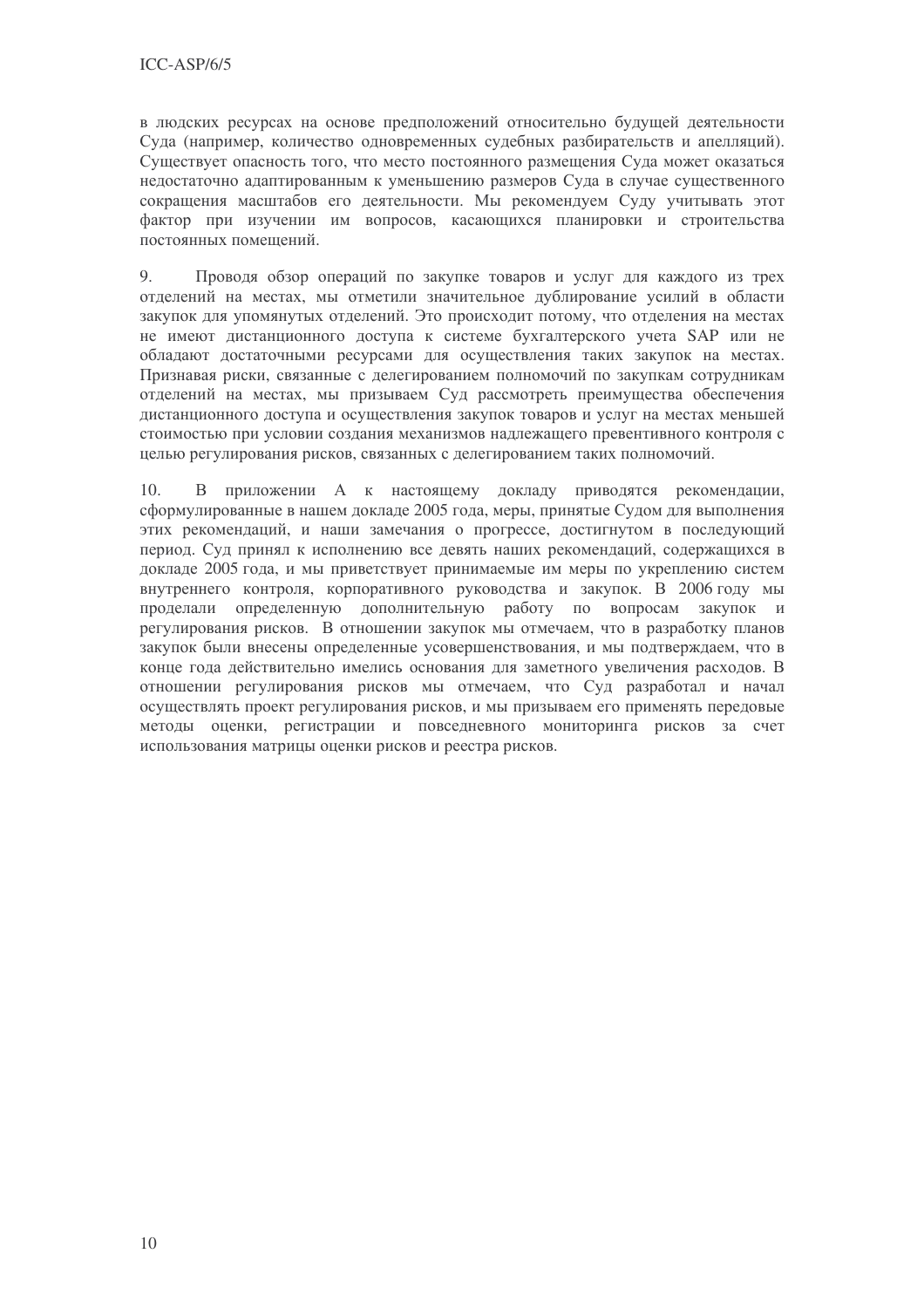в людских ресурсах на основе предположений относительно будущей деятельности Суда (например, количество одновременных судебных разбирательств и апелляций). Существует опасность того, что место постоянного размещения Суда может оказаться недостаточно адаптированным к уменьшению размеров Суда в случае существенного сокращения масштабов его деятельности. Мы рекомендуем Суду учитывать этот фактор при изучении им вопросов, касающихся планировки и строительства постоянных помещений.

9. Проводя обзор операций по закупке товаров и услуг для каждого из трех отделений на местах, мы отметили значительное дублирование усилий в области закупок для упомянутых отделений. Это происходит потому, что отделения на местах не имеют дистанционного доступа к системе бухгалтерского учета SAP или не обладают достаточными ресурсами для осуществления таких закупок на местах. Признавая риски, связанные с делегированием полномочий по закупкам сотрудникам отделений на местах, мы призываем Суд рассмотреть преимущества обеспечения дистанционного доступа и осуществления закупок товаров и услуг на местах меньшей стоимостью при условии создания механизмов надлежащего превентивного контроля с целью регулирования рисков, связанных с делегированием таких полномочий.

10. В приложении A к настоящему докладу приводятся рекомендации, сформулированные в нашем докладе 2005 года, меры, принятые Судом для выполнения этих рекомендаций, и наши замечания о прогрессе, достигнутом в последующий период. Суд принял к исполнению все девять наших рекомендаций, содержащихся в докладе 2005 года, и мы приветствует принимаемые им меры по укреплению систем внутреннего контроля, корпоративного руководства и закупок. В 2006 году мы проделали определенную дополнительную работу по вопросам закупок и регулирования рисков. В отношении закупок мы отмечаем, что в разработку планов закупок были внесены определенные усовершенствования, и мы подтверждаем, что в конце года действительно имелись основания для заметного увеличения расходов. В отношении регулирования рисков мы отмечаем, что Суд разработал и начал осуществлять проект регулирования рисков, и мы призываем его применять передовые методы оценки, регистрации и повседневного мониторинга рисков за счет использования матрицы оценки рисков и реестра рисков.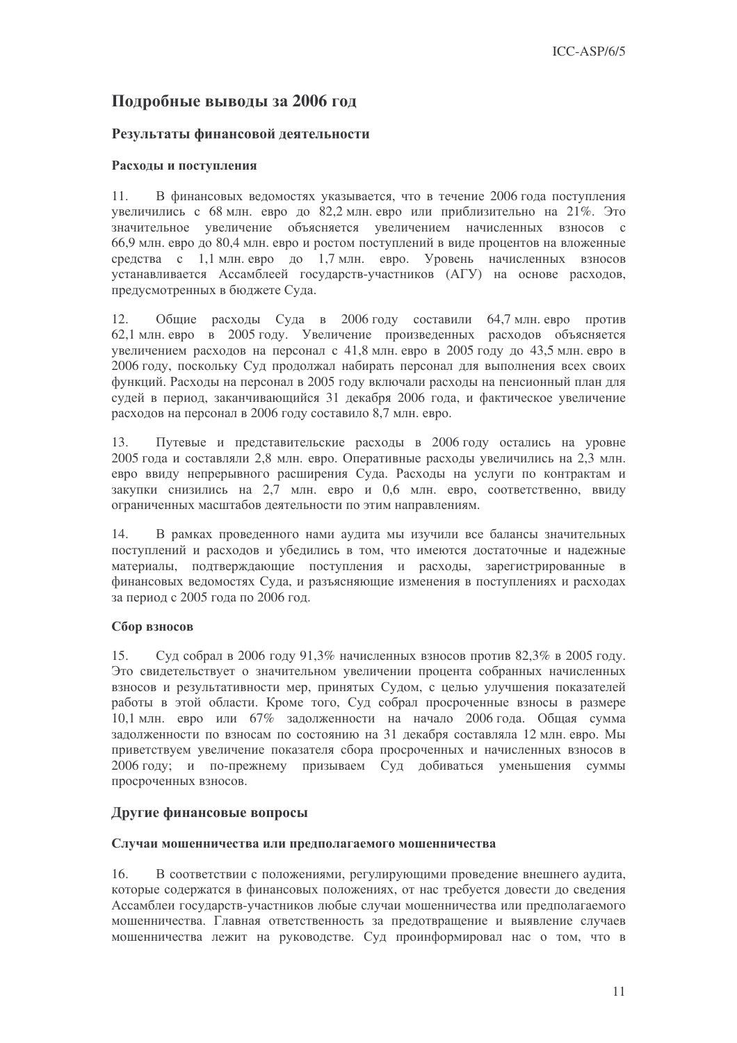## Подробные выводы за 2006 год

### Результаты финансовой деятельности

#### Расходы и поступления

11. В финансовых ведомостях указывается, что в течение 2006 года поступления увеличились с 68 млн. евро до 82,2 млн. евро или приблизительно на 21%. Это значительное увеличение объясняется увеличением начисленных взносов с 66,9 млн. евро до 80,4 млн. евро и ростом поступлений в виде процентов на вложенные средства с 1,1 млн. евро до 1,7 млн. евро. Уровень начисленных взносов устанавливается Ассамблеей государств-участников (АГУ) на основе расходов, предусмотренных в бюджете Суда.

12. Общие расходы Суда в 2006 году составили 64,7 млн. евро против 62,1 млн. евро в 2005 году. Увеличение произведенных расходов объясняется увеличением расходов на персонал с 41,8 млн. евро в 2005 году до 43,5 млн. евро в 2006 году, поскольку Суд продолжал набирать персонал для выполнения всех своих функций. Расходы на персонал в 2005 году включали расходы на пенсионный план для судей в период, заканчивающийся 31 декабря 2006 года, и фактическое увеличение расходов на персонал в 2006 году составило 8,7 млн. евро.

13. Путевые и представительские расходы в 2006 году остались на уровне 2005 года и составляли 2,8 млн. евро. Оперативные расходы увеличились на 2,3 млн. евро ввиду непрерывного расширения Суда. Расходы на услуги по контрактам и закупки снизились на 2,7 млн. евро и 0,6 млн. евро, соответственно, ввиду ограниченных масштабов деятельности по этим направлениям.

14. В рамках проведенного нами аудита мы изучили все балансы значительных поступлений и расходов и убедились в том, что имеются достаточные и надежные материалы, подтверждающие поступления и расходы, зарегистрированные в финансовых ведомостях Суда, и разъясняющие изменения в поступлениях и расходах за период с 2005 года по 2006 год.

#### Сбор взносов

15. Суд собрал в 2006 году 91,3% начисленных взносов против 82,3% в 2005 году. Это свидетельствует о значительном увеличении процента собранных начисленных взносов и результативности мер, принятых Судом, с целью улучшения показателей работы в этой области. Кроме того, Суд собрал просроченные взносы в размере 10,1 млн. евро или 67% задолженности на начало 2006 года. Общая сумма задолженности по взносам по состоянию на 31 декабря составляла 12 млн. евро. Мы приветствуем увеличение показателя сбора просроченных и начисленных взносов в 2006 году; и по-прежнему призываем Суд добиваться уменьшения суммы просроченных взносов.

### Другие финансовые вопросы

#### Случаи мошенничества или предполагаемого мошенничества

16. В соответствии с положениями, регулирующими проведение внешнего аудита, которые содержатся в финансовых положениях, от нас требуется довести до сведения Ассамблеи государств-участников любые случаи мошенничества или предполагаемого мошенничества. Главная ответственность за предотвращение и выявление случаев мошенничества лежит на руководстве. Суд проинформировал нас о том, что в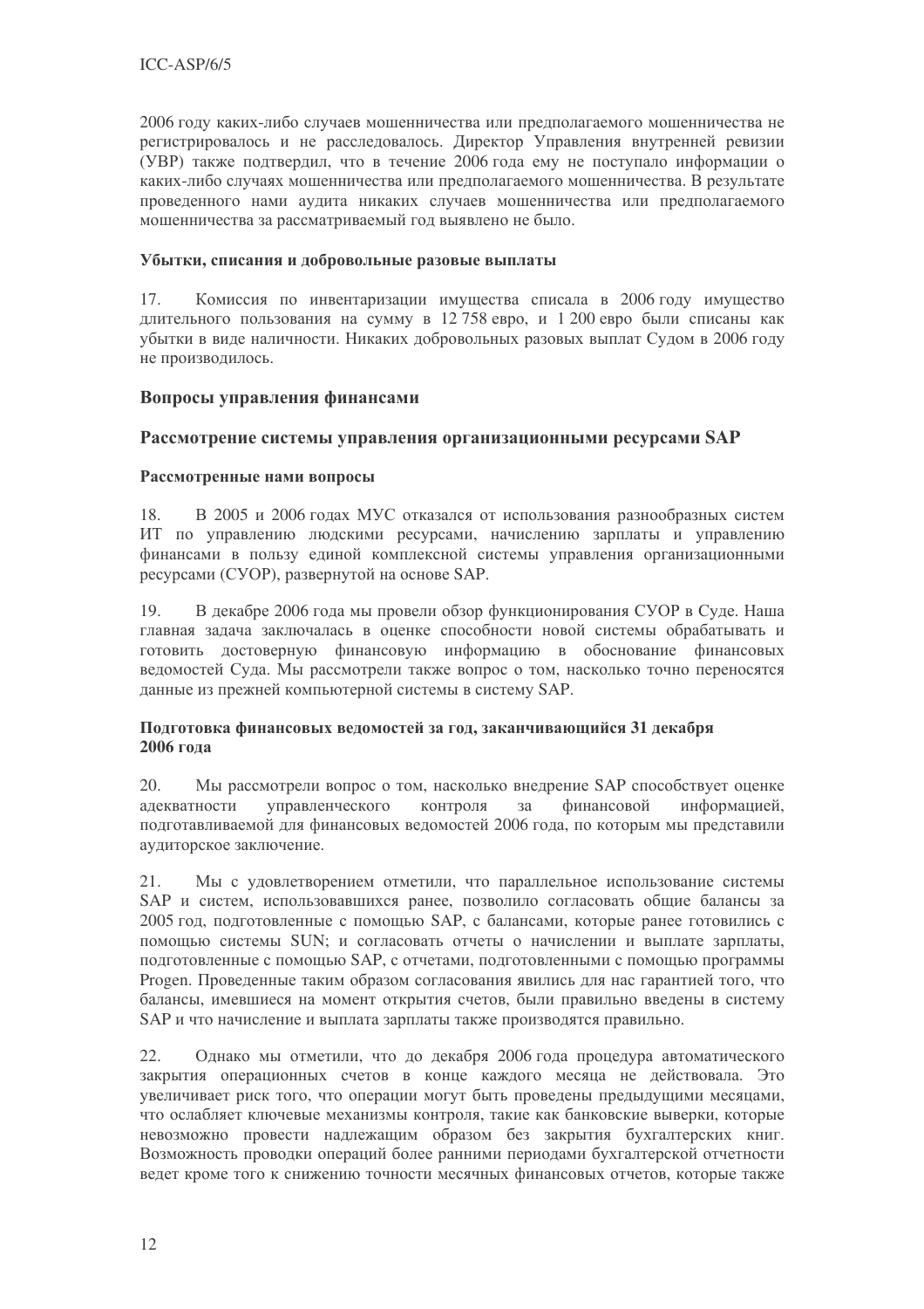2006 году каких-либо случаев мошенничества или предполагаемого мошенничества не регистрировалось и не расследовалось. Директор Управления внутренней ревизии (УВР) также подтвердил, что в течение 2006 года ему не поступало информации о каких-либо случаях мошенничества или предполагаемого мошенничества. В результате проведенного нами аудита никаких случаев мошенничества или предполагаемого мошенничества за рассматриваемый год выявлено не было.

#### Убытки, списания и добровольные разовые выплаты

17. Комиссия по инвентаризации имущества списала в 2006 году имущество длительного пользования на сумму в 12 758 евро, и 1 200 евро были списаны как убытки в виде наличности. Никаких добровольных разовых выплат Судом в 2006 году не производилось.

### Вопросы управления финансами

### Рассмотрение системы управления организационными ресурсами SAP

#### Рассмотренные нами вопросы

18. В 2005 и 2006 годах МУС отказался от использования разнообразных систем ИТ по управлению людскими ресурсами, начислению зарплаты и управлению финансами в пользу единой комплексной системы управления организационными ресурсами (СУОР), развернутой на основе SAP.

19. В декабре 2006 года мы провели обзор функционирования СУОР в Суде. Наша главная задача заключалась в оценке способности новой системы обрабатывать и готовить достоверную финансовую информацию в обоснование финансовых ведомостей Суда. Мы рассмотрели также вопрос о том, насколько точно переносятся данные из прежней компьютерной системы в систему SAP.

#### Подготовка финансовых ведомостей за год, заканчивающийся 31 декабря 2006 года

20. Мы рассмотрели вопрос о том, насколько внедрение SAP способствует оценке адекватности управленческого контроля за финансовой информацией, подготавливаемой для финансовых ведомостей 2006 года, по которым мы представили аудиторское заключение.

21. Мы с удовлетворением отметили, что параллельное использование системы SAP и систем, использовавшихся ранее, позволило согласовать общие балансы за 2005 год, подготовленные с помощью SAP, с балансами, которые ранее готовились с помощью системы SUN; и согласовать отчеты о начислении и выплате зарплаты, подготовленные с помощью SAP, с отчетами, подготовленными с помощью программы Progen. Проведенные таким образом согласования явились для нас гарантией того, что балансы, имевшиеся на момент открытия счетов, были правильно введены в систему SAP и что начисление и выплата зарплаты также производятся правильно.

22. Однако мы отметили, что до декабря 2006 года процедура автоматического закрытия операционных счетов в конце каждого месяца не действовала. Это увеличивает риск того, что операции могут быть проведены предыдущими месяцами, что ослабляет ключевые механизмы контроля, такие как банковские выверки, которые невозможно провести надлежащим образом без закрытия бухгалтерских книг. Возможность проводки операций более ранними периодами бухгалтерской отчетности ведет кроме того к снижению точности месячных финансовых отчетов, которые также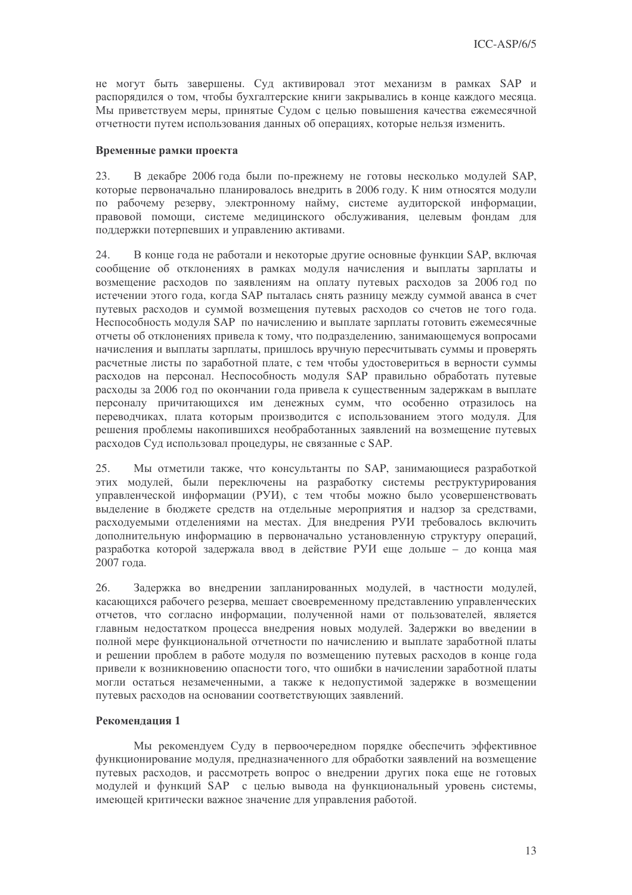не могут быть завершены. Суд активировал этот механизм в рамках SAP и распорядился о том, чтобы бухгалтерские книги закрывались в конце каждого месяца. Мы приветствуем меры, принятые Судом с целью повышения качества ежемесячной отчетности путем использования данных об операциях, которые нельзя изменить.

**Временные рамки проекта**

23. В декабре 2006 года были по-прежнему не готовы несколько модулей SAP, которые первоначально планировалось внедрить в 2006 году. К ним относятся модули по рабочему резерву, электронному найму, системе аудиторской информации, правовой помощи, системе медицинского обслуживания, целевым фондам для поддержки потерпевших и управлению активами.

24. В конце года не работали и некоторые другие основные функции SAP, включая сообщение об отклонениях в рамках модуля начисления и выплаты зарплаты и возмещение расходов по заявлениям на оплату путевых расходов за 2006 год по истечении этого года, когда SAP пыталась снять разницу между суммой аванса в счет путевых расходов и суммой возмещения путевых расходов со счетов не того года. Неспособность модуля SAP по начислению и выплате зарплаты готовить ежемесячные отчеты об отклонениях привела к тому, что подразделению, занимающемуся вопросами начисления и выплаты зарплаты, пришлось вручную пересчитывать суммы и проверять расчетные листы по заработной плате, с тем чтобы удостовериться в верности суммы расходов на персонал. Неспособность модуля SAP правильно обработать путевые расходы за 2006 год по окончании года привела к существенным задержкам в выплате персоналу причитающихся им денежных сумм, что особенно отразилось на переводчиках, плата которым производится с использованием этого модуля. Для решения проблемы накопившихся необработанных заявлений на возмещение путевых расходов Суд использовал процедуры, не связанные с SAP.

25. Мы отметили также, что консультанты по SAP, занимающиеся разработкой этих модулей, были переключены на разработку системы реструктурирования управленческой информации (РУИ), с тем чтобы можно было усовершенствовать выделение в бюджете средств на отдельные мероприятия и надзор за средствами, расходуемыми отделениями на местах. Для внедрения РУИ требовалось включить дополнительную информацию в первоначально установленную структуру операций, разработка которой задержала ввод в действие РУИ еще дольше – до конца мая 2007 года.

26. Задержка во внедрении запланированных модулей, в частности модулей, касающихся рабочего резерва, мешает своевременному представлению управленческих отчетов, что согласно информации, полученной нами от пользователей, является главным недостатком процесса внедрения новых модулей. Задержки во введении в полной мере функциональной отчетности по начислению и выплате заработной платы и решении проблем в работе модуля по возмещению путевых расходов в конце года привели к возникновению опасности того, что ошибки в начислении заработной платы могли остаться незамеченными, а также к недопустимой задержке в возмещении путевых расходов на основании соответствующих заявлений.

**Рекомендация 1**

Мы рекомендуем Суду в первоочередном порядке обеспечить эффективное функционирование модуля, предназначенного для обработки заявлений на возмещение путевых расходов, и рассмотреть вопрос о внедрении других пока еще не готовых модулей и функций SAP с целью вывода на функциональный уровень системы, имеющей критически важное значение для управления работой.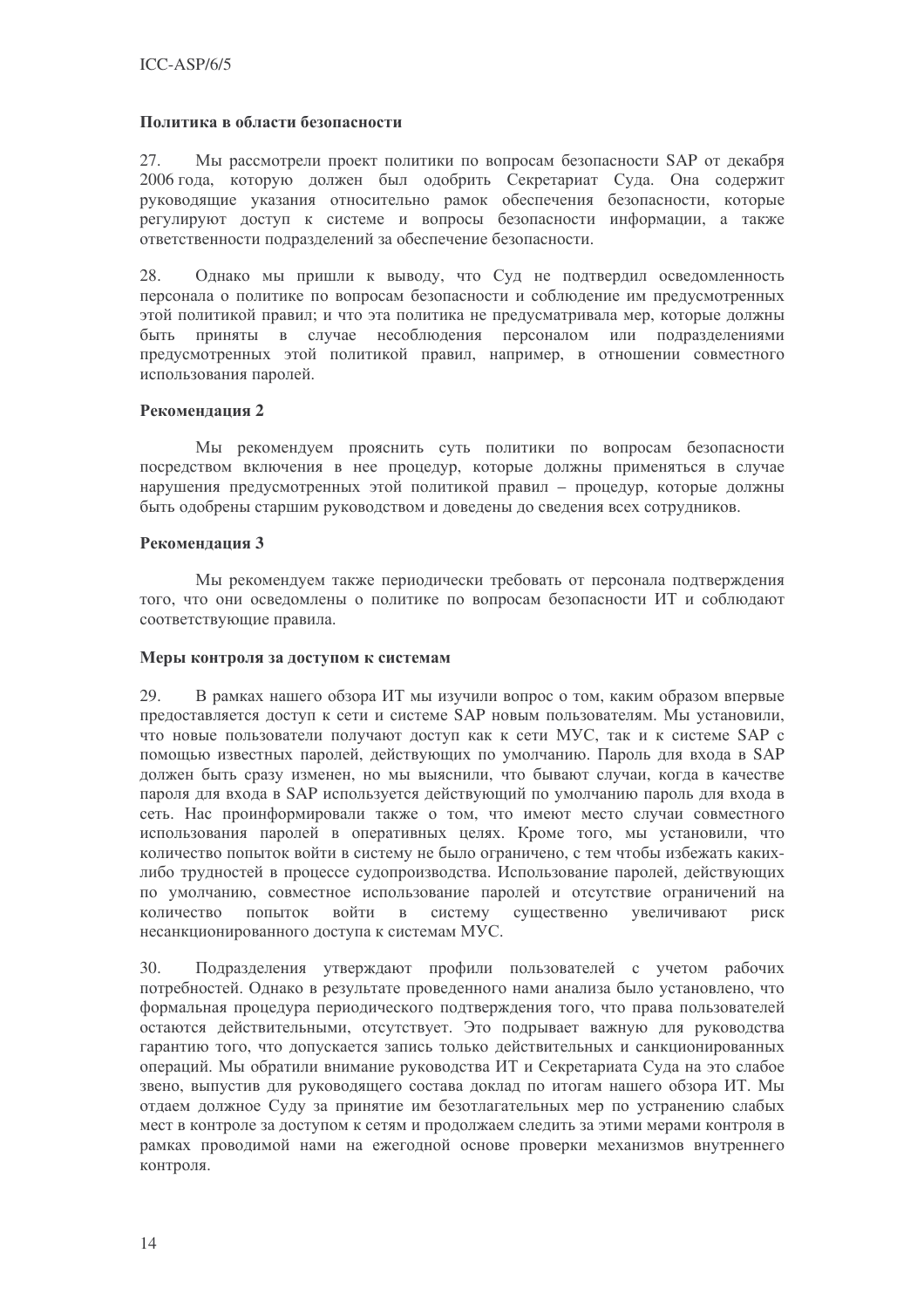#### Политика в области безопасности

27. Мы рассмотрели проект политики по вопросам безопасности SAP от декабря 2006 года, которую должен был одобрить Секретариат Суда. Она содержит руководящие указания относительно рамок обеспечения безопасности, которые регулируют доступ к системе и вопросы безопасности информации, а также ответственности подразделений за обеспечение безопасности.

28. Однако мы пришли к выводу, что Суд не подтвердил осведомленность персонала о политике по вопросам безопасности и соблюдение им предусмотренных этой политикой правил; и что эта политика не предусматривала мер, которые должны быть приняты в случае несоблюдения персоналом или подразделениями предусмотренных этой политикой правил, например, в отношении совместного использования паролей.

#### Рекомендация 2

Мы рекомендуем прояснить суть политики по вопросам безопасности посредством включения в нее процедур, которые должны применяться в случае нарушения предусмотренных этой политикой правил – процедур, которые должны быть одобрены старшим руководством и доведены до сведения всех сотрудников.

#### Рекомендация 3

Мы рекомендуем также периодически требовать от персонала подтверждения того, что они осведомлены о политике по вопросам безопасности ИТ и соблюдают соответствующие правила.

#### Меры контроля за доступом к системам

29. В рамках нашего обзора ИТ мы изучили вопрос о том, каким образом впервые предоставляется доступ к сети и системе SAP новым пользователям. Мы установили, что новые пользователи получают доступ как к сети МУС, так и к системе SAP с помощью известных паролей, действующих по умолчанию. Пароль для входа в SAP должен быть сразу изменен, но мы выяснили, что бывают случаи, когда в качестве пароля для входа в SAP используется действующий по умолчанию пароль для входа в сеть. Нас проинформировали также о том, что имеют место случаи совместного использования паролей в оперативных целях. Кроме того, мы установили, что количество попыток войти в систему не было ограничено, с тем чтобы избежать каких-либо трудностей в процессе судопроизводства. Использование паролей, действующих по умолчанию, совместное использование паролей и отсутствие ограничений на количество попыток войти в систему существенно увеличивают риск несанкционированного доступа к системам МУС.

30. Подразделения утверждают профили пользователей с учетом рабочих потребностей. Однако в результате проведенного нами анализа было установлено, что формальная процедура периодического подтверждения того, что права пользователей остаются действительными, отсутствует. Это подрывает важную для руководства гарантию того, что допускается запись только действительных и санкционированных операций. Мы обратили внимание руководства ИТ и Секретариата Суда на это слабое звено, выпустив для руководящего состава доклад по итогам нашего обзора ИТ. Мы отдаем должное Суду за принятие им безотлагательных мер по устранению слабых мест в контроле за доступом к сетям и продолжаем следить за этими мерами контроля в рамках проводимой нами на ежегодной основе проверки механизмов внутреннего контроля.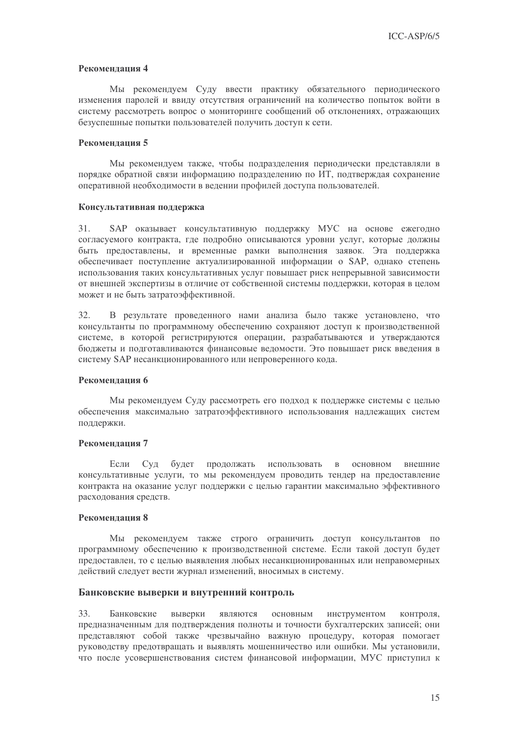**Рекомендация 4**

Мы рекомендуем Суду ввести практику обязательного периодического изменения паролей и ввиду отсутствия ограничений на количество попыток войти в систему рассмотреть вопрос о мониторинге сообщений об отклонениях, отражающих безуспешные попытки пользователей получить доступ к сети.

**Рекомендация 5**

Мы рекомендуем также, чтобы подразделения периодически представляли в порядке обратной связи информацию подразделению по ИТ, подтверждая сохранение оперативной необходимости в ведении профилей доступа пользователей.

**Консультативная поддержка**

31. SAP оказывает консультативную поддержку МУС на основе ежегодно согласуемого контракта, где подробно описываются уровни услуг, которые должны быть предоставлены, и временные рамки выполнения заявок. Эта поддержка обеспечивает поступление актуализированной информации о SAP, однако степень использования таких консультативных услуг повышает риск непрерывной зависимости от внешней экспертизы в отличие от собственной системы поддержки, которая в целом может и не быть затратоэффективной.

32. В результате проведенного нами анализа было также установлено, что консультанты по программному обеспечению сохраняют доступ к производственной системе, в которой регистрируются операции, разрабатываются и утверждаются бюджеты и подготавливаются финансовые ведомости. Это повышает риск введения в систему SAP несанкционированного или непроверенного кода.

**Рекомендация 6**

Мы рекомендуем Суду рассмотреть его подход к поддержке системы с целью обеспечения максимально затратоэффективного использования надлежащих систем поддержки.

**Рекомендация 7**

Если Суд будет продолжать использовать в основном внешние консультативные услуги, то мы рекомендуем проводить тендер на предоставление контракта на оказание услуг поддержки с целью гарантии максимально эффективного расходования средств.

**Рекомендация 8**

Мы рекомендуем также строго ограничить доступ консультантов по программному обеспечению к производственной системе. Если такой доступ будет предоставлен, то с целью выявления любых несанкционированных или неправомерных действий следует вести журнал изменений, вносимых в систему.

## Банковские выверки и внутренний контроль

33. Банковские выверки являются основным инструментом контроля, предназначенным для подтверждения полноты и точности бухгалтерских записей; они представляют собой также чрезвычайно важную процедуру, которая помогает руководству предотвращать и выявлять мошенничество или ошибки. Мы установили, что после усовершенствования систем финансовой информации, МУС приступил к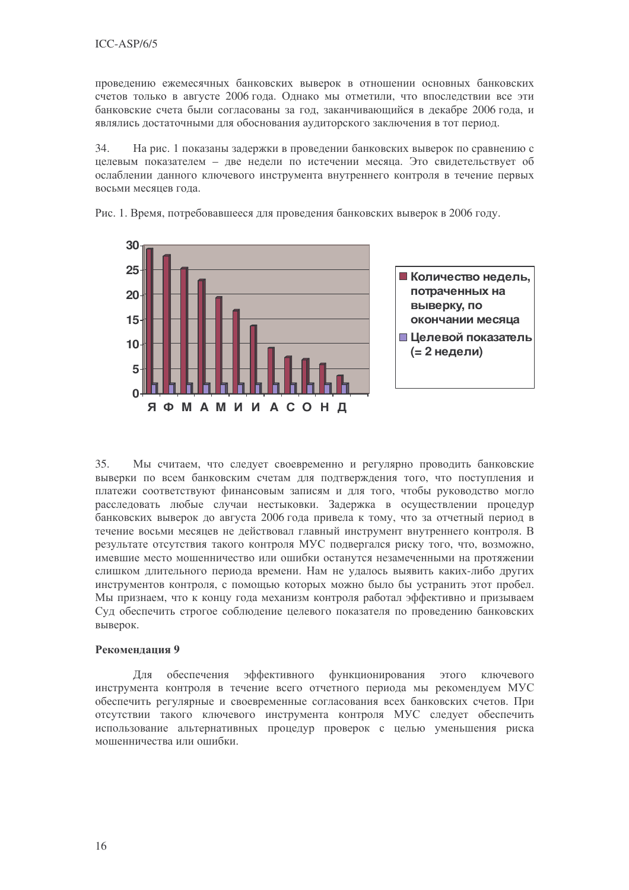проведению ежемесячных банковских выверок в отношении основных банковских счетов только в августе 2006 года. Однако мы отметили, что впоследствии все эти банковские счета были согласованы за год, заканчивающийся в декабре 2006 года, и являлись достаточными для обоснования аудиторского заключения в тот период.

34. На рис. 1 показаны задержки в проведении банковских выверок по сравнению с целевым показателем – две недели по истечении месяца. Это свидетельствует об ослаблении данного ключевого инструмента внутреннего контроля в течение первых восьми месяцев года.

Рис. 1. Время, потребовавшееся для проведения банковских выверок в 2006 году.

35. Мы считаем, что следует своевременно и регулярно проводить банковские выверки по всем банковским счетам для подтверждения того, что поступления и платежи соответствуют финансовым записям и для того, чтобы руководство могло расследовать любые случаи нестыковки. Задержка в осуществлении процедур банковских выверок до августа 2006 года привела к тому, что за отчетный период в течение восьми месяцев не действовал главный инструмент внутреннего контроля. В результате отсутствия такого контроля МУС подвергался риску того, что, возможно, имевшие место мошенничество или ошибки останутся незамеченными на протяжении слишком длительного периода времени. Нам не удалось выявить каких-либо других инструментов контроля, с помощью которых можно было бы устранить этот пробел. Мы признаем, что к концу года механизм контроля работал эффективно и призываем Суд обеспечить строгое соблюдение целевого показателя по проведению банковских выверок.

**Рекомендация 9**

Для обеспечения эффективного функционирования этого ключевого инструмента контроля в течение всего отчетного периода мы рекомендуем МУС обеспечить регулярные и своевременные согласования всех банковских счетов. При отсутствии такого ключевого инструмента контроля МУС следует обеспечить использование альтернативных процедур проверок с целью уменьшения риска мошенничества или ошибки.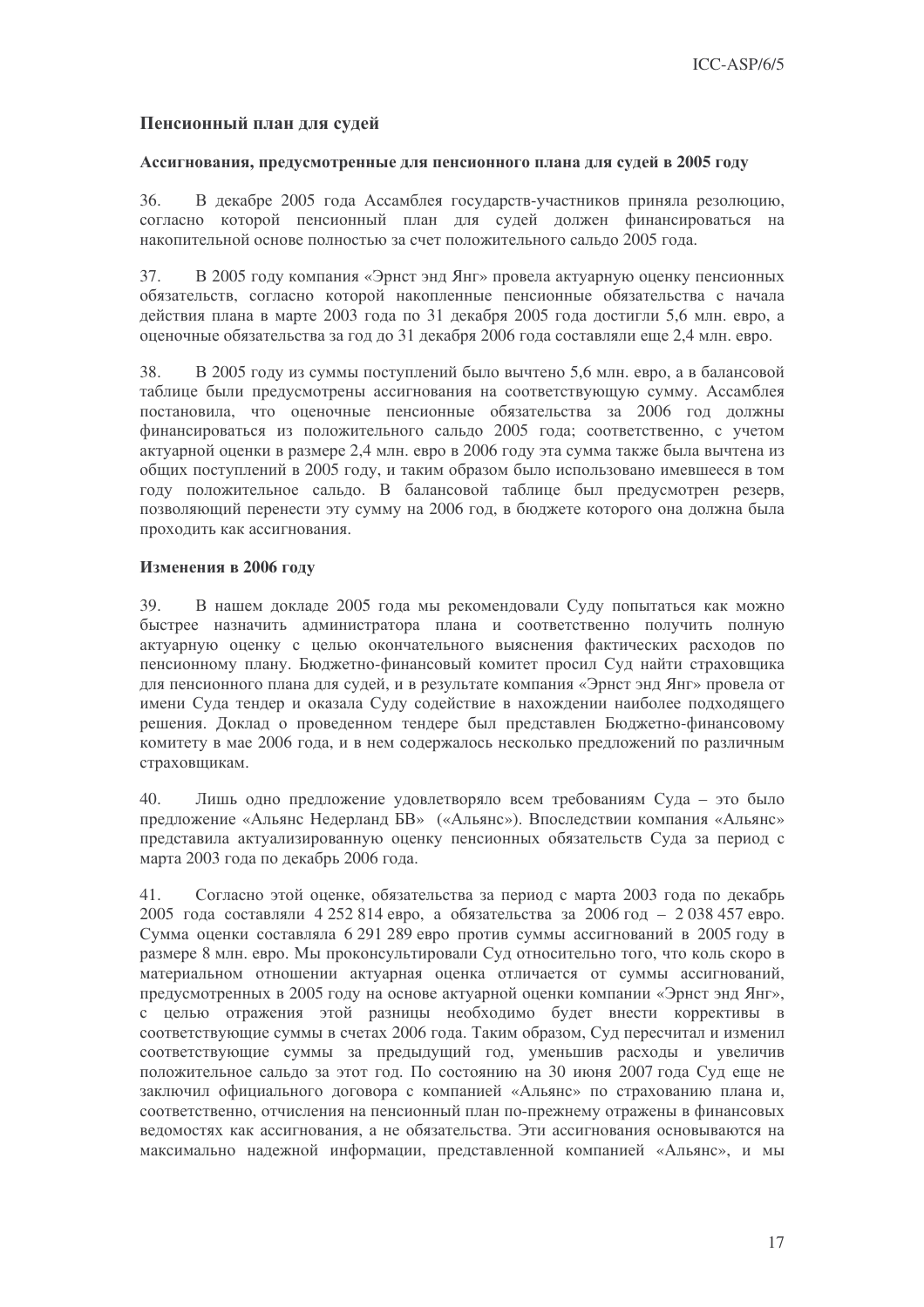## Пенсионный план для судей

### Ассигнования, предусмотренные для пенсионного плана для судей в 2005 году

36. В декабре 2005 года Ассамблея государств-участников приняла резолюцию, согласно которой пенсионный план для судей должен финансироваться на накопительной основе полностью за счет положительного сальдо 2005 года.

37. В 2005 году компания «Эрнст энд Янг» провела актуарную оценку пенсионных обязательств, согласно которой накопленные пенсионные обязательства с начала действия плана в марте 2003 года по 31 декабря 2005 года достигли 5,6 млн. евро, а оценочные обязательства за год до 31 декабря 2006 года составляли еще 2,4 млн. евро.

38. В 2005 году из суммы поступлений было вычтено 5,6 млн. евро, а в балансовой таблице были предусмотрены ассигнования на соответствующую сумму. Ассамблея постановила, что оценочные пенсионные обязательства за 2006 год должны финансироваться из положительного сальдо 2005 года; соответственно, с учетом актуарной оценки в размере 2,4 млн. евро в 2006 году эта сумма также была вычтена из общих поступлений в 2005 году, и таким образом было использовано имевшееся в том году положительное сальдо. В балансовой таблице был предусмотрен резерв, позволяющий перенести эту сумму на 2006 год, в бюджете которого она должна была проходить как ассигнования.

### Изменения в 2006 году

39. В нашем докладе 2005 года мы рекомендовали Суду попытаться как можно быстрее назначить администратора плана и соответственно получить полную актуарную оценку с целью окончательного выяснения фактических расходов по пенсионному плану. Бюджетно-финансовый комитет просил Суд найти страховщика для пенсионного плана для судей, и в результате компания «Эрнст энд Янг» провела от имени Суда тендер и оказала Суду содействие в нахождении наиболее подходящего решения. Доклад о проведенном тендере был представлен Бюджетно-финансовому комитету в мае 2006 года, и в нем содержалось несколько предложений по различным страховщикам.

40. Лишь одно предложение удовлетворяло всем требованиям Суда – это было предложение «Альянс Недерланд БВ» («Альянс»). Впоследствии компания «Альянс» представила актуализированную оценку пенсионных обязательств Суда за период с марта 2003 года по декабрь 2006 года.

41. Согласно этой оценке, обязательства за период с марта 2003 года по декабрь 2005 года составляли 4 252 814 евро, а обязательства за 2006 год – 2 038 457 евро. Сумма оценки составляла 6 291 289 евро против суммы ассигнований в 2005 году в размере 8 млн. евро. Мы проконсультировали Суд относительно того, что коль скоро в материальном отношении актуарная оценка отличается от суммы ассигнований, предусмотренных в 2005 году на основе актуарной оценки компании «Эрнст энд Янг», с целью отражения этой разницы необходимо будет внести коррективы в соответствующие суммы в счетах 2006 года. Таким образом, Суд пересчитал и изменил соответствующие суммы за предыдущий год, уменьшив расходы и увеличив положительное сальдо за этот год. По состоянию на 30 июня 2007 года Суд еще не заключил официального договора с компанией «Альянс» по страхованию плана и, соответственно, отчисления на пенсионный план по-прежнему отражены в финансовых ведомостях как ассигнования, а не обязательства. Эти ассигнования основываются на максимально надежной информации, представленной компанией «Альянс», и мы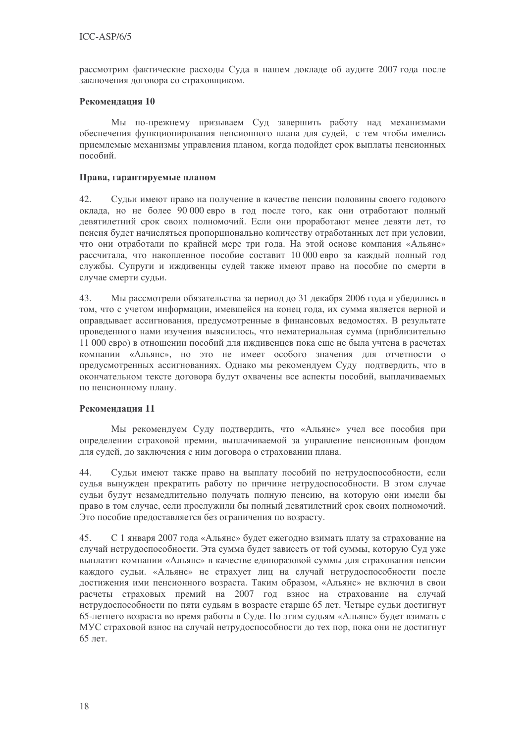рассмотрим фактические расходы Суда в нашем докладе об аудите 2007 года после заключения договора со страховщиком.

**Рекомендация 10**

Мы по-прежнему призываем Суд завершить работу над механизмами обеспечения функционирования пенсионного плана для судей, с тем чтобы имелись приемлемые механизмы управления планом, когда подойдет срок выплаты пенсионных пособий.

**Права, гарантируемые планом**

42. Судьи имеют право на получение в качестве пенсии половины своего годового оклада, но не более 90 000 евро в год после того, как они отработают полный девятилетний срок своих полномочий. Если они проработают менее девяти лет, то пенсия будет начисляться пропорционально количеству отработанных лет при условии, что они отработали по крайней мере три года. На этой основе компания «Альянс» рассчитала, что накопленное пособие составит 10 000 евро за каждый полный год службы. Супруги и иждивенцы судей также имеют право на пособие по смерти в случае смерти судьи.

43. Мы рассмотрели обязательства за период до 31 декабря 2006 года и убедились в том, что с учетом информации, имевшейся на конец года, их сумма является верной и оправдывает ассигнования, предусмотренные в финансовых ведомостях. В результате проведенного нами изучения выяснилось, что нематериальная сумма (приблизительно 11 000 евро) в отношении пособий для иждивенцев пока еще не была учтена в расчетах компании «Альянс», но это не имеет особого значения для отчетности о предусмотренных ассигнованиях. Однако мы рекомендуем Суду подтвердить, что в окончательном тексте договора будут охвачены все аспекты пособий, выплачиваемых по пенсионному плану.

**Рекомендация 11**

Мы рекомендуем Суду подтвердить, что «Альянс» учел все пособия при определении страховой премии, выплачиваемой за управление пенсионным фондом для судей, до заключения с ним договора о страховании плана.

44. Судьи имеют также право на выплату пособий по нетрудоспособности, если судья вынужден прекратить работу по причине нетрудоспособности. В этом случае судьи будут незамедлительно получать полную пенсию, на которую они имели бы право в том случае, если прослужили бы полный девятилетний срок своих полномочий. Это пособие предоставляется без ограничения по возрасту.

45. С 1 января 2007 года «Альянс» будет ежегодно взимать плату за страхование на случай нетрудоспособности. Эта сумма будет зависеть от той суммы, которую Суд уже выплатит компании «Альянс» в качестве единоразовой суммы для страхования пенсии каждого судьи. «Альянс» не страхует лиц на случай нетрудоспособности после достижения ими пенсионного возраста. Таким образом, «Альянс» не включил в свои расчеты страховых премий на 2007 год взнос на страхование на случай нетрудоспособности по пяти судьям в возрасте старше 65 лет. Четыре судьи достигнут 65-летнего возраста во время работы в Суде. По этим судьям «Альянс» будет взимать с МУС страховой взнос на случай нетрудоспособности до тех пор, пока они не достигнут 65 лет.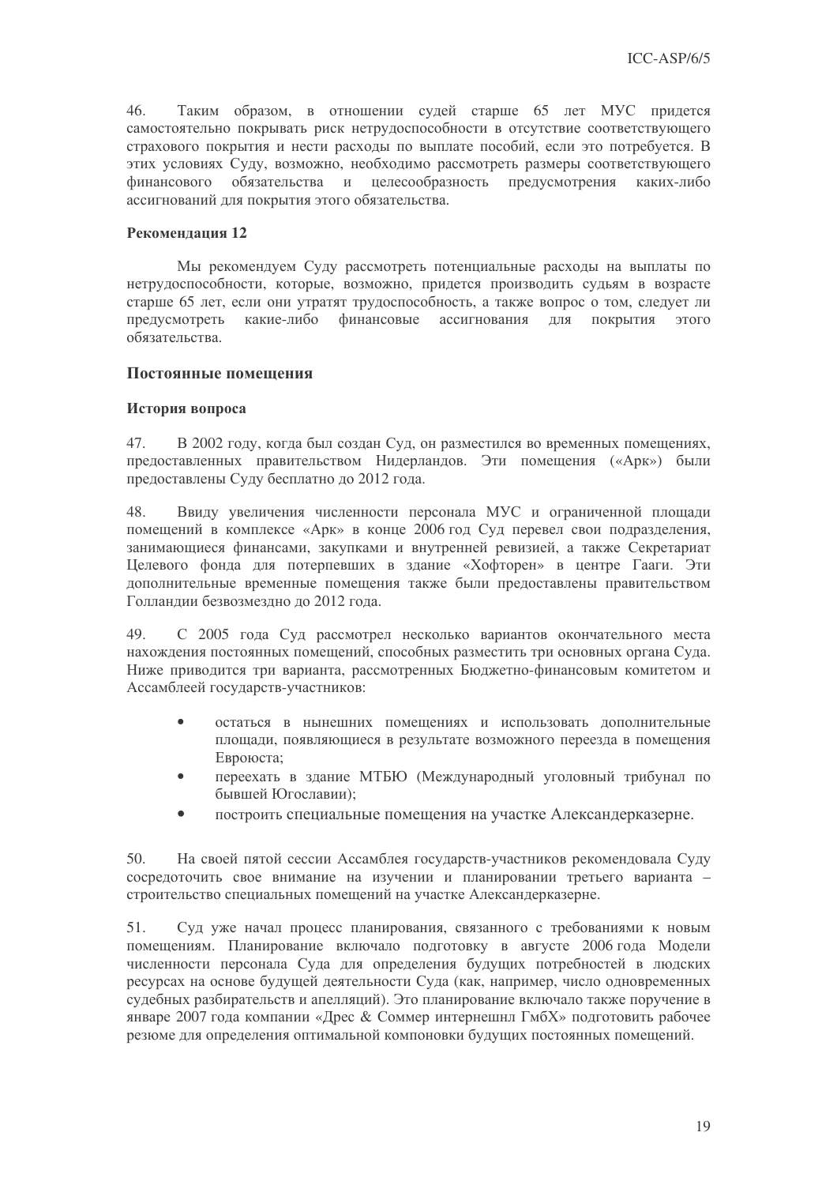46. Таким образом, в отношении судей старше 65 лет МУС придется самостоятельно покрывать риск нетрудоспособности в отсутствие соответствующего страхового покрытия и нести расходы по выплате пособий, если это потребуется. В этих условиях Суду, возможно, необходимо рассмотреть размеры соответствующего финансового обязательства и целесообразность предусмотрения каких-либо ассигнований для покрытия этого обязательства.

**Рекомендация 12**

Мы рекомендуем Суду рассмотреть потенциальные расходы на выплаты по нетрудоспособности, которые, возможно, придется производить судьям в возрасте старше 65 лет, если они утратят трудоспособность, а также вопрос о том, следует ли предусмотреть какие-либо финансовые ассигнования для покрытия этого обязательства.

## Постоянные помещения

### История вопроса

47. В 2002 году, когда был создан Суд, он разместился во временных помещениях, предоставленных правительством Нидерландов. Эти помещения («Арк») были предоставлены Суду бесплатно до 2012 года.

48. Ввиду увеличения численности персонала МУС и ограниченной площади помещений в комплексе «Арк» в конце 2006 год Суд перевел свои подразделения, занимающиеся финансами, закупками и внутренней ревизией, а также Секретариат Целевого фонда для потерпевших в здание «Хофторен» в центре Гааги. Эти дополнительные временные помещения также были предоставлены правительством Голландии безвозмездно до 2012 года.

49. С 2005 года Суд рассмотрел несколько вариантов окончательного места нахождения постоянных помещений, способных разместить три основных органа Суда. Ниже приводится три варианта, рассмотренных Бюджетно-финансовым комитетом и Ассамблеей государств-участников:

- остаться в нынешних помещениях и использовать дополнительные площади, появляющиеся в результате возможного переезда в помещения Евроюста;
- переехать в здание МТБЮ (Международный уголовный трибунал по бывшей Югославии);
- построить специальные помещения на участке Александерказерне.

50. На своей пятой сессии Ассамблея государств-участников рекомендовала Суду сосредоточить свое внимание на изучении и планировании третьего варианта – строительство специальных помещений на участке Александерказерне.

51. Суд уже начал процесс планирования, связанного с требованиями к новым помещениям. Планирование включало подготовку в августе 2006 года Модели численности персонала Суда для определения будущих потребностей в людских ресурсах на основе будущей деятельности Суда (как, например, число одновременных судебных разбирательств и апелляций). Это планирование включало также поручение в январе 2007 года компании «Дрес & Соммер интернешнл ГмбХ» подготовить рабочее резюме для определения оптимальной компоновки будущих постоянных помещений.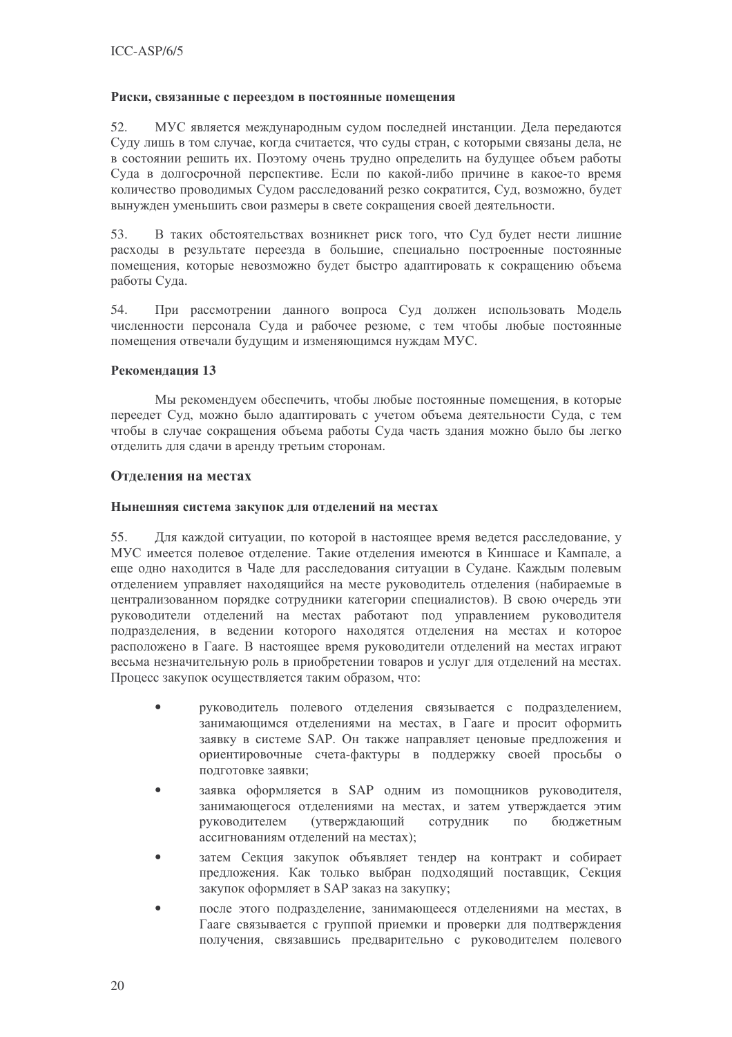#### Риски, связанные с переездом в постоянные помещения

52. МУС является международным судом последней инстанции. Дела передаются Суду лишь в том случае, когда считается, что суды стран, с которыми связаны дела, не в состоянии решить их. Поэтому очень трудно определить на будущее объем работы Суда в долгосрочной перспективе. Если по какой-либо причине в какое-то время количество проводимых Судом расследований резко сократится, Суд, возможно, будет вынужден уменьшить свои размеры в свете сокращения своей деятельности.

53. В таких обстоятельствах возникнет риск того, что Суд будет нести лишние расходы в результате переезда в большие, специально построенные постоянные помещения, которые невозможно будет быстро адаптировать к сокращению объема работы Суда.

54. При рассмотрении данного вопроса Суд должен использовать Модель численности персонала Суда и рабочее резюме, с тем чтобы любые постоянные помещения отвечали будущим и изменяющимся нуждам МУС.

#### Рекомендация 13

Мы рекомендуем обеспечить, чтобы любые постоянные помещения, в которые переедет Суд, можно было адаптировать с учетом объема деятельности Суда, с тем чтобы в случае сокращения объема работы Суда часть здания можно было бы легко отделить для сдачи в аренду третьим сторонам.

### Отделения на местах

#### Нынешняя система закупок для отделений на местах

55. Для каждой ситуации, по которой в настоящее время ведется расследование, у МУС имеется полевое отделение. Такие отделения имеются в Киншасе и Кампале, а еще одно находится в Чаде для расследования ситуации в Судане. Каждым полевым отделением управляет находящийся на месте руководитель отделения (набираемые в централизованном порядке сотрудники категории специалистов). В свою очередь эти руководители отделений на местах работают под управлением руководителя подразделения, в ведении которого находятся отделения на местах и которое расположено в Гааге. В настоящее время руководители отделений на местах играют весьма незначительную роль в приобретении товаров и услуг для отделений на местах. Процесс закупок осуществляется таким образом, что:

- руководитель полевого отделения связывается с подразделением, занимающимся отделениями на местах, в Гааге и просит оформить заявку в системе SAP. Он также направляет ценовые предложения и ориентировочные счета-фактуры в поддержку своей просьбы о подготовке заявки;
- заявка оформляется в SAP одним из помощников руководителя, занимающегося отделениями на местах, и затем утверждается этим руководителем (утверждающий сотрудник по бюджетным ассигнованиям отделений на местах);
- затем Секция закупок объявляет тендер на контракт и собирает предложения. Как только выбран подходящий поставщик, Секция закупок оформляет в SAP заказ на закупку;
- после этого подразделение, занимающееся отделениями на местах, в Гааге связывается с группой приемки и проверки для подтверждения получения, связавшись предварительно с руководителем полевого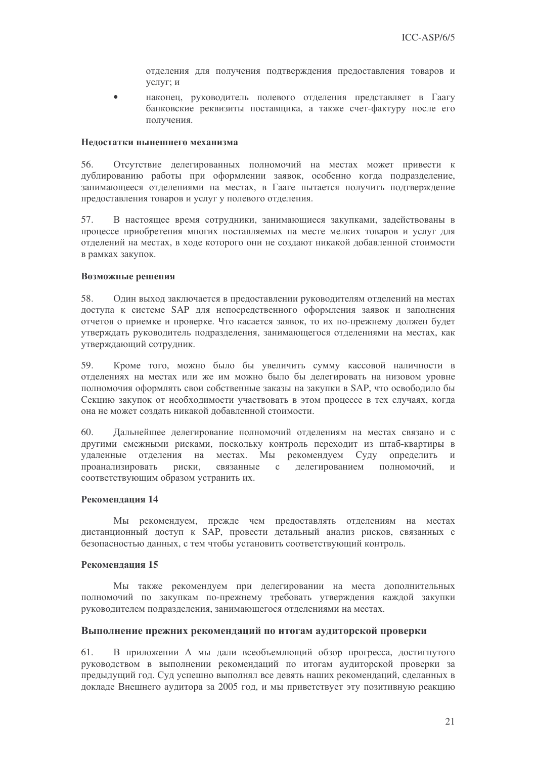отделения для получения подтверждения предоставления товаров и услуг; и

- наконец, руководитель полевого отделения представляет в Гаагу банковские реквизиты поставщика, а также счет-фактуру после его получения.

**Недостатки нынешнего механизма**

56. Отсутствие делегированных полномочий на местах может привести к дублированию работы при оформлении заявок, особенно когда подразделение, занимающееся отделениями на местах, в Гааге пытается получить подтверждение предоставления товаров и услуг у полевого отделения.

57. В настоящее время сотрудники, занимающиеся закупками, задействованы в процессе приобретения многих поставляемых на месте мелких товаров и услуг для отделений на местах, в ходе которого они не создают никакой добавленной стоимости в рамках закупок.

**Возможные решения**

58. Один выход заключается в предоставлении руководителям отделений на местах доступа к системе SAP для непосредственного оформления заявок и заполнения отчетов о приемке и проверке. Что касается заявок, то их по-прежнему должен будет утверждать руководитель подразделения, занимающегося отделениями на местах, как утверждающий сотрудник.

59. Кроме того, можно было бы увеличить сумму кассовой наличности в отделениях на местах или же им можно было бы делегировать на низовом уровне полномочия оформлять свои собственные заказы на закупки в SAP, что освободило бы Секцию закупок от необходимости участвовать в этом процессе в тех случаях, когда она не может создать никакой добавленной стоимости.

60. Дальнейшее делегирование полномочий отделениям на местах связано и с другими смежными рисками, поскольку контроль переходит из штаб-квартиры в удаленные отделения на местах. Мы рекомендуем Суду определить и проанализировать риски, связанные с делегированием полномочий, и соответствующим образом устранить их.

**Рекомендация 14**

Мы рекомендуем, прежде чем предоставлять отделениям на местах дистанционный доступ к SAP, провести детальный анализ рисков, связанных с безопасностью данных, с тем чтобы установить соответствующий контроль.

**Рекомендация 15**

Мы также рекомендуем при делегировании на места дополнительных полномочий по закупкам по-прежнему требовать утверждения каждой закупки руководителем подразделения, занимающегося отделениями на местах.

## Выполнение прежних рекомендаций по итогам аудиторской проверки

61. В приложении А мы дали всеобъемлющий обзор прогресса, достигнутого руководством в выполнении рекомендаций по итогам аудиторской проверки за предыдущий год. Суд успешно выполнял все девять наших рекомендаций, сделанных в докладе Внешнего аудитора за 2005 год, и мы приветствует эту позитивную реакцию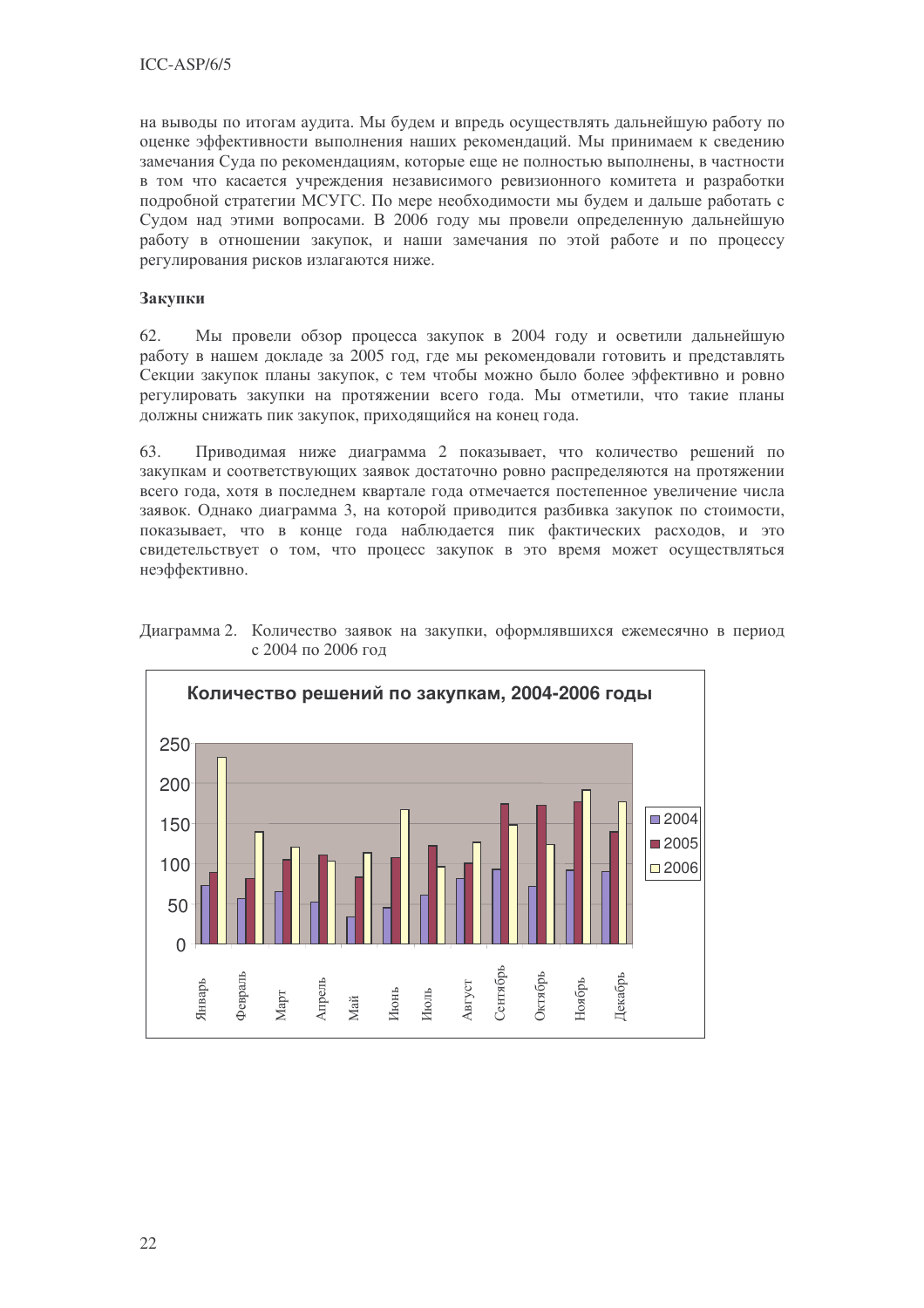на выводы по итогам аудита. Мы будем и впредь осуществлять дальнейшую работу по оценке эффективности выполнения наших рекомендаций. Мы принимаем к сведению замечания Суда по рекомендациям, которые еще не полностью выполнены, в частности в том что касается учреждения независимого ревизионного комитета и разработки подробной стратегии МСУГС. По мере необходимости мы будем и дальше работать с Судом над этими вопросами. В 2006 году мы провели определенную дальнейшую работу в отношении закупок, и наши замечания по этой работе и по процессу регулирования рисков излагаются ниже.

**Закупки**

62. Мы провели обзор процесса закупок в 2004 году и осветили дальнейшую работу в нашем докладе за 2005 год, где мы рекомендовали готовить и представлять Секции закупок планы закупок, с тем чтобы можно было более эффективно и ровно регулировать закупки на протяжении всего года. Мы отметили, что такие планы должны снижать пик закупок, приходящийся на конец года.

63. Приводимая ниже диаграмма 2 показывает, что количество решений по закупкам и соответствующих заявок достаточно ровно распределяются на протяжении всего года, хотя в последнем квартале года отмечается постепенное увеличение числа заявок. Однако диаграмма 3, на которой приводится разбивка закупок по стоимости, показывает, что в конце года наблюдается пик фактических расходов, и это свидетельствует о том, что процесс закупок в это время может осуществляться неэффективно.

Диаграмма 2. Количество заявок на закупки, оформлявшихся ежемесячно в период с 2004 по 2006 год

**Количество решений по закупкам, 2004-2006 годы**

| | 2004 | 2005 | 2006 |
|---|---|---|---|
| Январь | 73 | 89 | 233 |
| Февраль | 57 | 82 | 140 |
| Март | 66 | 105 | 121 |
| Апрель | 53 | 111 | 104 |
| Май | 35 | 84 | 114 |
| Июнь | 46 | 108 | 168 |
| Июль | 62 | 123 | 97 |
| Август | 82 | 101 | 127 |
| Сентябрь | 94 | 175 | 148 |
| Октябрь | 72 | 173 | 125 |
| Ноябрь | 93 | 177 | 192 |
| Декабрь | 91 | 140 | 177 |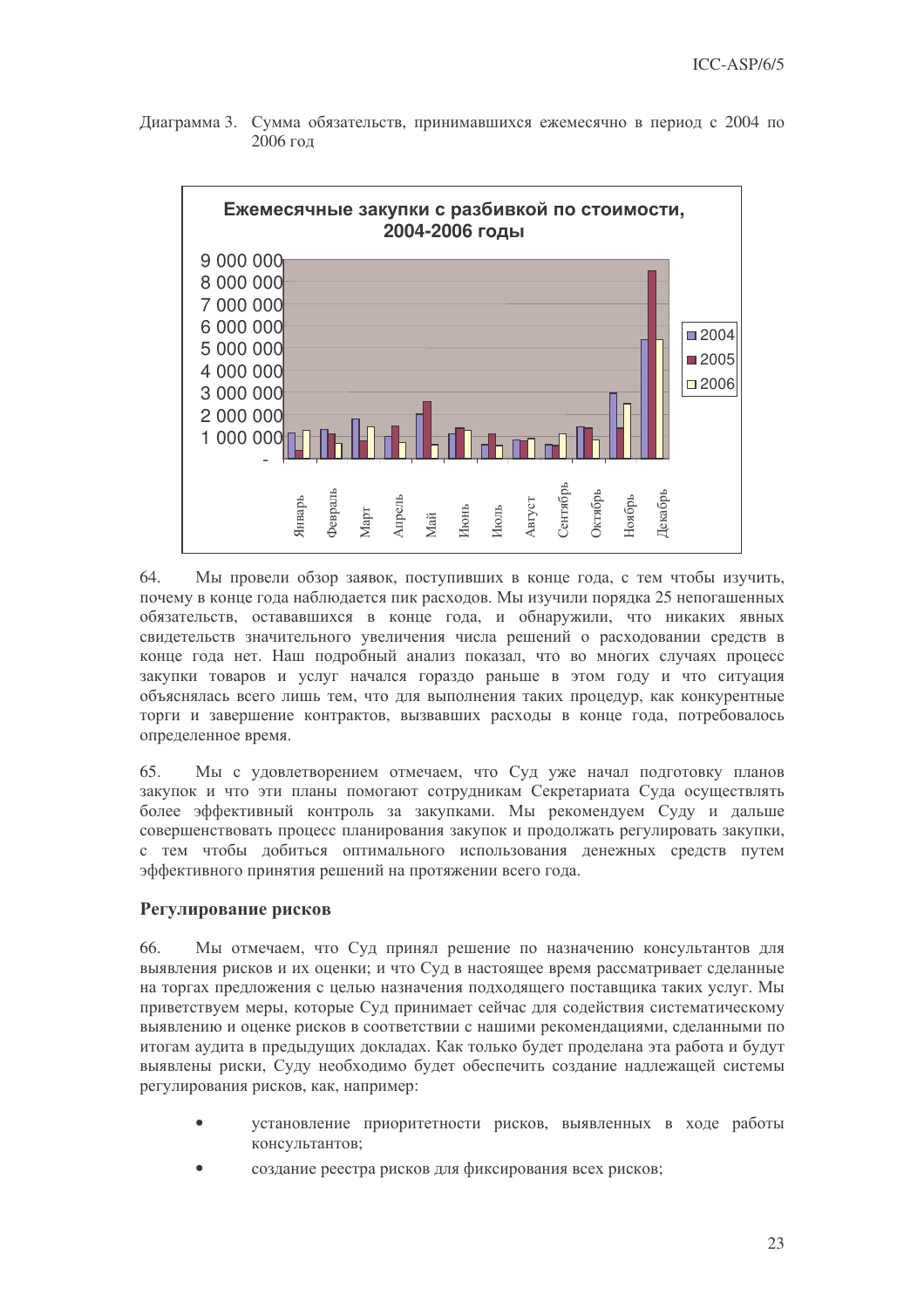Диаграмма 3. Сумма обязательств, принимавшихся ежемесячно в период с 2004 по 2006 год

64. Мы провели обзор заявок, поступивших в конце года, с тем чтобы изучить, почему в конце года наблюдается пик расходов. Мы изучили порядка 25 непогашенных обязательств, остававшихся в конце года, и обнаружили, что никаких явных свидетельств значительного увеличения числа решений о расходовании средств в конце года нет. Наш подробный анализ показал, что во многих случаях процесс закупки товаров и услуг начался гораздо раньше в этом году и что ситуация объяснялась всего лишь тем, что для выполнения таких процедур, как конкурентные торги и завершение контрактов, вызвавших расходы в конце года, потребовалось определенное время.

65. Мы с удовлетворением отмечаем, что Суд уже начал подготовку планов закупок и что эти планы помогают сотрудникам Секретариата Суда осуществлять более эффективный контроль за закупками. Мы рекомендуем Суду и дальше совершенствовать процесс планирования закупок и продолжать регулировать закупки, с тем чтобы добиться оптимального использования денежных средств путем эффективного принятия решений на протяжении всего года.

### Регулирование рисков

66. Мы отмечаем, что Суд принял решение по назначению консультантов для выявления рисков и их оценки; и что Суд в настоящее время рассматривает сделанные на торгах предложения с целью назначения подходящего поставщика таких услуг. Мы приветствуем меры, которые Суд принимает сейчас для содействия систематическому выявлению и оценке рисков в соответствии с нашими рекомендациями, сделанными по итогам аудита в предыдущих докладах. Как только будет проделана эта работа и будут выявлены риски, Суду необходимо будет обеспечить создание надлежащей системы регулирования рисков, как, например:

- установление приоритетности рисков, выявленных в ходе работы консультантов;
- создание реестра рисков для фиксирования всех рисков;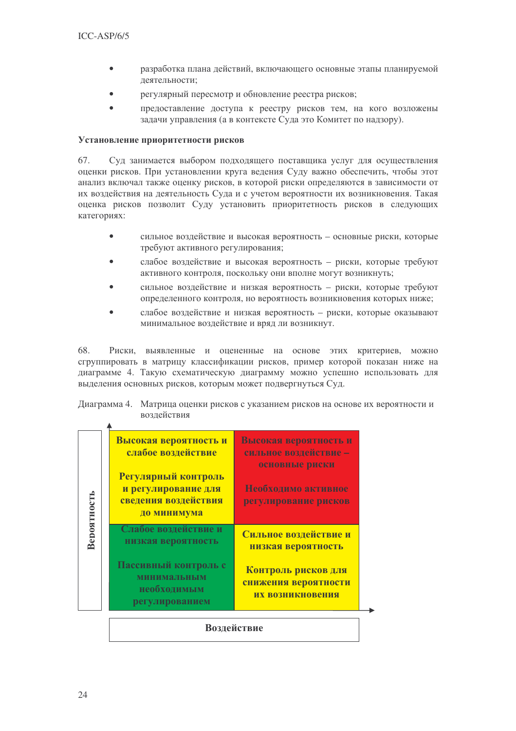- разработка плана действий, включающего основные этапы планируемой деятельности;
- регулярный пересмотр и обновление реестра рисков;
- предоставление доступа к реестру рисков тем, на кого возложены задачи управления (а в контексте Суда это Комитет по надзору).

**Установление приоритетности рисков**

67. Суд занимается выбором подходящего поставщика услуг для осуществления оценки рисков. При установлении круга ведения Суду важно обеспечить, чтобы этот анализ включал также оценку рисков, в которой риски определяются в зависимости от их воздействия на деятельность Суда и с учетом вероятности их возникновения. Такая оценка рисков позволит Суду установить приоритетность рисков в следующих категориях:

- сильное воздействие и высокая вероятность – основные риски, которые требуют активного регулирования;
- слабое воздействие и высокая вероятность – риски, которые требуют активного контроля, поскольку они вполне могут возникнуть;
- сильное воздействие и низкая вероятность – риски, которые требуют определенного контроля, но вероятность возникновения которых ниже;
- слабое воздействие и низкая вероятность – риски, которые оказывают минимальное воздействие и вряд ли возникнут.

68. Риски, выявленные и оцененные на основе этих критериев, можно сгруппировать в матрицу классификации рисков, пример которой показан ниже на диаграмме 4. Такую схематическую диаграмму можно успешно использовать для выделения основных рисков, которым может подвергнуться Суд.

Диаграмма 4. Матрица оценки рисков с указанием рисков на основе их вероятности и воздействия

| Вероятность ↑ | | |
|---|---|---|
| | **Высокая вероятность и слабое воздействие**<br><br>**Регулярный контроль и регулирование для сведения воздействия до минимума** | **Высокая вероятность и сильное воздействие – основные риски**<br><br>**Необходимо активное регулирование рисков** |
| | **Слабое воздействие и низкая вероятность**<br><br>**Пассивный контроль с минимальным необходимым регулированием** | **Сильное воздействие и низкая вероятность**<br><br>**Контроль рисков для снижения вероятности их возникновения** |
| | **Воздействие →** | |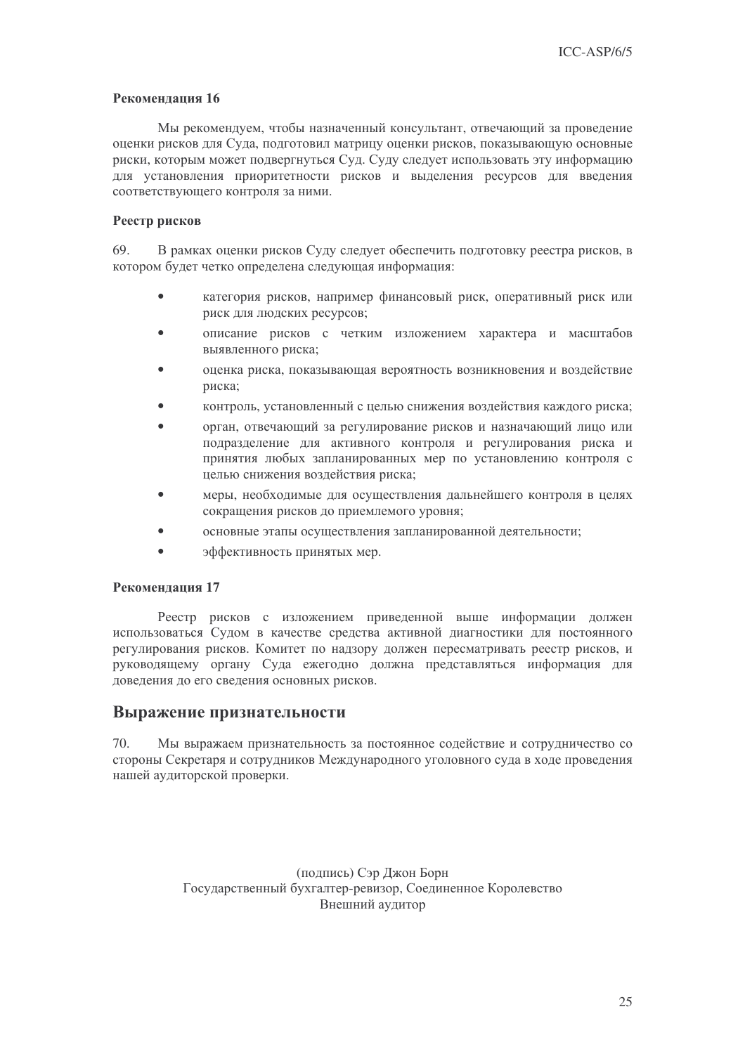**Рекомендация 16**

Мы рекомендуем, чтобы назначенный консультант, отвечающий за проведение оценки рисков для Суда, подготовил матрицу оценки рисков, показывающую основные риски, которым может подвергнуться Суд. Суду следует использовать эту информацию для установления приоритетности рисков и выделения ресурсов для введения соответствующего контроля за ними.

**Реестр рисков**

69. В рамках оценки рисков Суду следует обеспечить подготовку реестра рисков, в котором будет четко определена следующая информация:

- категория рисков, например финансовый риск, оперативный риск или риск для людских ресурсов;
- описание рисков с четким изложением характера и масштабов выявленного риска;
- оценка риска, показывающая вероятность возникновения и воздействие риска;
- контроль, установленный с целью снижения воздействия каждого риска;
- орган, отвечающий за регулирование рисков и назначающий лицо или подразделение для активного контроля и регулирования риска и принятия любых запланированных мер по установлению контроля с целью снижения воздействия риска;
- меры, необходимые для осуществления дальнейшего контроля в целях сокращения рисков до приемлемого уровня;
- основные этапы осуществления запланированной деятельности;
- эффективность принятых мер.

**Рекомендация 17**

Реестр рисков с изложением приведенной выше информации должен использоваться Судом в качестве средства активной диагностики для постоянного регулирования рисков. Комитет по надзору должен пересматривать реестр рисков, и руководящему органу Суда ежегодно должна представляться информация для доведения до его сведения основных рисков.

## Выражение признательности

70. Мы выражаем признательность за постоянное содействие и сотрудничество со стороны Секретаря и сотрудников Международного уголовного суда в ходе проведения нашей аудиторской проверки.

(подпись) Сэр Джон Борн
Государственный бухгалтер-ревизор, Соединенное Королевство
Внешний аудитор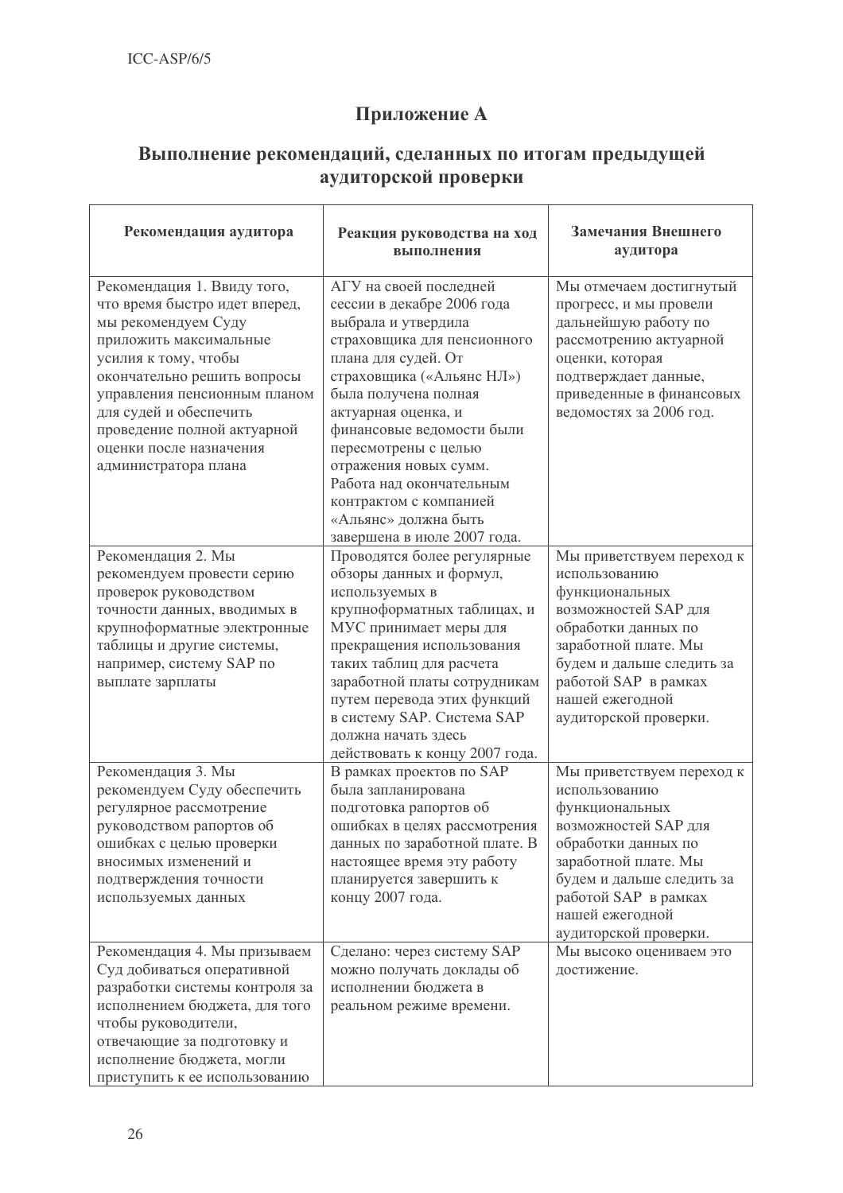# Приложение А

## Выполнение рекомендаций, сделанных по итогам предыдущей аудиторской проверки

| Рекомендация аудитора | Реакция руководства на ход выполнения | Замечания Внешнего аудитора |
|---|---|---|
| Рекомендация 1. Ввиду того, что время быстро идет вперед, мы рекомендуем Суду приложить максимальные усилия к тому, чтобы окончательно решить вопросы управления пенсионным планом для судей и обеспечить проведение полной актуарной оценки после назначения администратора плана | АГУ на своей последней сессии в декабре 2006 года выбрала и утвердила страховщика для пенсионного плана для судей. От страховщика («Альянс НЛ») была получена полная актуарная оценка, и финансовые ведомости были пересмотрены с целью отражения новых сумм. Работа над окончательным контрактом с компанией «Альянс» должна быть завершена в июле 2007 года. | Мы отмечаем достигнутый прогресс, и мы провели дальнейшую работу по рассмотрению актуарной оценки, которая подтверждает данные, приведенные в финансовых ведомостях за 2006 год. |
| Рекомендация 2. Мы рекомендуем провести серию проверок руководством точности данных, вводимых в крупноформатные электронные таблицы и другие системы, например, систему SAP по выплате зарплаты | Проводятся более регулярные обзоры данных и формул, используемых в крупноформатных таблицах, и МУС принимает меры для прекращения использования таких таблиц для расчета заработной платы сотрудникам путем перевода этих функций в систему SAP. Система SAP должна начать здесь действовать к концу 2007 года. | Мы приветствуем переход к использованию функциональных возможностей SAP для обработки данных по заработной плате. Мы будем и дальше следить за работой SAP в рамках нашей ежегодной аудиторской проверки. |
| Рекомендация 3. Мы рекомендуем Суду обеспечить регулярное рассмотрение руководством рапортов об ошибках с целью проверки вносимых изменений и подтверждения точности используемых данных | В рамках проектов по SAP была запланирована подготовка рапортов об ошибках в целях рассмотрения данных по заработной плате. В настоящее время эту работу планируется завершить к концу 2007 года. | Мы приветствуем переход к использованию функциональных возможностей SAP для обработки данных по заработной плате. Мы будем и дальше следить за работой SAP в рамках нашей ежегодной аудиторской проверки. |
| Рекомендация 4. Мы призываем Суд добиваться оперативной разработки системы контроля за исполнением бюджета, для того чтобы руководители, отвечающие за подготовку и исполнение бюджета, могли приступить к ее использованию | Сделано: через систему SAP можно получать доклады об исполнении бюджета в реальном режиме времени. | Мы высоко оцениваем это достижение. |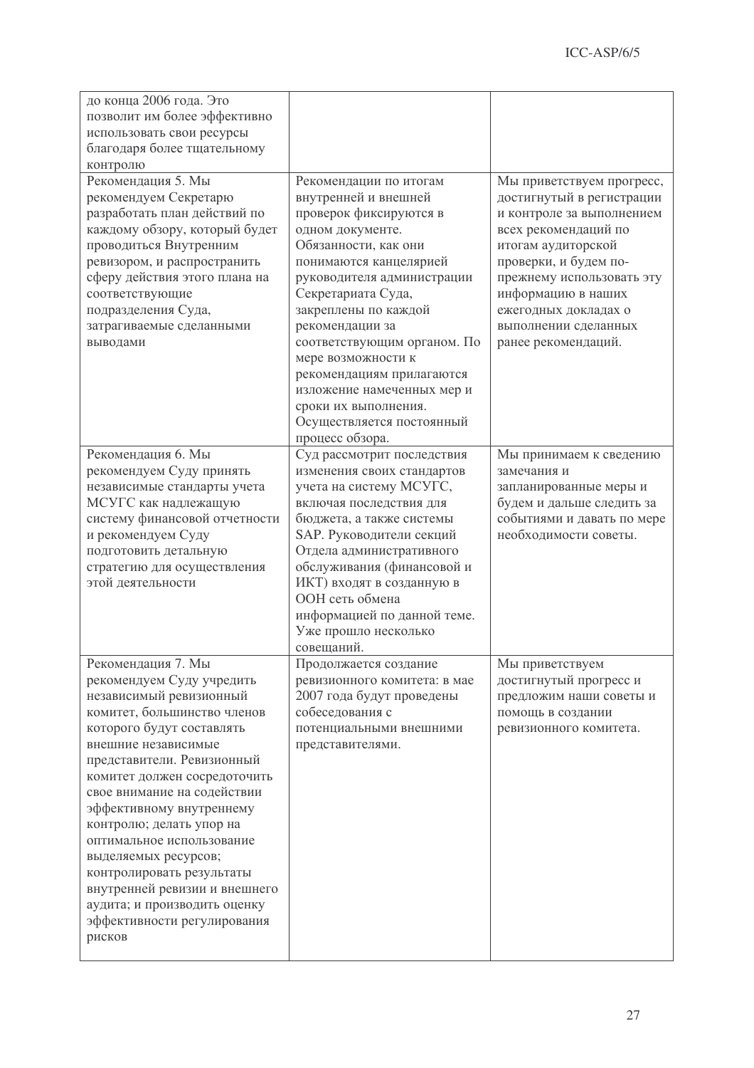| | | |
|---|---|---|
| до конца 2006 года. Это позволит им более эффективно использовать свои ресурсы благодаря более тщательному контролю | | |
| Рекомендация 5. Мы рекомендуем Секретарю разработать план действий по каждому обзору, который будет проводиться Внутренним ревизором, и распространить сферу действия этого плана на соответствующие подразделения Суда, затрагиваемые сделанными выводами | Рекомендации по итогам внутренней и внешней проверок фиксируются в одном документе. Обязанности, как они понимаются канцелярией руководителя администрации Секретариата Суда, закреплены по каждой рекомендации за соответствующим органом. По мере возможности к рекомендациям прилагаются изложение намеченных мер и сроки их выполнения. Осуществляется постоянный процесс обзора. | Мы приветствуем прогресс, достигнутый в регистрации и контроле за выполнением всех рекомендаций по итогам аудиторской проверки, и будем по-прежнему использовать эту информацию в наших ежегодных докладах о выполнении сделанных ранее рекомендаций. |
| Рекомендация 6. Мы рекомендуем Суду принять независимые стандарты учета МСУГС как надлежащую систему финансовой отчетности и рекомендуем Суду подготовить детальную стратегию для осуществления этой деятельности | Суд рассмотрит последствия изменения своих стандартов учета на систему МСУГС, включая последствия для бюджета, а также системы SAP. Руководители секций Отдела административного обслуживания (финансовой и ИКТ) входят в созданную в ООН сеть обмена информацией по данной теме. Уже прошло несколько совещаний. | Мы принимаем к сведению замечания и запланированные меры и будем и дальше следить за событиями и давать по мере необходимости советы. |
| Рекомендация 7. Мы рекомендуем Суду учредить независимый ревизионный комитет, большинство членов которого будут составлять внешние независимые представители. Ревизионный комитет должен сосредоточить свое внимание на содействии эффективному внутреннему контролю; делать упор на оптимальное использование выделяемых ресурсов; контролировать результаты внутренней ревизии и внешнего аудита; и производить оценку эффективности регулирования рисков | Продолжается создание ревизионного комитета: в мае 2007 года будут проведены собеседования с потенциальными внешними представителями. | Мы приветствуем достигнутый прогресс и предложим наши советы и помощь в создании ревизионного комитета. |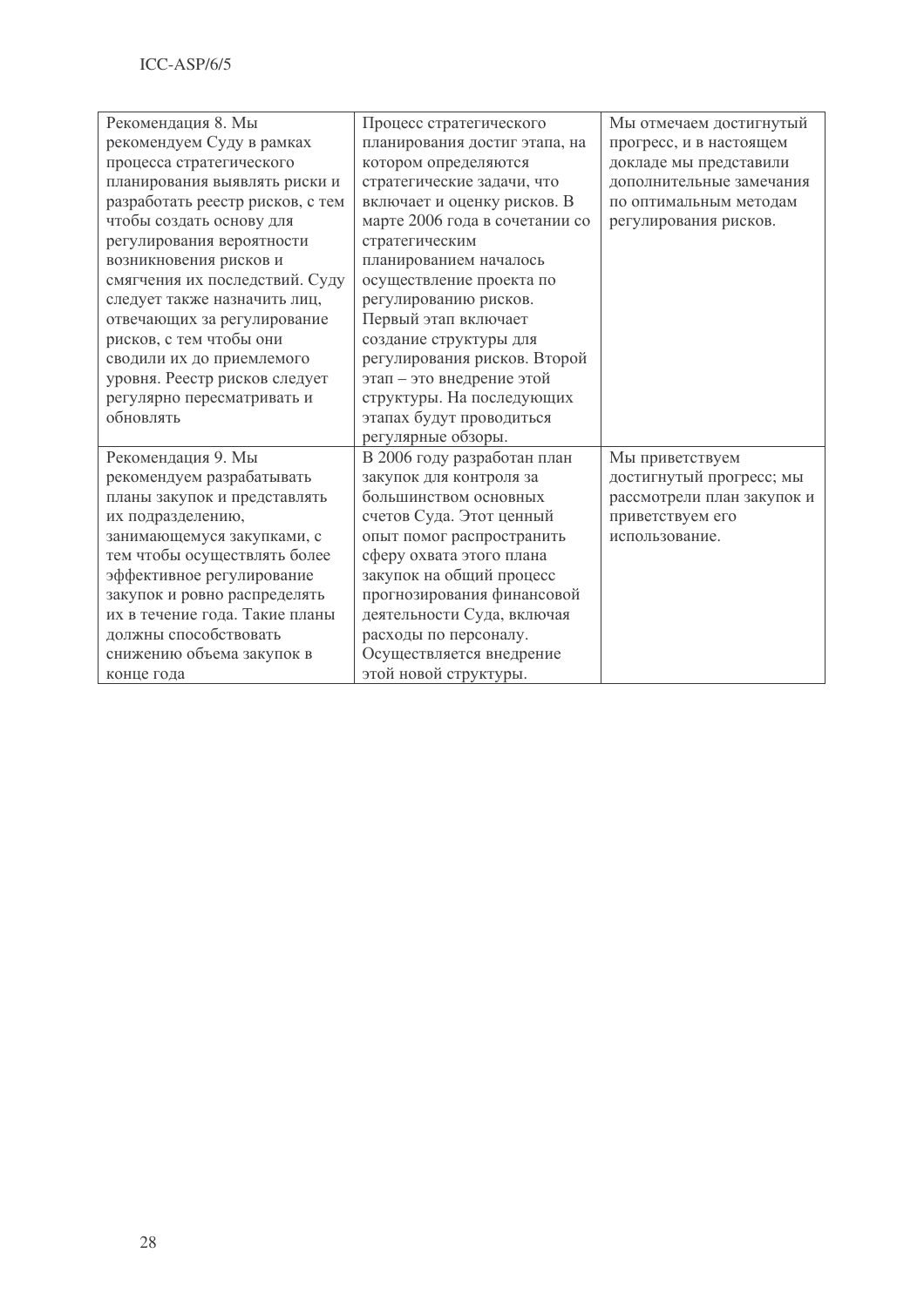| Рекомендация 8. Мы рекомендуем Суду в рамках процесса стратегического планирования выявлять риски и разработать реестр рисков, с тем чтобы создать основу для регулирования вероятности возникновения рисков и смягчения их последствий. Суду следует также назначить лиц, отвечающих за регулирование рисков, с тем чтобы они сводили их до приемлемого уровня. Реестр рисков следует регулярно пересматривать и обновлять | Процесс стратегического планирования достиг этапа, на котором определяются стратегические задачи, что включает и оценку рисков. В марте 2006 года в сочетании со стратегическим планированием началось осуществление проекта по регулированию рисков. Первый этап включает создание структуры для регулирования рисков. Второй этап – это внедрение этой структуры. На последующих этапах будут проводиться регулярные обзоры. | Мы отмечаем достигнутый прогресс, и в настоящем докладе мы представили дополнительные замечания по оптимальным методам регулирования рисков. |
|---|---|---|
| Рекомендация 9. Мы рекомендуем разрабатывать планы закупок и представлять их подразделению, занимающемуся закупками, с тем чтобы осуществлять более эффективное регулирование закупок и ровно распределять их в течение года. Такие планы должны способствовать снижению объема закупок в конце года | В 2006 году разработан план закупок для контроля за большинством основных счетов Суда. Этот ценный опыт помог распространить сферу охвата этого плана закупок на общий процесс прогнозирования финансовой деятельности Суда, включая расходы по персоналу. Осуществляется внедрение этой новой структуры. | Мы приветствуем достигнутый прогресс; мы рассмотрели план закупок и приветствуем его использование. |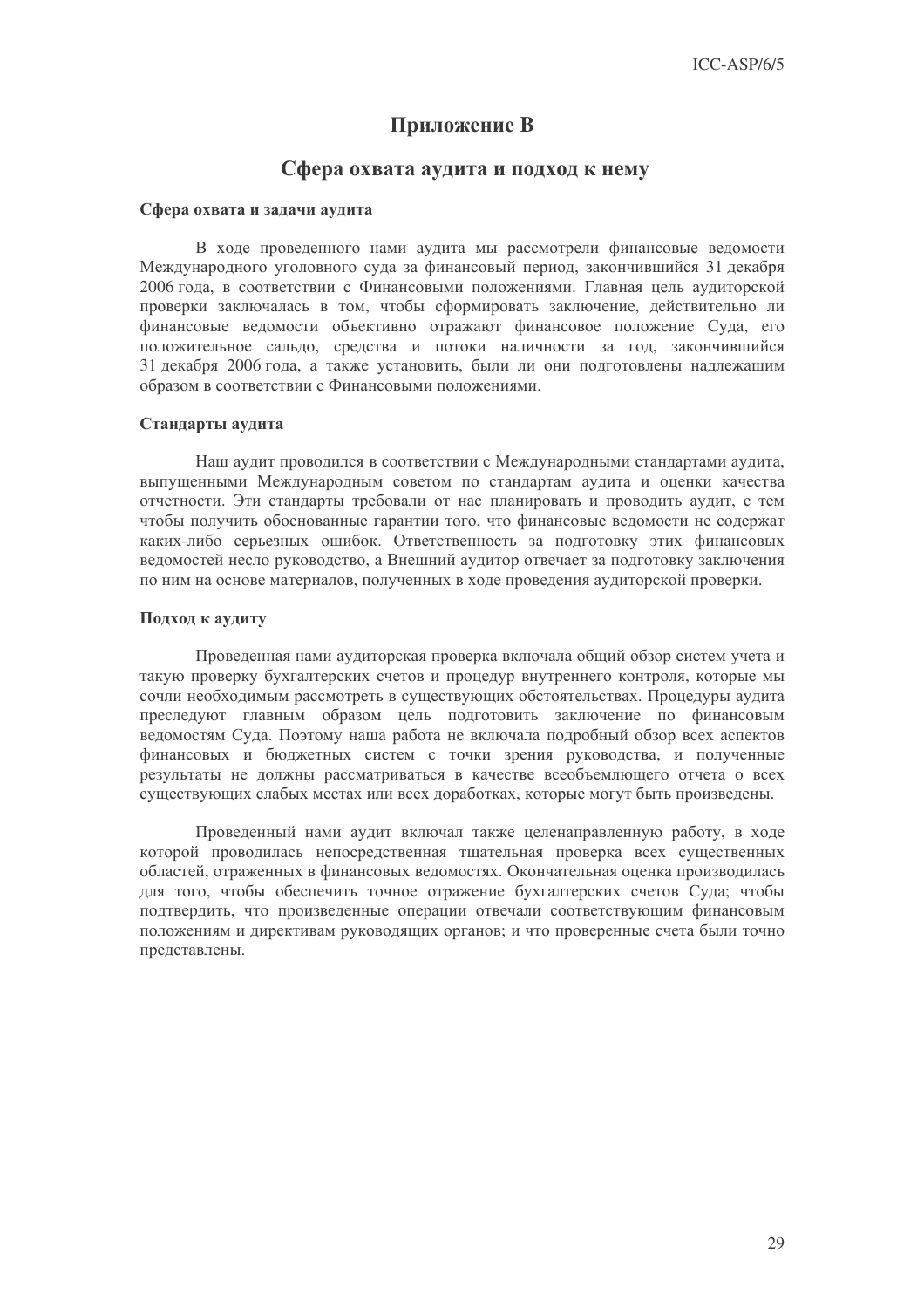# Приложение B

## Сфера охвата аудита и подход к нему

### Сфера охвата и задачи аудита

В ходе проведенного нами аудита мы рассмотрели финансовые ведомости Международного уголовного суда за финансовый период, закончившийся 31 декабря 2006 года, в соответствии с Финансовыми положениями. Главная цель аудиторской проверки заключалась в том, чтобы сформировать заключение, действительно ли финансовые ведомости объективно отражают финансовое положение Суда, его положительное сальдо, средства и потоки наличности за год, закончившийся 31 декабря 2006 года, а также установить, были ли они подготовлены надлежащим образом в соответствии с Финансовыми положениями.

### Стандарты аудита

Наш аудит проводился в соответствии с Международными стандартами аудита, выпущенными Международным советом по стандартам аудита и оценки качества отчетности. Эти стандарты требовали от нас планировать и проводить аудит, с тем чтобы получить обоснованные гарантии того, что финансовые ведомости не содержат каких-либо серьезных ошибок. Ответственность за подготовку этих финансовых ведомостей несло руководство, а Внешний аудитор отвечает за подготовку заключения по ним на основе материалов, полученных в ходе проведения аудиторской проверки.

### Подход к аудиту

Проведенная нами аудиторская проверка включала общий обзор систем учета и такую проверку бухгалтерских счетов и процедур внутреннего контроля, которые мы сочли необходимым рассмотреть в существующих обстоятельствах. Процедуры аудита преследуют главным образом цель подготовить заключение по финансовым ведомостям Суда. Поэтому наша работа не включала подробный обзор всех аспектов финансовых и бюджетных систем с точки зрения руководства, и полученные результаты не должны рассматриваться в качестве всеобъемлющего отчета о всех существующих слабых местах или всех доработках, которые могут быть произведены.

Проведенный нами аудит включал также целенаправленную работу, в ходе которой проводилась непосредственная тщательная проверка всех существенных областей, отраженных в финансовых ведомостях. Окончательная оценка производилась для того, чтобы обеспечить точное отражение бухгалтерских счетов Суда; чтобы подтвердить, что произведенные операции отвечали соответствующим финансовым положениям и директивам руководящих органов; и что проверенные счета были точно представлены.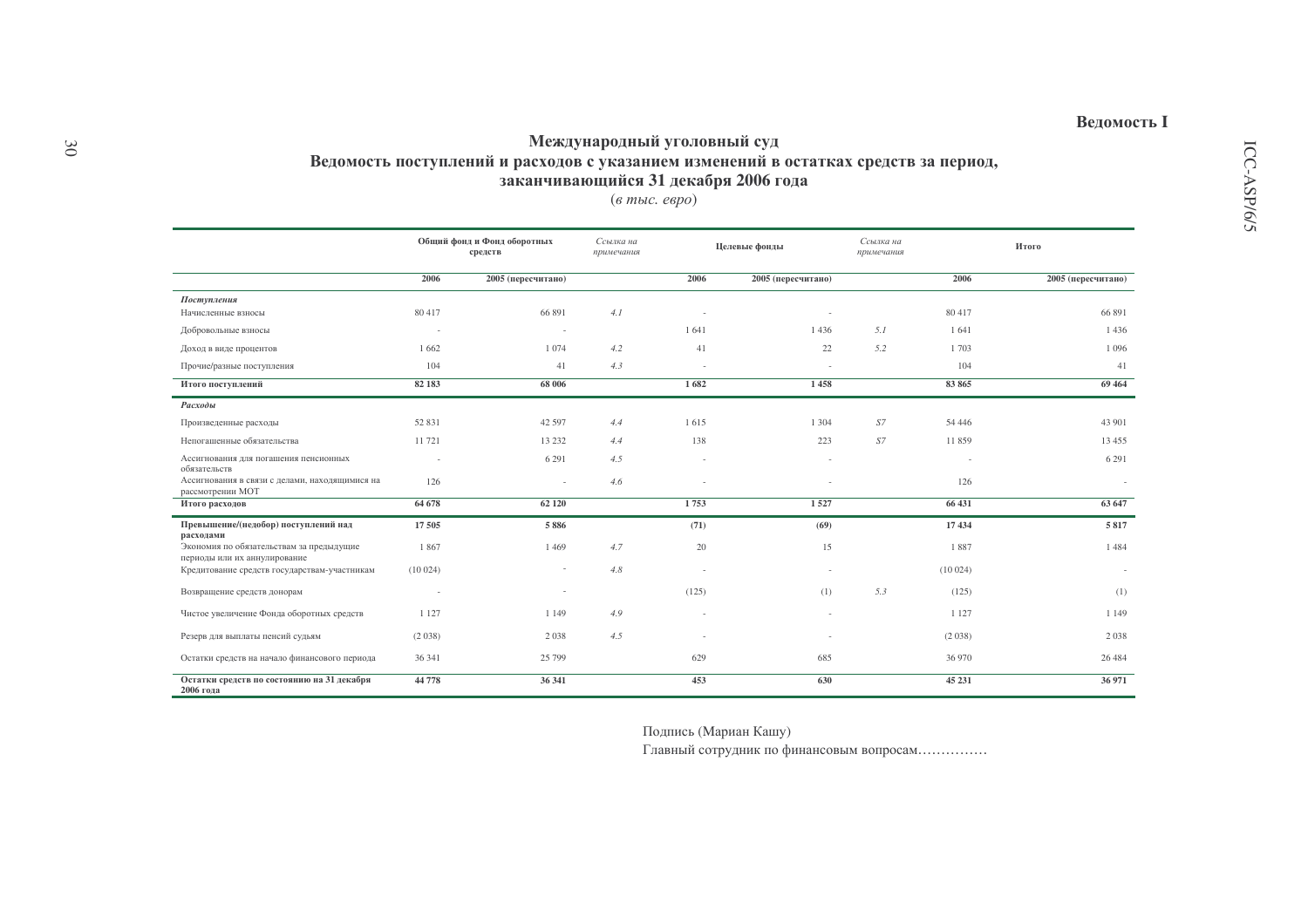**Ведомость I**

# Международный уголовный суд
## Ведомость поступлений и расходов с указанием изменений в остатках средств за период, заканчивающийся 31 декабря 2006 года

(*в тыс. евро*)

| | Общий фонд и Фонд оборотных средств | | *Ссылка на примечания* | Целевые фонды | | *Ссылка на примечания* | Итого | |
|---|---|---|---|---|---|---|---|---|
| | **2006** | **2005 (пересчитано)** | | **2006** | **2005 (пересчитано)** | | **2006** | **2005 (пересчитано)** |
| ***Поступления*** | | | | | | | | |
| Начисленные взносы | 80 417 | 66 891 | *4.1* | - | - | | 80 417 | 66 891 |
| Добровольные взносы | - | - | | 1 641 | 1 436 | *5.1* | 1 641 | 1 436 |
| Доход в виде процентов | 1 662 | 1 074 | *4.2* | 41 | 22 | *5.2* | 1 703 | 1 096 |
| Прочие/разные поступления | 104 | 41 | *4.3* | - | - | | 104 | 41 |
| **Итого поступлений** | **82 183** | **68 006** | | **1 682** | **1 458** | | **83 865** | **69 464** |
| ***Расходы*** | | | | | | | | |
| Произведенные расходы | 52 831 | 42 597 | *4.4* | 1 615 | 1 304 | *S7* | 54 446 | 43 901 |
| Непогашенные обязательства | 11 721 | 13 232 | *4.4* | 138 | 223 | *S7* | 11 859 | 13 455 |
| Ассигнования для погашения пенсионных обязательств | - | 6 291 | *4.5* | - | - | | - | 6 291 |
| Ассигнования в связи с делами, находящимися на рассмотрении МОТ | 126 | - | *4.6* | - | - | | 126 | - |
| **Итого расходов** | **64 678** | **62 120** | | **1 753** | **1 527** | | **66 431** | **63 647** |
| **Превышение/(недобор) поступлений над расходами** | **17 505** | **5 886** | | **(71)** | **(69)** | | **17 434** | **5 817** |
| Экономия по обязательствам за предыдущие периоды или их аннулирование | 1 867 | 1 469 | *4.7* | 20 | 15 | | 1 887 | 1 484 |
| Кредитование средств государствам-участникам | (10 024) | - | *4.8* | - | - | | (10 024) | - |
| Возвращение средств донорам | - | - | | (125) | (1) | *5.3* | (125) | (1) |
| Чистое увеличение Фонда оборотных средств | 1 127 | 1 149 | *4.9* | - | - | | 1 127 | 1 149 |
| Резерв для выплаты пенсий судьям | (2 038) | 2 038 | *4.5* | - | - | | (2 038) | 2 038 |
| Остатки средств на начало финансового периода | 36 341 | 25 799 | | 629 | 685 | | 36 970 | 26 484 |
| **Остатки средств по состоянию на 31 декабря 2006 года** | **44 778** | **36 341** | | **453** | **630** | | **45 231** | **36 971** |

Подпись (Мариан Кашу)

Главный сотрудник по финансовым вопросам……………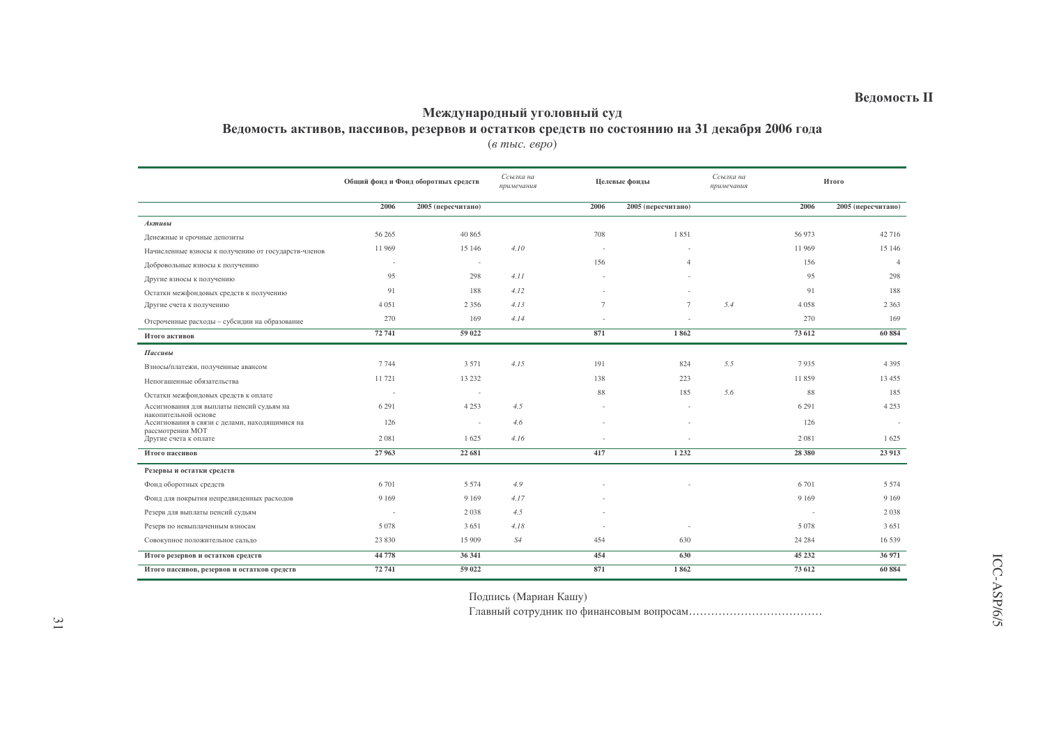**Ведомость II**

## Международный уголовный суд

## Ведомость активов, пассивов, резервов и остатков средств по состоянию на 31 декабря 2006 года

(*в тыс. евро*)

| | Общий фонд и Фонд оборотных средств | | *Ссылка на примечания* | Целевые фонды | | *Ссылка на примечания* | Итого | |
|---|---|---|---|---|---|---|---|---|
| | **2006** | **2005 (пересчитано)** | | **2006** | **2005 (пересчитано)** | | **2006** | **2005 (пересчитано)** |
| ***Активы*** | | | | | | | | |
| Денежные и срочные депозиты | 56 265 | 40 865 | | 708 | 1 851 | | 56 973 | 42 716 |
| Начисленные взносы к получению от государств-членов | 11 969 | 15 146 | *4.10* | - | - | | 11 969 | 15 146 |
| Добровольные взносы к получению | - | - | | 156 | 4 | | 156 | 4 |
| Другие взносы к получению | 95 | 298 | *4.11* | - | - | | 95 | 298 |
| Остатки межфондовых средств к получению | 91 | 188 | *4.12* | - | - | | 91 | 188 |
| Другие счета к получению | 4 051 | 2 356 | *4.13* | 7 | 7 | *5.4* | 4 058 | 2 363 |
| Отсроченные расходы – субсидии на образование | 270 | 169 | *4.14* | - | - | | 270 | 169 |
| **Итого активов** | **72 741** | **59 022** | | **871** | **1 862** | | **73 612** | **60 884** |
| ***Пассивы*** | | | | | | | | |
| Взносы/платежи, полученные авансом | 7 744 | 3 571 | *4.15* | 191 | 824 | *5.5* | 7 935 | 4 395 |
| Непогашенные обязательства | 11 721 | 13 232 | | 138 | 223 | | 11 859 | 13 455 |
| Остатки межфондовых средств к оплате | - | - | | 88 | 185 | *5.6* | 88 | 185 |
| Ассигнования для выплаты пенсий судьям на накопительной основе | 6 291 | 4 253 | *4.5* | - | - | | 6 291 | 4 253 |
| Ассигнования в связи с делами, находящимися на рассмотрении МОТ | 126 | - | *4.6* | - | - | | 126 | - |
| Другие счета к оплате | 2 081 | 1 625 | *4.16* | - | - | | 2 081 | 1 625 |
| **Итого пассивов** | **27 963** | **22 681** | | **417** | **1 232** | | **28 380** | **23 913** |
| **Резервы и остатки средств** | | | | | | | | |
| Фонд оборотных средств | 6 701 | 5 574 | *4.9* | - | - | | 6 701 | 5 574 |
| Фонд для покрытия непредвиденных расходов | 9 169 | 9 169 | *4.17* | - | | | 9 169 | 9 169 |
| Резерв для выплаты пенсий судьям | - | 2 038 | *4.5* | - | | | - | 2 038 |
| Резерв по невыплаченным взносам | 5 078 | 3 651 | *4.18* | - | - | | 5 078 | 3 651 |
| Совокупное положительное сальдо | 23 830 | 15 909 | *S4* | 454 | 630 | | 24 284 | 16 539 |
| **Итого резервов и остатков средств** | **44 778** | **36 341** | | **454** | **630** | | **45 232** | **36 971** |
| **Итого пассивов, резервов и остатков средств** | **72 741** | **59 022** | | **871** | **1 862** | | **73 612** | **60 884** |

Подпись (Мариан Кашу)

Главный сотрудник по финансовым вопросам………………………………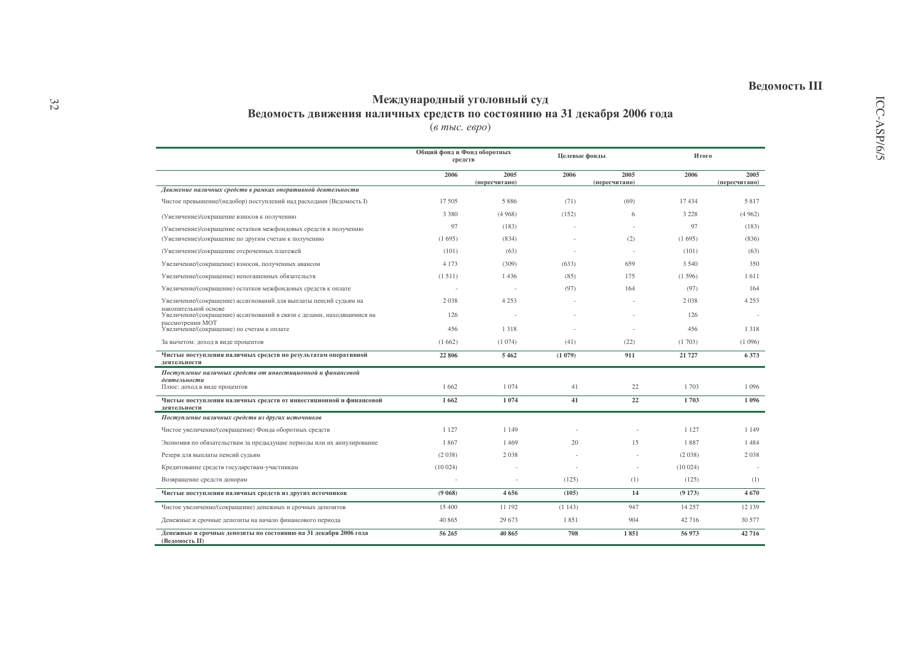**Ведомость III**

## Международный уголовный суд
## Ведомость движения наличных средств по состоянию на 31 декабря 2006 года

(*в тыс. евро*)

| | Общий фонд и Фонд оборотных средств | | Целевые фонды | | Итого | |
|---|---|---|---|---|---|---|
| | **2006** | **2005 (пересчитано)** | **2006** | **2005 (пересчитано)** | **2006** | **2005 (пересчитано)** |
| ***Движение наличных средств в рамках оперативной деятельности*** | | | | | | |
| Чистое превышение/(недобор) поступлений над расходами (Ведомость I) | 17 505 | 5 886 | (71) | (69) | 17 434 | 5 817 |
| (Увеличение)/сокращение взносов к получению | 3 380 | (4 968) | (152) | 6 | 3 228 | (4 962) |
| (Увеличение)/сокращение остатков межфондовых средств к получению | 97 | (183) | - | - | 97 | (183) |
| (Увеличение)/сокращение по другим счетам к получению | (1 695) | (834) | - | (2) | (1 695) | (836) |
| (Увеличение)/сокращение отсроченных платежей | (101) | (63) | - | - | (101) | (63) |
| Увеличение/(сокращение) взносов, полученных авансом | 4 173 | (309) | (633) | 659 | 3 540 | 350 |
| Увеличение/(сокращение) непогашенных обязательств | (1 511) | 1 436 | (85) | 175 | (1 596) | 1 611 |
| Увеличение/(сокращение) остатков межфондовых средств к оплате | - | - | (97) | 164 | (97) | 164 |
| Увеличение/(сокращение) ассигнований для выплаты пенсий судьям на накопительной основе | 2 038 | 4 253 | - | - | 2 038 | 4 253 |
| Увеличение/(сокращение) ассигнований в связи с делами, находящимися на рассмотрении МОТ | 126 | - | - | - | 126 | - |
| Увеличение/(сокращение) по счетам к оплате | 456 | 1 318 | - | - | 456 | 1 318 |
| За вычетом: доход в виде процентов | (1 662) | (1 074) | (41) | (22) | (1 703) | (1 096) |
| **Чистые поступления наличных средств по результатам оперативной деятельности** | **22 806** | **5 462** | **(1 079)** | **911** | **21 727** | **6 373** |
| ***Поступление наличных средств от инвестиционной и финансовой деятельности*** | | | | | | |
| Плюс: доход в виде процентов | 1 662 | 1 074 | 41 | 22 | 1 703 | 1 096 |
| **Чистые поступления наличных средств от инвестиционной и финансовой деятельности** | **1 662** | **1 074** | **41** | **22** | **1 703** | **1 096** |
| ***Поступление наличных средств из других источников*** | | | | | | |
| Чистое увеличение/(сокращение) Фонда оборотных средств | 1 127 | 1 149 | - | - | 1 127 | 1 149 |
| Экономия по обязательствам за предыдущие периоды или их аннулирование | 1 867 | 1 469 | 20 | 15 | 1 887 | 1 484 |
| Резерв для выплаты пенсий судьям | (2 038) | 2 038 | - | - | (2 038) | 2 038 |
| Кредитование средств государствам-участникам | (10 024) | - | - | - | (10 024) | - |
| Возвращение средств донорам | - | - | (125) | (1) | (125) | (1) |
| **Чистые поступления наличных средств из других источников** | **(9 068)** | **4 656** | **(105)** | **14** | **(9 173)** | **4 670** |
| Чистое увеличение/(сокращение) денежных и срочных депозитов | 15 400 | 11 192 | (1 143) | 947 | 14 257 | 12 139 |
| Денежные и срочные депозиты на начало финансового периода | 40 865 | 29 673 | 1 851 | 904 | 42 716 | 30 577 |
| **Денежные и срочные депозиты по состоянию на 31 декабря 2006 года (Ведомость II)** | **56 265** | **40 865** | **708** | **1 851** | **56 973** | **42 716** |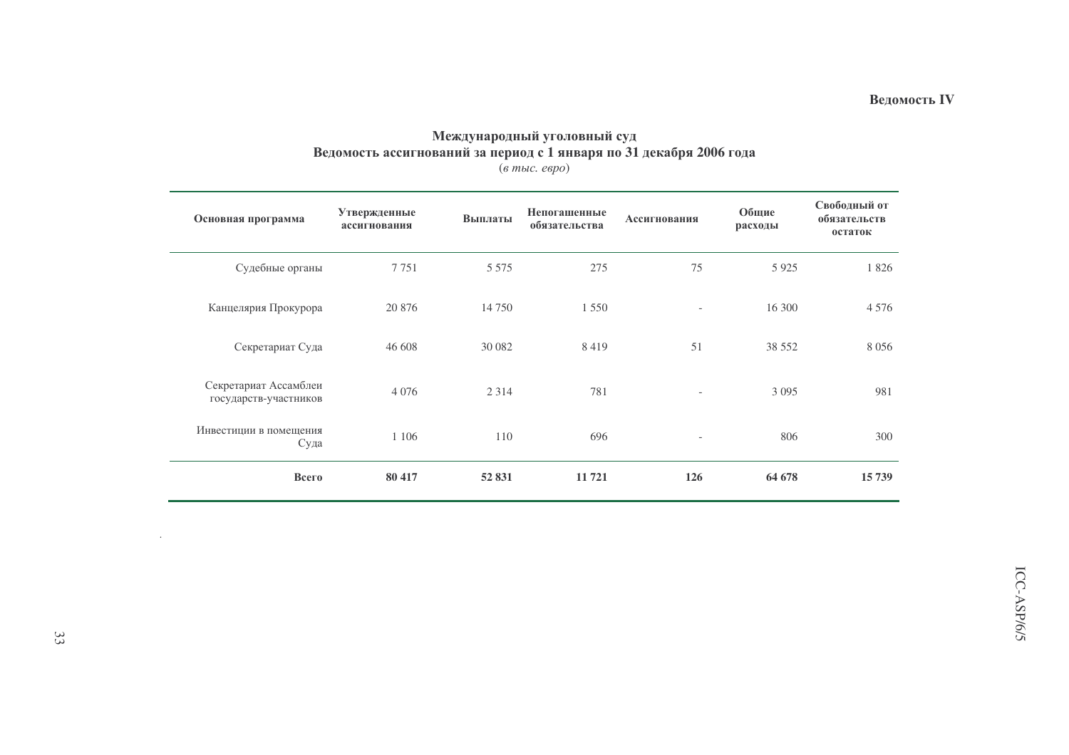**Ведомость IV**

## Международный уголовный суд
## Ведомость ассигнований за период с 1 января по 31 декабря 2006 года

(*в тыс. евро*)

| Основная программа | Утвержденные ассигнования | Выплаты | Непогашенные обязательства | Ассигнования | Общие расходы | Свободный от обязательств остаток |
|---|---|---|---|---|---|---|
| Судебные органы | 7 751 | 5 575 | 275 | 75 | 5 925 | 1 826 |
| Канцелярия Прокурора | 20 876 | 14 750 | 1 550 | - | 16 300 | 4 576 |
| Секретариат Суда | 46 608 | 30 082 | 8 419 | 51 | 38 552 | 8 056 |
| Секретариат Ассамблеи государств-участников | 4 076 | 2 314 | 781 | - | 3 095 | 981 |
| Инвестиции в помещения Суда | 1 106 | 110 | 696 | - | 806 | 300 |
| **Всего** | **80 417** | **52 831** | **11 721** | **126** | **64 678** | **15 739** |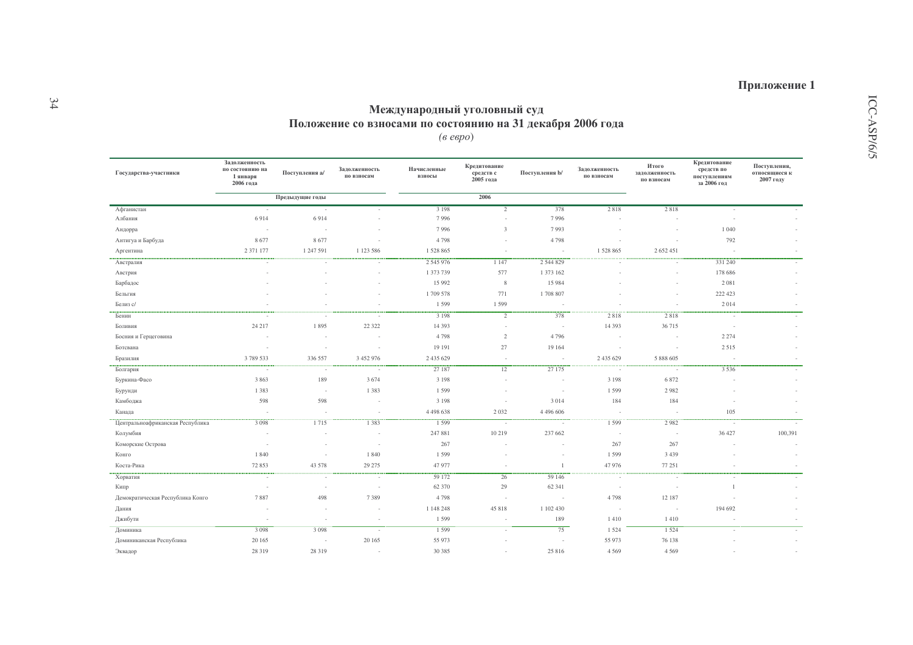**Приложение 1**

# Международный уголовный суд
## Положение со взносами по состоянию на 31 декабря 2006 года
*(в евро)*

| Государства-участники | Задолженность по состоянию на 1 января 2006 года | Поступления a/ | Задолженность по взносам | Начисленные взносы | Кредитование средств с 2005 года | Поступления b/ | Задолженность по взносам | Итого задолженность по взносам | Кредитование средств по поступлениям за 2006 год | Поступления, относящиеся к 2007 году |
|---|---|---|---|---|---|---|---|---|---|---|
| | Предыдущие годы | | | 2006 | | | | | | |
| Афганистан | - | - | - | 3 198 | 2 | 378 | 2 818 | 2 818 | - | - |
| Албания | 6 914 | 6 914 | - | 7 996 | - | 7 996 | - | - | - | - |
| Андорра | - | - | - | 7 996 | 3 | 7 993 | - | - | 1 040 | - |
| Антигуа и Барбуда | 8 677 | 8 677 | - | 4 798 | - | 4 798 | - | - | 792 | - |
| Аргентина | 2 371 177 | 1 247 591 | 1 123 586 | 1 528 865 | - | - | 1 528 865 | 2 652 451 | - | - |
| Австралия | - | - | - | 2 545 976 | 1 147 | 2 544 829 | - | - | 331 240 | - |
| Австрия | - | - | - | 1 373 739 | 577 | 1 373 162 | - | - | 178 686 | - |
| Барбадос | - | - | - | 15 992 | 8 | 15 984 | - | - | 2 081 | - |
| Бельгия | - | - | - | 1 709 578 | 771 | 1 708 807 | - | - | 222 423 | - |
| Белиз c/ | - | - | - | 1 599 | 1 599 | - | - | - | 2 014 | - |
| Бенин | - | - | - | 3 198 | 2 | 378 | 2 818 | 2 818 | - | - |
| Боливия | 24 217 | 1 895 | 22 322 | 14 393 | - | - | 14 393 | 36 715 | - | - |
| Босния и Герцеговина | - | - | - | 4 798 | 2 | 4 796 | - | - | 2 274 | - |
| Ботсвана | - | - | - | 19 191 | 27 | 19 164 | - | - | 2 515 | - |
| Бразилия | 3 789 533 | 336 557 | 3 452 976 | 2 435 629 | - | - | 2 435 629 | 5 888 605 | - | - |
| Болгария | - | - | - | 27 187 | 12 | 27 175 | - | - | 3 536 | - |
| Буркина-Фасо | 3 863 | 189 | 3 674 | 3 198 | - | - | 3 198 | 6 872 | - | - |
| Бурунди | 1 383 | - | 1 383 | 1 599 | - | - | 1 599 | 2 982 | - | - |
| Камбоджа | 598 | 598 | - | 3 198 | - | 3 014 | 184 | 184 | - | - |
| Канада | - | - | - | 4 498 638 | 2 032 | 4 496 606 | - | - | 105 | - |
| Центральноафриканская Республика | 3 098 | 1 715 | 1 383 | 1 599 | - | - | 1 599 | 2 982 | - | - |
| Колумбия | - | - | - | 247 881 | 10 219 | 237 662 | - | - | 36 427 | 100,391 |
| Коморские Острова | - | - | - | 267 | - | - | 267 | 267 | - | - |
| Конго | 1 840 | - | 1 840 | 1 599 | - | - | 1 599 | 3 439 | - | - |
| Коста-Рика | 72 853 | 43 578 | 29 275 | 47 977 | - | 1 | 47 976 | 77 251 | - | - |
| Хорватия | - | - | - | 59 172 | 26 | 59 146 | - | - | - | - |
| Кипр | - | - | - | 62 370 | 29 | 62 341 | - | - | 1 | - |
| Демократическая Республика Конго | 7 887 | 498 | 7 389 | 4 798 | - | - | 4 798 | 12 187 | - | - |
| Дания | - | - | - | 1 148 248 | 45 818 | 1 102 430 | - | - | 194 692 | - |
| Джибути | - | - | - | 1 599 | - | 189 | 1 410 | 1 410 | - | - |
| Доминика | 3 098 | 3 098 | - | 1 599 | - | 75 | 1 524 | 1 524 | - | - |
| Доминиканская Республика | 20 165 | - | 20 165 | 55 973 | - | - | 55 973 | 76 138 | - | - |
| Эквадор | 28 319 | 28 319 | - | 30 385 | - | 25 816 | 4 569 | 4 569 | - | - |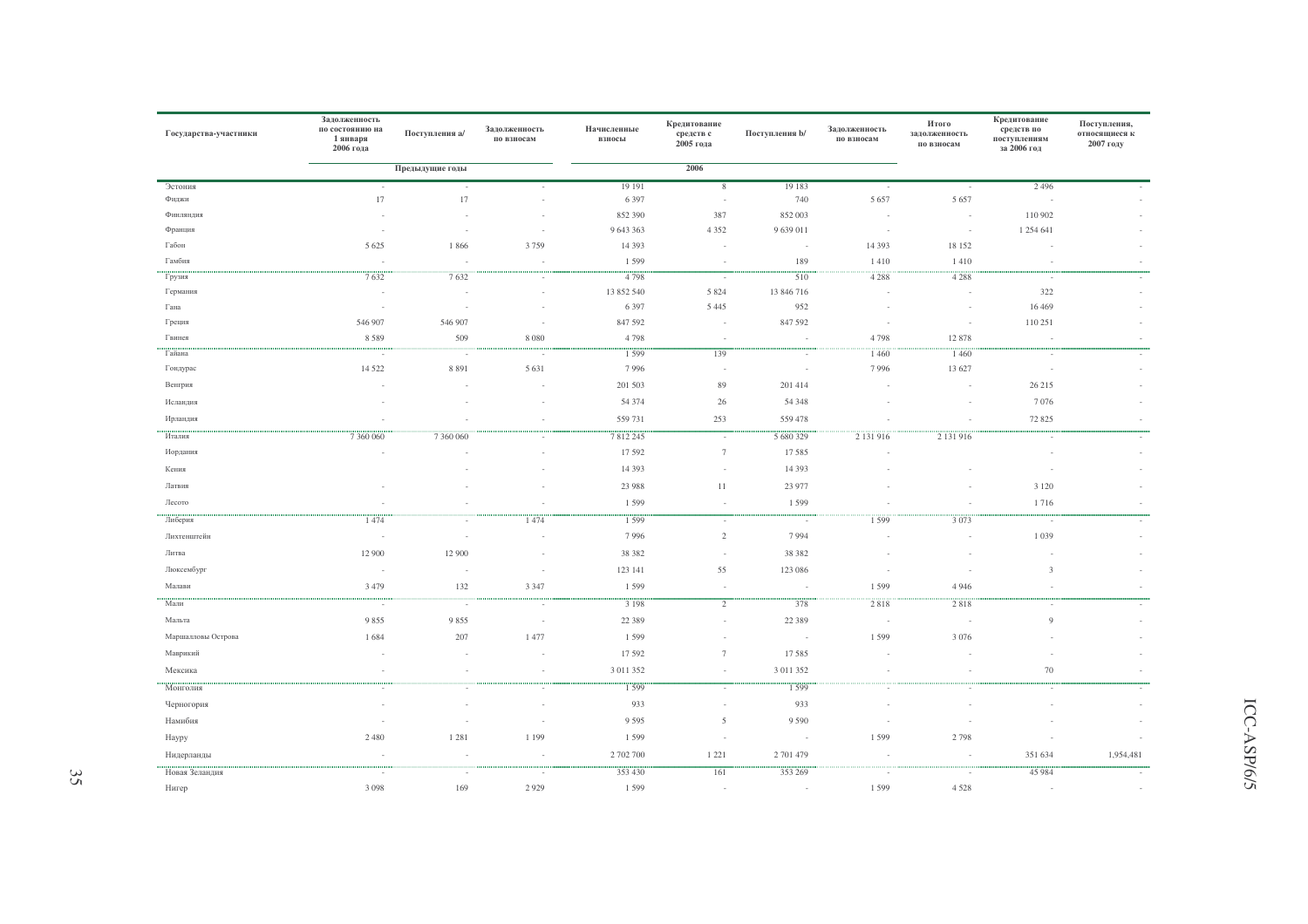| Государства-участники | Задолженность по состоянию на 1 января 2006 года | Поступления a/ | Задолженность по взносам | Начисленные взносы | Кредитование средств с 2005 года | Поступления b/ | Задолженность по взносам | Итого задолженность по взносам | Кредитование средств по поступлениям за 2006 год | Поступления, относящиеся к 2007 году |
|---|---|---|---|---|---|---|---|---|---|---|
| | Предыдущие годы | | | 2006 | | | | | | |
| Эстония | - | - | - | 19 191 | 8 | 19 183 | - | - | 2 496 | - |
| Фиджи | 17 | 17 | - | 6 397 | - | 740 | 5 657 | 5 657 | - | - |
| Финляндия | - | - | - | 852 390 | 387 | 852 003 | - | - | 110 902 | - |
| Франция | - | - | - | 9 643 363 | 4 352 | 9 639 011 | - | - | 1 254 641 | - |
| Габон | 5 625 | 1 866 | 3 759 | 14 393 | - | - | 14 393 | 18 152 | - | - |
| Гамбия | - | - | - | 1 599 | - | 189 | 1 410 | 1 410 | - | - |
| Грузия | 7 632 | 7 632 | - | 4 798 | - | 510 | 4 288 | 4 288 | - | - |
| Германия | - | - | - | 13 852 540 | 5 824 | 13 846 716 | - | - | 322 | - |
| Гана | - | - | - | 6 397 | 5 445 | 952 | - | - | 16 469 | - |
| Греция | 546 907 | 546 907 | - | 847 592 | - | 847 592 | - | - | 110 251 | - |
| Гвинея | 8 589 | 509 | 8 080 | 4 798 | - | - | 4 798 | 12 878 | - | - |
| Гайана | - | - | - | 1 599 | 139 | - | 1 460 | 1 460 | - | - |
| Гондурас | 14 522 | 8 891 | 5 631 | 7 996 | - | - | 7 996 | 13 627 | - | - |
| Венгрия | - | - | - | 201 503 | 89 | 201 414 | - | - | 26 215 | - |
| Исландия | - | - | - | 54 374 | 26 | 54 348 | - | - | 7 076 | - |
| Ирландия | - | - | - | 559 731 | 253 | 559 478 | - | - | 72 825 | - |
| Италия | 7 360 060 | 7 360 060 | - | 7 812 245 | - | 5 680 329 | 2 131 916 | 2 131 916 | - | - |
| Иордания | - | - | - | 17 592 | 7 | 17 585 | - | | - | - |
| Кения | | - | - | 14 393 | - | 14 393 | - | - | - | - |
| Латвия | - | - | - | 23 988 | 11 | 23 977 | - | - | 3 120 | - |
| Лесото | - | - | - | 1 599 | - | 1 599 | - | - | 1 716 | - |
| Либерия | 1 474 | - | 1 474 | 1 599 | - | - | 1 599 | 3 073 | - | - |
| Лихтенштейн | - | - | - | 7 996 | 2 | 7 994 | - | - | 1 039 | - |
| Литва | 12 900 | 12 900 | - | 38 382 | - | 38 382 | - | - | - | - |
| Люксембург | - | - | - | 123 141 | 55 | 123 086 | - | - | 3 | - |
| Малави | 3 479 | 132 | 3 347 | 1 599 | - | - | 1 599 | 4 946 | - | - |
| Мали | - | - | - | 3 198 | 2 | 378 | 2 818 | 2 818 | - | - |
| Мальта | 9 855 | 9 855 | - | 22 389 | - | 22 389 | - | - | 9 | - |
| Маршалловы Острова | 1 684 | 207 | 1 477 | 1 599 | - | - | 1 599 | 3 076 | - | - |
| Маврикий | - | - | - | 17 592 | 7 | 17 585 | - | - | - | - |
| Мексика | - | - | - | 3 011 352 | - | 3 011 352 | - | - | 70 | - |
| Монголия | - | - | - | 1 599 | - | 1 599 | - | - | - | - |
| Черногория | - | - | - | 933 | - | 933 | - | - | - | - |
| Намибия | - | - | - | 9 595 | 5 | 9 590 | - | - | - | - |
| Науру | 2 480 | 1 281 | 1 199 | 1 599 | - | - | 1 599 | 2 798 | - | - |
| Нидерланды | - | - | - | 2 702 700 | 1 221 | 2 701 479 | - | - | 351 634 | 1,954,481 |
| Новая Зеландия | - | - | - | 353 430 | 161 | 353 269 | - | - | 45 984 | - |
| Нигер | 3 098 | 169 | 2 929 | 1 599 | - | - | 1 599 | 4 528 | - | - |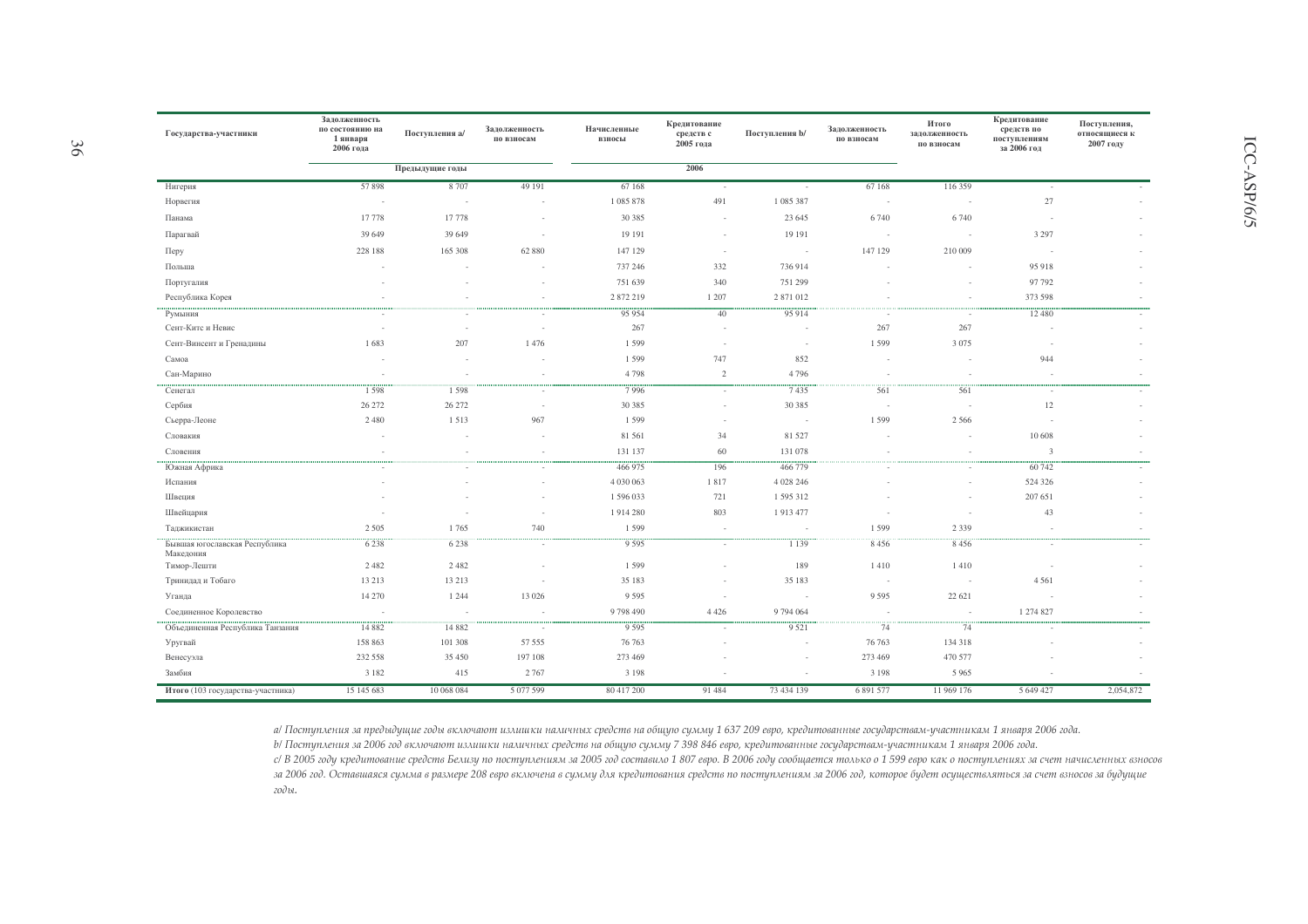| Государства-участники | Задолженность по состоянию на 1 января 2006 года | Поступления a/ | Задолженность по взносам | Начисленные взносы | Кредитование средств с 2005 года | Поступления b/ | Задолженность по взносам | Итого задолженность по взносам | Кредитование средств по поступлениям за 2006 год | Поступления, относящиеся к 2007 году |
|---|---|---|---|---|---|---|---|---|---|---|
| | Предыдущие годы | | | 2006 | | | | | | |
| Нигерия | 57 898 | 8 707 | 49 191 | 67 168 | - | - | 67 168 | 116 359 | - | - |
| Норвегия | - | - | - | 1 085 878 | 491 | 1 085 387 | - | - | 27 | - |
| Панама | 17 778 | 17 778 | - | 30 385 | - | 23 645 | 6 740 | 6 740 | - | - |
| Парагвай | 39 649 | 39 649 | - | 19 191 | - | 19 191 | - | - | 3 297 | - |
| Перу | 228 188 | 165 308 | 62 880 | 147 129 | - | - | 147 129 | 210 009 | - | - |
| Польша | - | - | - | 737 246 | 332 | 736 914 | - | - | 95 918 | - |
| Португалия | - | - | - | 751 639 | 340 | 751 299 | - | - | 97 792 | - |
| Республика Корея | - | - | - | 2 872 219 | 1 207 | 2 871 012 | - | - | 373 598 | - |
| Румыния | - | - | - | 95 954 | 40 | 95 914 | - | - | 12 480 | - |
| Сент-Китс и Невис | - | - | - | 267 | - | - | 267 | 267 | - | - |
| Сент-Винсент и Гренадины | 1 683 | 207 | 1 476 | 1 599 | - | - | 1 599 | 3 075 | - | - |
| Самоа | - | - | - | 1 599 | 747 | 852 | - | - | 944 | - |
| Сан-Марино | - | - | - | 4 798 | 2 | 4 796 | - | - | - | - |
| Сенегал | 1 598 | 1 598 | - | 7 996 | - | 7 435 | 561 | 561 | - | - |
| Сербия | 26 272 | 26 272 | - | 30 385 | - | 30 385 | - | - | 12 | - |
| Сьерра-Леоне | 2 480 | 1 513 | 967 | 1 599 | - | - | 1 599 | 2 566 | - | - |
| Словакия | - | - | - | 81 561 | 34 | 81 527 | - | - | 10 608 | - |
| Словения | - | - | - | 131 137 | 60 | 131 078 | - | - | 3 | - |
| Южная Африка | - | - | - | 466 975 | 196 | 466 779 | - | - | 60 742 | - |
| Испания | - | - | - | 4 030 063 | 1 817 | 4 028 246 | - | - | 524 326 | - |
| Швеция | - | - | - | 1 596 033 | 721 | 1 595 312 | - | - | 207 651 | - |
| Швейцария | - | - | - | 1 914 280 | 803 | 1 913 477 | - | - | 43 | - |
| Таджикистан | 2 505 | 1 765 | 740 | 1 599 | - | - | 1 599 | 2 339 | - | - |
| Бывшая югославская Республика Македония | 6 238 | 6 238 | - | 9 595 | - | 1 139 | 8 456 | 8 456 | - | - |
| Тимор-Лешти | 2 482 | 2 482 | - | 1 599 | - | 189 | 1 410 | 1 410 | - | - |
| Тринидад и Тобаго | 13 213 | 13 213 | - | 35 183 | - | 35 183 | - | - | 4 561 | - |
| Уганда | 14 270 | 1 244 | 13 026 | 9 595 | - | - | 9 595 | 22 621 | - | - |
| Соединенное Королевство | - | - | - | 9 798 490 | 4 426 | 9 794 064 | - | - | 1 274 827 | - |
| Объединенная Республика Танзания | 14 882 | 14 882 | - | 9 595 | - | 9 521 | 74 | 74 | - | - |
| Уругвай | 158 863 | 101 308 | 57 555 | 76 763 | - | - | 76 763 | 134 318 | - | - |
| Венесуэла | 232 558 | 35 450 | 197 108 | 273 469 | - | - | 273 469 | 470 577 | - | - |
| Замбия | 3 182 | 415 | 2 767 | 3 198 | - | - | 3 198 | 5 965 | - | - |
| **Итого** (103 государства-участника) | 15 145 683 | 10 068 084 | 5 077 599 | 80 417 200 | 91 484 | 73 434 139 | 6 891 577 | 11 969 176 | 5 649 427 | 2,054,872 |

*a/ Поступления за предыдущие годы включают излишки наличных средств на общую сумму 1 637 209 евро, кредитованные государствам-участникам 1 января 2006 года.*

*b/ Поступления за 2006 год включают излишки наличных средств на общую сумму 7 398 846 евро, кредитованные государствам-участникам 1 января 2006 года.*

*c/ В 2005 году кредитование средств Белизу по поступлениям за 2005 год составило 1 807 евро. В 2006 году сообщается только о 1 599 евро как о поступлениях за счет начисленных взносов за 2006 год. Оставшаяся сумма в размере 208 евро включена в сумму для кредитования средств по поступлениям за 2006 год, которое будет осуществляться за счет взносов за будущие годы.*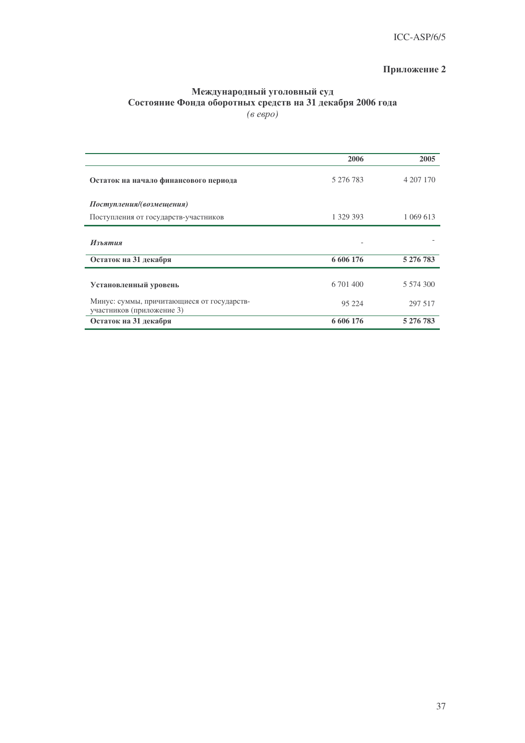**Приложение 2**

## Международный уголовный суд
## Состояние Фонда оборотных средств на 31 декабря 2006 года

*(в евро)*

| | 2006 | 2005 |
|---|---|---|
| **Остаток на начало финансового периода** | 5 276 783 | 4 207 170 |
| ***Поступления/(возмещения)*** | | |
| Поступления от государств-участников | 1 329 393 | 1 069 613 |
| ***Изъятия*** | - | - |
| **Остаток на 31 декабря** | **6 606 176** | **5 276 783** |
| **Установленный уровень** | 6 701 400 | 5 574 300 |
| Минус: суммы, причитающиеся от государств-участников (приложение 3) | 95 224 | 297 517 |
| **Остаток на 31 декабря** | **6 606 176** | **5 276 783** |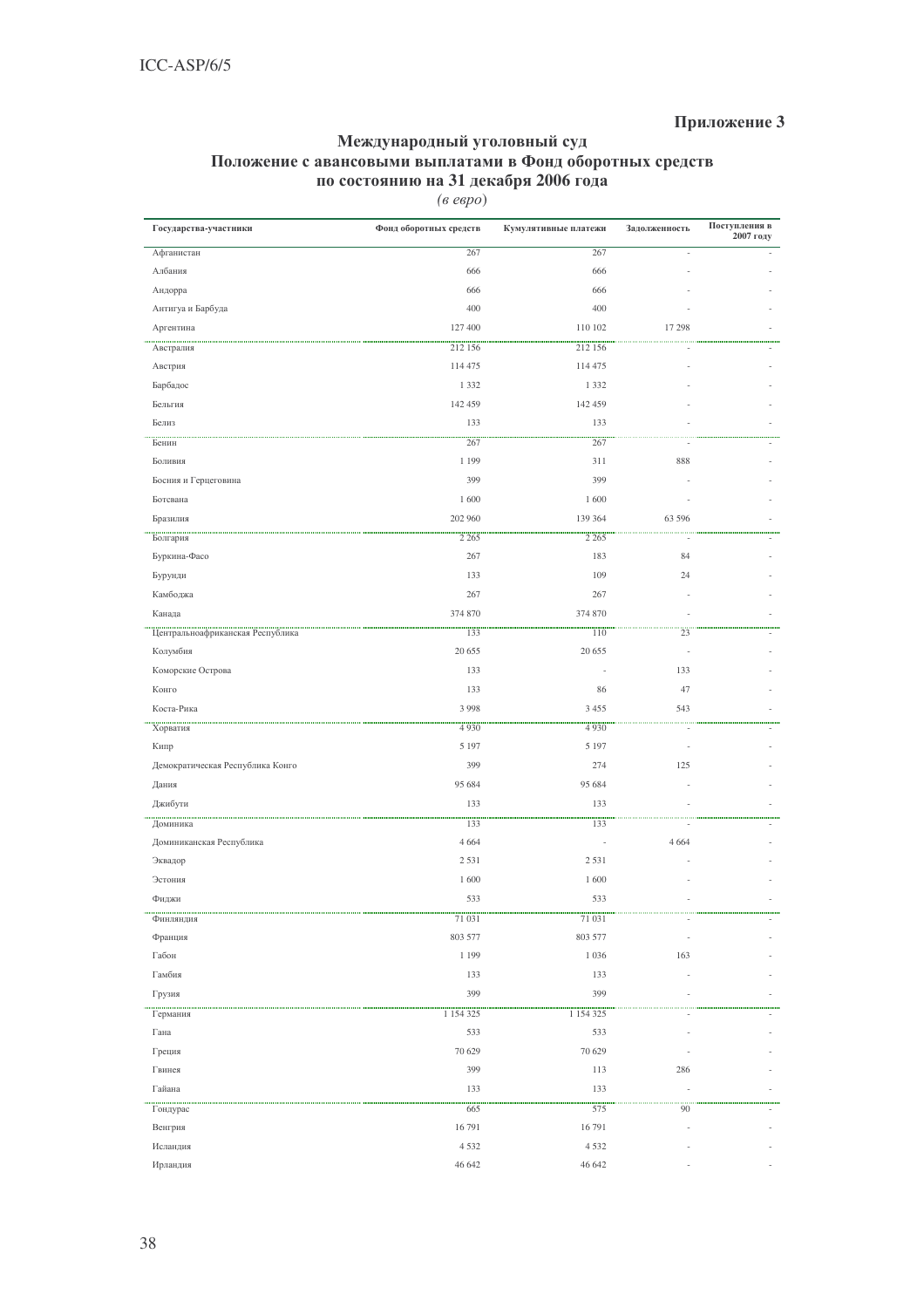**Приложение 3**

## Международный уголовный суд
## Положение с авансовыми выплатами в Фонд оборотных средств по состоянию на 31 декабря 2006 года

*(в евро)*

| Государства-участники | Фонд оборотных средств | Кумулятивные платежи | Задолженность | Поступления в 2007 году |
|---|---|---|---|---|
| Афганистан | 267 | 267 | - | - |
| Албания | 666 | 666 | - | - |
| Андорра | 666 | 666 | - | - |
| Антигуа и Барбуда | 400 | 400 | - | - |
| Аргентина | 127 400 | 110 102 | 17 298 | - |
| Австралия | 212 156 | 212 156 | - | - |
| Австрия | 114 475 | 114 475 | - | - |
| Барбадос | 1 332 | 1 332 | - | - |
| Бельгия | 142 459 | 142 459 | - | - |
| Белиз | 133 | 133 | - | - |
| Бенин | 267 | 267 | - | - |
| Боливия | 1 199 | 311 | 888 | - |
| Босния и Герцеговина | 399 | 399 | - | - |
| Ботсвана | 1 600 | 1 600 | - | - |
| Бразилия | 202 960 | 139 364 | 63 596 | - |
| Болгария | 2 265 | 2 265 | - | - |
| Буркина-Фасо | 267 | 183 | 84 | - |
| Бурунди | 133 | 109 | 24 | - |
| Камбоджа | 267 | 267 | - | - |
| Канада | 374 870 | 374 870 | - | - |
| Центральноафриканская Республика | 133 | 110 | 23 | - |
| Колумбия | 20 655 | 20 655 | - | - |
| Коморские Острова | 133 | - | 133 | - |
| Конго | 133 | 86 | 47 | - |
| Коста-Рика | 3 998 | 3 455 | 543 | - |
| Хорватия | 4 930 | 4 930 | - | - |
| Кипр | 5 197 | 5 197 | - | - |
| Демократическая Республика Конго | 399 | 274 | 125 | - |
| Дания | 95 684 | 95 684 | - | - |
| Джибути | 133 | 133 | - | - |
| Доминика | 133 | 133 | - | - |
| Доминиканская Республика | 4 664 | - | 4 664 | - |
| Эквадор | 2 531 | 2 531 | - | - |
| Эстония | 1 600 | 1 600 | - | - |
| Фиджи | 533 | 533 | - | - |
| Финляндия | 71 031 | 71 031 | - | - |
| Франция | 803 577 | 803 577 | - | - |
| Габон | 1 199 | 1 036 | 163 | - |
| Гамбия | 133 | 133 | - | - |
| Грузия | 399 | 399 | - | - |
| Германия | 1 154 325 | 1 154 325 | - | - |
| Гана | 533 | 533 | - | - |
| Греция | 70 629 | 70 629 | - | - |
| Гвинея | 399 | 113 | 286 | - |
| Гайана | 133 | 133 | - | - |
| Гондурас | 665 | 575 | 90 | - |
| Венгрия | 16 791 | 16 791 | - | - |
| Исландия | 4 532 | 4 532 | - | - |
| Ирландия | 46 642 | 46 642 | - | - |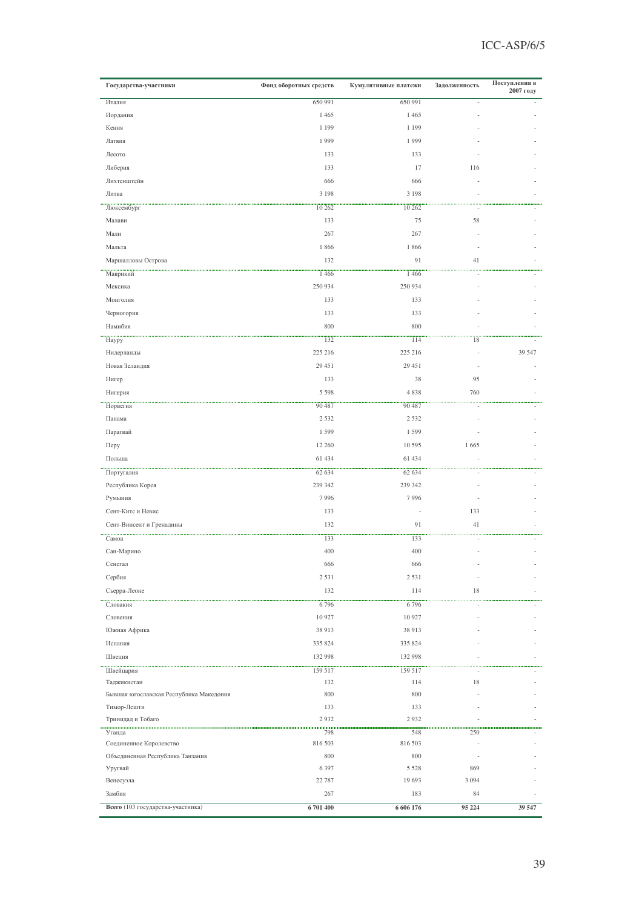| Государства-участники | Фонд оборотных средств | Кумулятивные платежи | Задолженность | Поступления в 2007 году |
|---|---|---|---|---|
| Италия | 650 991 | 650 991 | - | - |
| Иордания | 1 465 | 1 465 | - | - |
| Кения | 1 199 | 1 199 | - | - |
| Латвия | 1 999 | 1 999 | - | - |
| Лесото | 133 | 133 | - | - |
| Либерия | 133 | 17 | 116 | - |
| Лихтенштейн | 666 | 666 | - | - |
| Литва | 3 198 | 3 198 | - | - |
| Люксембург | 10 262 | 10 262 | - | - |
| Малави | 133 | 75 | 58 | - |
| Мали | 267 | 267 | - | - |
| Мальта | 1 866 | 1 866 | - | - |
| Маршалловы Острова | 132 | 91 | 41 | - |
| Маврикий | 1 466 | 1 466 | - | - |
| Мексика | 250 934 | 250 934 | - | - |
| Монголия | 133 | 133 | - | - |
| Черногория | 133 | 133 | - | - |
| Намибия | 800 | 800 | - | - |
| Науру | 132 | 114 | 18 | - |
| Нидерланды | 225 216 | 225 216 | - | 39 547 |
| Новая Зеландия | 29 451 | 29 451 | - | - |
| Нигер | 133 | 38 | 95 | - |
| Нигерия | 5 598 | 4 838 | 760 | - |
| Норвегия | 90 487 | 90 487 | - | - |
| Панама | 2 532 | 2 532 | - | - |
| Парагвай | 1 599 | 1 599 | - | - |
| Перу | 12 260 | 10 595 | 1 665 | - |
| Польша | 61 434 | 61 434 | - | - |
| Португалия | 62 634 | 62 634 | - | - |
| Республика Корея | 239 342 | 239 342 | - | - |
| Румыния | 7 996 | 7 996 | - | - |
| Сент-Китс и Невис | 133 | - | 133 | - |
| Сент-Винсент и Гренадины | 132 | 91 | 41 | - |
| Самоа | 133 | 133 | - | - |
| Сан-Марино | 400 | 400 | - | - |
| Сенегал | 666 | 666 | - | - |
| Сербия | 2 531 | 2 531 | - | - |
| Сьерра-Леоне | 132 | 114 | 18 | - |
| Словакия | 6 796 | 6 796 | - | - |
| Словения | 10 927 | 10 927 | - | - |
| Южная Африка | 38 913 | 38 913 | - | - |
| Испания | 335 824 | 335 824 | - | - |
| Швеция | 132 998 | 132 998 | - | - |
| Швейцария | 159 517 | 159 517 | - | - |
| Таджикистан | 132 | 114 | 18 | - |
| Бывшая югославская Республика Македония | 800 | 800 | - | - |
| Тимор-Лешти | 133 | 133 | - | - |
| Тринидад и Тобаго | 2 932 | 2 932 | - | - |
| Уганда | 798 | 548 | 250 | - |
| Соединенное Королевство | 816 503 | 816 503 | - | - |
| Объединенная Республика Танзания | 800 | 800 | - | - |
| Уругвай | 6 397 | 5 528 | 869 | - |
| Венесуэла | 22 787 | 19 693 | 3 094 | - |
| Замбия | 267 | 183 | 84 | - |
| **Всего** (103 государства-участника) | **6 701 400** | **6 606 176** | **95 224** | **39 547** |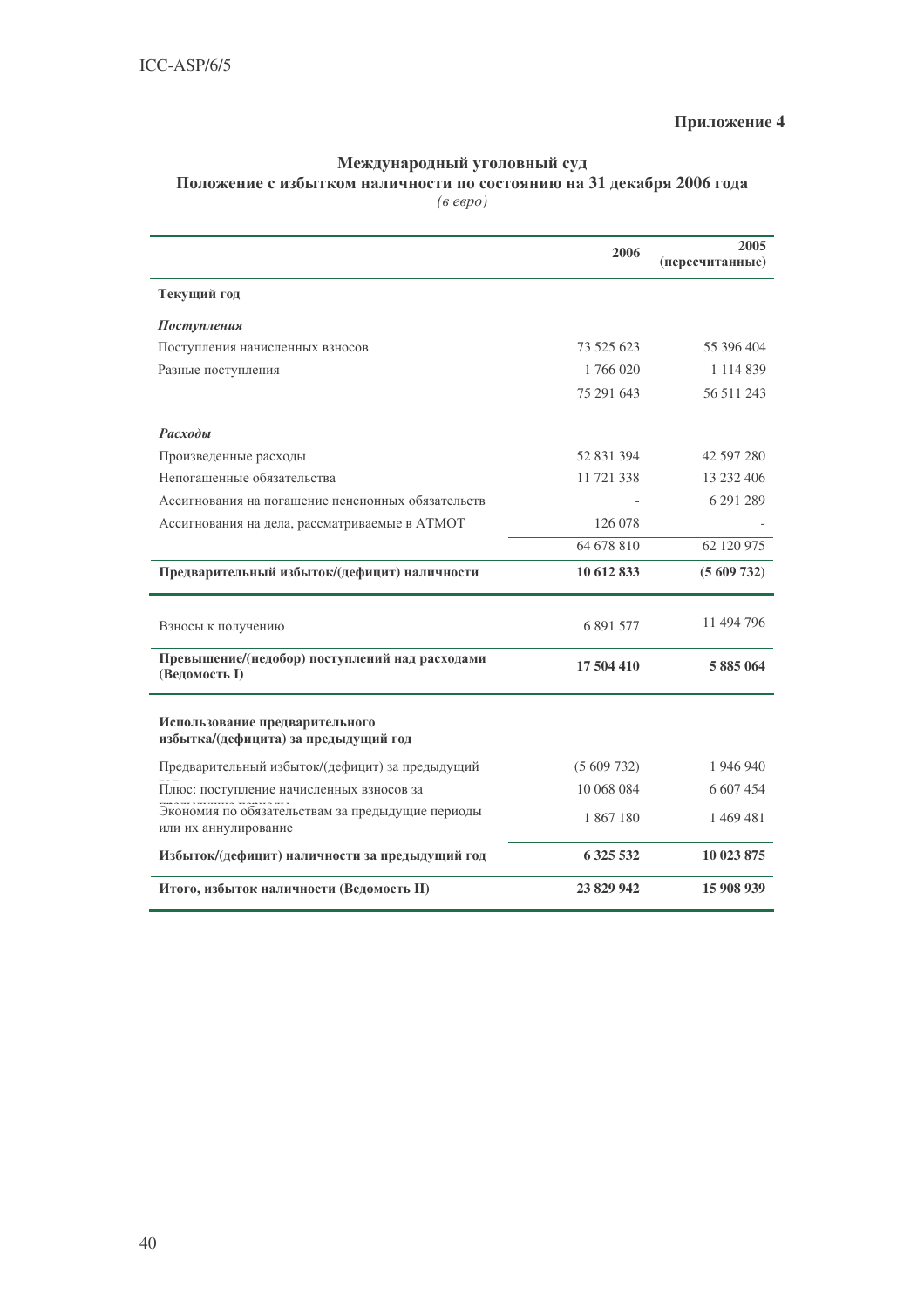**Приложение 4**

**Международный уголовный суд**
**Положение с избытком наличности по состоянию на 31 декабря 2006 года**
*(в евро)*

| | 2006 | 2005 (пересчитанные) |
|---|---|---|
| **Текущий год** | | |
| ***Поступления*** | | |
| Поступления начисленных взносов | 73 525 623 | 55 396 404 |
| Разные поступления | 1 766 020 | 1 114 839 |
| | 75 291 643 | 56 511 243 |
| ***Расходы*** | | |
| Произведенные расходы | 52 831 394 | 42 597 280 |
| Непогашенные обязательства | 11 721 338 | 13 232 406 |
| Ассигнования на погашение пенсионных обязательств | - | 6 291 289 |
| Ассигнования на дела, рассматриваемые в АТМОТ | 126 078 | - |
| | 64 678 810 | 62 120 975 |
| **Предварительный избыток/(дефицит) наличности** | **10 612 833** | **(5 609 732)** |
| Взносы к получению | 6 891 577 | 11 494 796 |
| **Превышение/(недобор) поступлений над расходами (Ведомость I)** | **17 504 410** | **5 885 064** |
| **Использование предварительного избытка/(дефицита) за предыдущий год** | | |
| Предварительный избыток/(дефицит) за предыдущий | (5 609 732) | 1 946 940 |
| Плюс: поступление начисленных взносов за предыдущие периоды | 10 068 084 | 6 607 454 |
| Экономия по обязательствам за предыдущие периоды или их аннулирование | 1 867 180 | 1 469 481 |
| **Избыток/(дефицит) наличности за предыдущий год** | **6 325 532** | **10 023 875** |
| **Итого, избыток наличности (Ведомость II)** | **23 829 942** | **15 908 939** |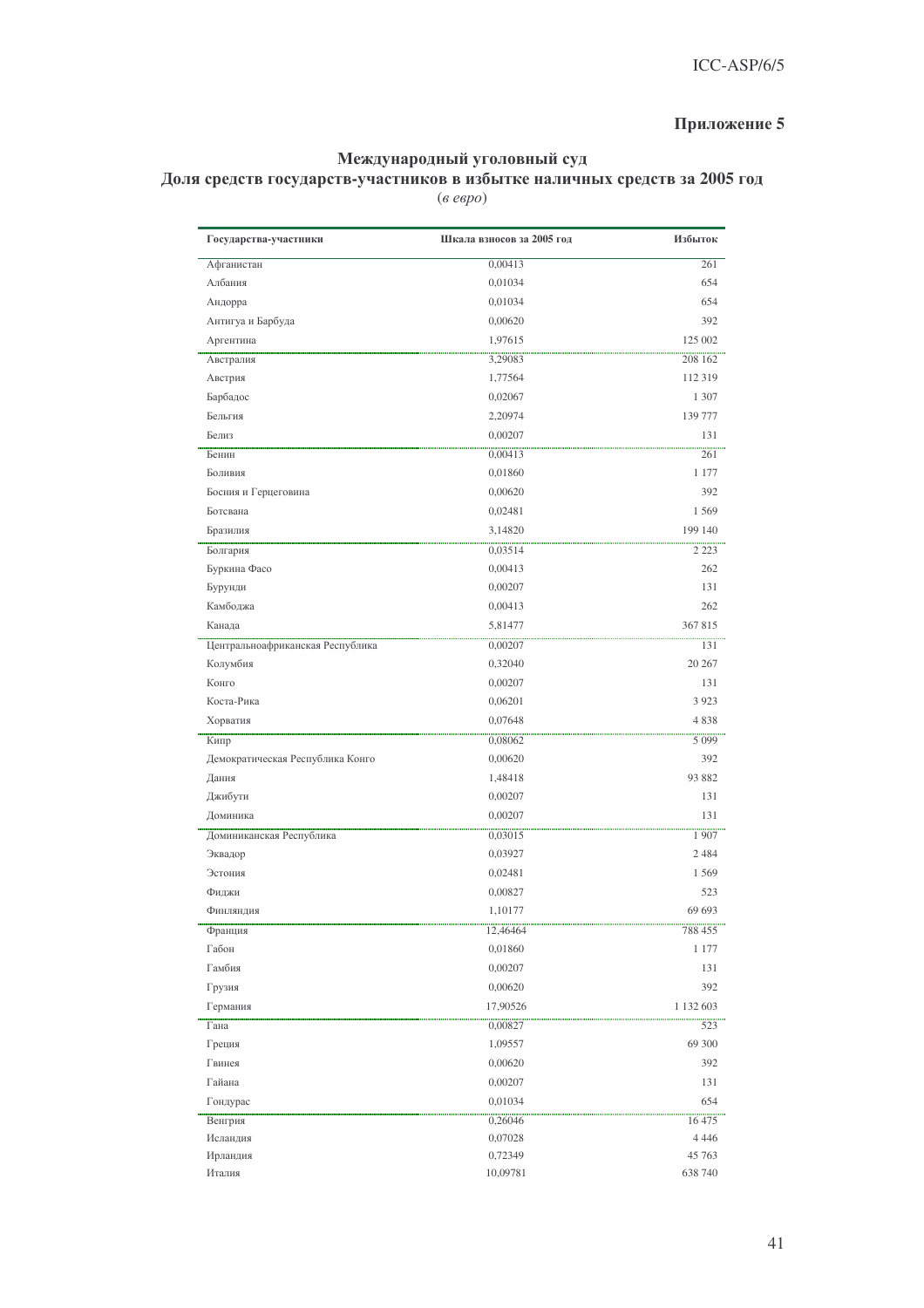**Приложение 5**

**Международный уголовный суд**
**Доля средств государств-участников в избытке наличных средств за 2005 год**
(*в евро*)

| Государства-участники | Шкала взносов за 2005 год | Избыток |
|---|---|---|
| Афганистан | 0,00413 | 261 |
| Албания | 0,01034 | 654 |
| Андорра | 0,01034 | 654 |
| Антигуа и Барбуда | 0,00620 | 392 |
| Аргентина | 1,97615 | 125 002 |
| Австралия | 3,29083 | 208 162 |
| Австрия | 1,77564 | 112 319 |
| Барбадос | 0,02067 | 1 307 |
| Бельгия | 2,20974 | 139 777 |
| Белиз | 0,00207 | 131 |
| Бенин | 0,00413 | 261 |
| Боливия | 0,01860 | 1 177 |
| Босния и Герцеговина | 0,00620 | 392 |
| Ботсвана | 0,02481 | 1 569 |
| Бразилия | 3,14820 | 199 140 |
| Болгария | 0,03514 | 2 223 |
| Буркина Фасо | 0,00413 | 262 |
| Бурунди | 0,00207 | 131 |
| Камбоджа | 0,00413 | 262 |
| Канада | 5,81477 | 367 815 |
| Центральноафриканская Республика | 0,00207 | 131 |
| Колумбия | 0,32040 | 20 267 |
| Конго | 0,00207 | 131 |
| Коста-Рика | 0,06201 | 3 923 |
| Хорватия | 0,07648 | 4 838 |
| Кипр | 0,08062 | 5 099 |
| Демократическая Республика Конго | 0,00620 | 392 |
| Дания | 1,48418 | 93 882 |
| Джибути | 0,00207 | 131 |
| Доминика | 0,00207 | 131 |
| Доминиканская Республика | 0,03015 | 1 907 |
| Эквадор | 0,03927 | 2 484 |
| Эстония | 0,02481 | 1 569 |
| Фиджи | 0,00827 | 523 |
| Финляндия | 1,10177 | 69 693 |
| Франция | 12,46464 | 788 455 |
| Габон | 0,01860 | 1 177 |
| Гамбия | 0,00207 | 131 |
| Грузия | 0,00620 | 392 |
| Германия | 17,90526 | 1 132 603 |
| Гана | 0,00827 | 523 |
| Греция | 1,09557 | 69 300 |
| Гвинея | 0,00620 | 392 |
| Гайана | 0,00207 | 131 |
| Гондурас | 0,01034 | 654 |
| Венгрия | 0,26046 | 16 475 |
| Исландия | 0,07028 | 4 446 |
| Ирландия | 0,72349 | 45 763 |
| Италия | 10,09781 | 638 740 |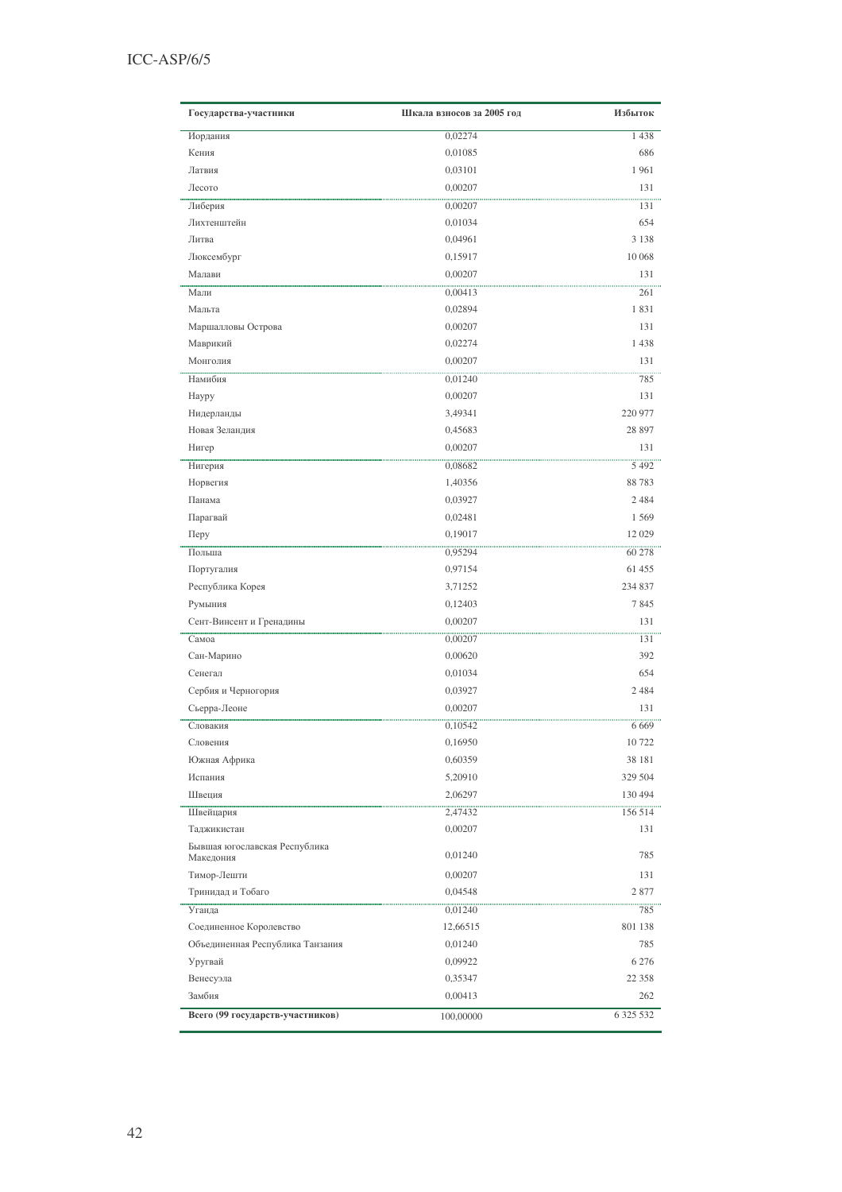| Государства-участники | Шкала взносов за 2005 год | Избыток |
|---|---|---|
| Иордания | 0,02274 | 1 438 |
| Кения | 0,01085 | 686 |
| Латвия | 0,03101 | 1 961 |
| Лесото | 0,00207 | 131 |
| Либерия | 0,00207 | 131 |
| Лихтенштейн | 0,01034 | 654 |
| Литва | 0,04961 | 3 138 |
| Люксембург | 0,15917 | 10 068 |
| Малави | 0,00207 | 131 |
| Мали | 0,00413 | 261 |
| Мальта | 0,02894 | 1 831 |
| Маршалловы Острова | 0,00207 | 131 |
| Маврикий | 0,02274 | 1 438 |
| Монголия | 0,00207 | 131 |
| Намибия | 0,01240 | 785 |
| Науру | 0,00207 | 131 |
| Нидерланды | 3,49341 | 220 977 |
| Новая Зеландия | 0,45683 | 28 897 |
| Нигер | 0,00207 | 131 |
| Нигерия | 0,08682 | 5 492 |
| Норвегия | 1,40356 | 88 783 |
| Панама | 0,03927 | 2 484 |
| Парагвай | 0,02481 | 1 569 |
| Перу | 0,19017 | 12 029 |
| Польша | 0,95294 | 60 278 |
| Португалия | 0,97154 | 61 455 |
| Республика Корея | 3,71252 | 234 837 |
| Румыния | 0,12403 | 7 845 |
| Сент-Винсент и Гренадины | 0,00207 | 131 |
| Самоа | 0,00207 | 131 |
| Сан-Марино | 0,00620 | 392 |
| Сенегал | 0,01034 | 654 |
| Сербия и Черногория | 0,03927 | 2 484 |
| Сьерра-Леоне | 0,00207 | 131 |
| Словакия | 0,10542 | 6 669 |
| Словения | 0,16950 | 10 722 |
| Южная Африка | 0,60359 | 38 181 |
| Испания | 5,20910 | 329 504 |
| Швеция | 2,06297 | 130 494 |
| Швейцария | 2,47432 | 156 514 |
| Таджикистан | 0,00207 | 131 |
| Бывшая югославская Республика Македония | 0,01240 | 785 |
| Тимор-Лешти | 0,00207 | 131 |
| Тринидад и Тобаго | 0,04548 | 2 877 |
| Уганда | 0,01240 | 785 |
| Соединенное Королевство | 12,66515 | 801 138 |
| Объединенная Республика Танзания | 0,01240 | 785 |
| Уругвай | 0,09922 | 6 276 |
| Венесуэла | 0,35347 | 22 358 |
| Замбия | 0,00413 | 262 |
| **Всего (99 государств-участников)** | 100,00000 | 6 325 532 |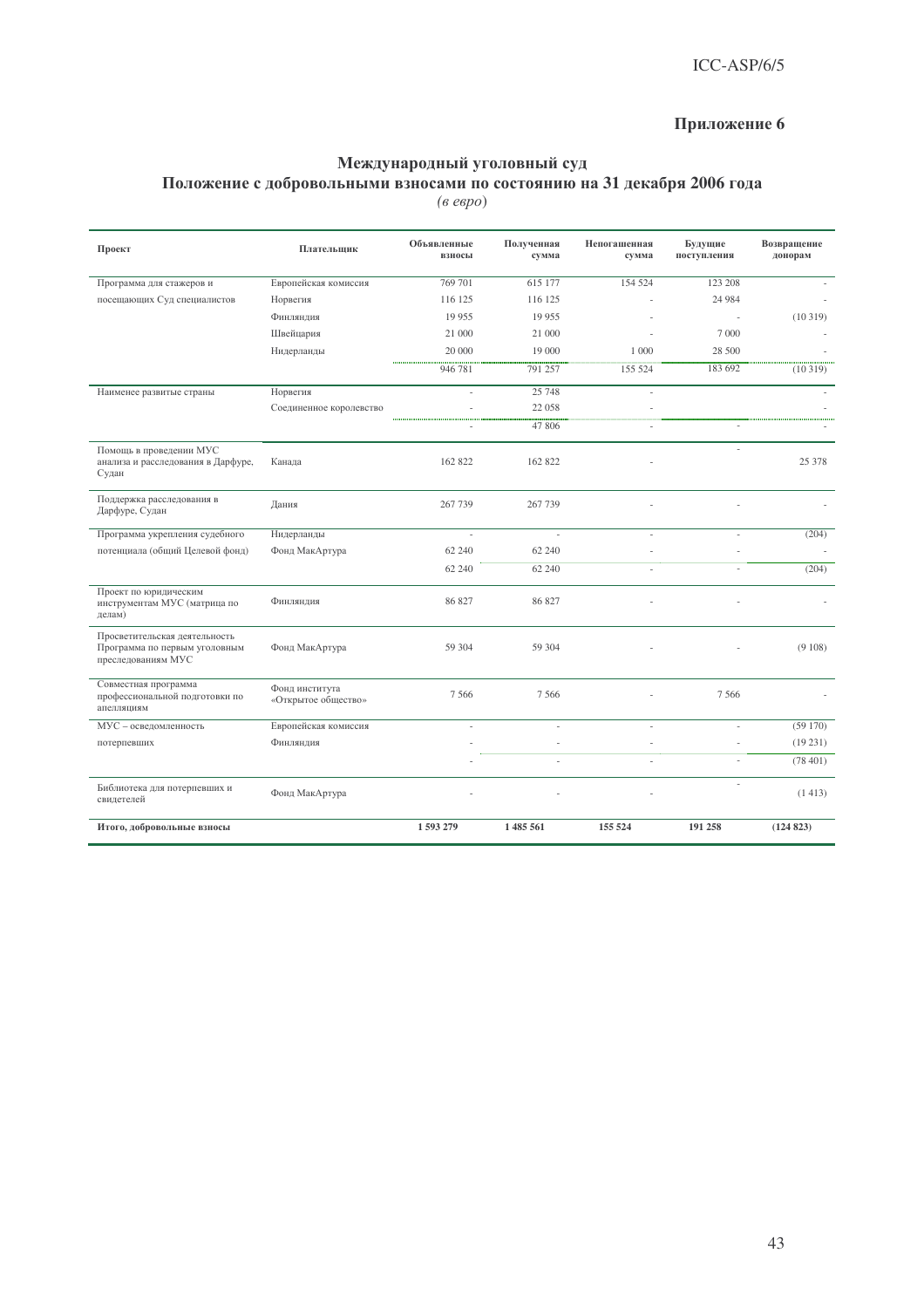# Приложение 6

## Международный уголовный суд
## Положение с добровольными взносами по состоянию на 31 декабря 2006 года
*(в евро)*

| Проект | Плательщик | Объявленные взносы | Полученная сумма | Непогашенная сумма | Будущие поступления | Возвращение донорам |
|---|---|---|---|---|---|---|
| Программа для стажеров и посещающих Суд специалистов | Европейская комиссия | 769 701 | 615 177 | 154 524 | 123 208 | - |
| | Норвегия | 116 125 | 116 125 | - | 24 984 | - |
| | Финляндия | 19 955 | 19 955 | - | - | (10 319) |
| | Швейцария | 21 000 | 21 000 | - | 7 000 | - |
| | Нидерланды | 20 000 | 19 000 | 1 000 | 28 500 | - |
| | | 946 781 | 791 257 | 155 524 | 183 692 | (10 319) |
| Наименее развитые страны | Норвегия | - | 25 748 | - | | - |
| | Соединенное королевство | - | 22 058 | - | | - |
| | | - | 47 806 | - | - | - |
| Помощь в проведении МУС анализа и расследования в Дарфуре, Судан | Канада | 162 822 | 162 822 | - | - | 25 378 |
| Поддержка расследования в Дарфуре, Судан | Дания | 267 739 | 267 739 | - | - | - |
| Программа укрепления судебного потенциала (общий Целевой фонд) | Нидерланды | - | - | - | - | (204) |
| | Фонд МакАртура | 62 240 | 62 240 | - | - | - |
| | | 62 240 | 62 240 | - | - | (204) |
| Проект по юридическим инструментам МУС (матрица по делам) | Финляндия | 86 827 | 86 827 | - | - | - |
| Просветительская деятельность Программа по первым уголовным преследованиям МУС | Фонд МакАртура | 59 304 | 59 304 | - | - | (9 108) |
| Совместная программа профессиональной подготовки по апелляциям | Фонд института «Открытое общество» | 7 566 | 7 566 | - | 7 566 | - |
| МУС – осведомленность потерпевших | Европейская комиссия | - | - | - | - | (59 170) |
| | Финляндия | - | - | - | - | (19 231) |
| | | - | - | - | - | (78 401) |
| Библиотека для потерпевших и свидетелей | Фонд МакАртура | - | - | - | - | (1 413) |
| **Итого, добровольные взносы** | | **1 593 279** | **1 485 561** | **155 524** | **191 258** | **(124 823)** |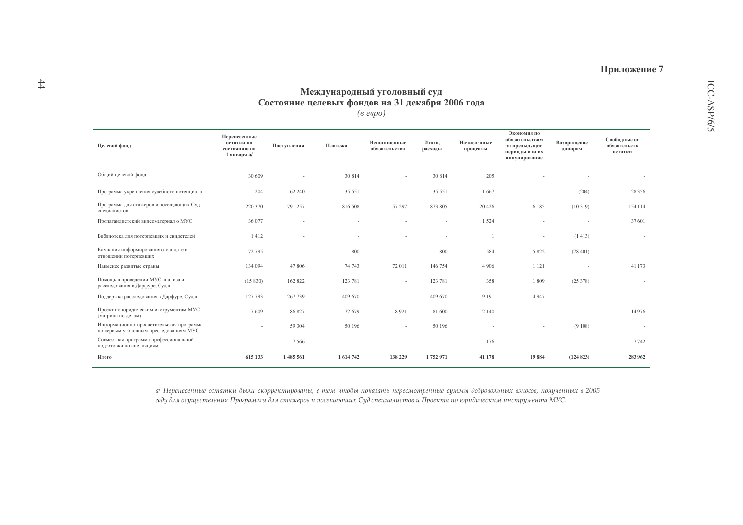**Приложение 7**

## Международный уголовный суд
## Состояние целевых фондов на 31 декабря 2006 года
*(в евро)*

| Целевой фонд | Перенесенные остатки по состоянию на 1 января a/ | Поступления | Платежи | Непогашенные обязательства | Итого, расходы | Начисленные проценты | Экономия по обязательствам за предыдущие периоды или их аннулирование | Возвращение донорам | Свободные от обязательств остатки |
|---|---|---|---|---|---|---|---|---|---|
| Общий целевой фонд | 30 609 | - | 30 814 | - | 30 814 | 205 | - | - | - |
| Программа укрепления судебного потенциала | 204 | 62 240 | 35 551 | - | 35 551 | 1 667 | - | (204) | 28 356 |
| Программа для стажеров и посещающих Суд специалистов | 220 370 | 791 257 | 816 508 | 57 297 | 873 805 | 20 426 | 6 185 | (10 319) | 154 114 |
| Пропагандистский видеоматериал о МУС | 36 077 | - | - | - | - | 1 524 | - | - | 37 601 |
| Библиотека для потерпевших и свидетелей | 1 412 | - | - | - | - | 1 | - | (1 413) | - |
| Кампания информирования о мандате в отношении потерпевших | 72 795 | - | 800 | - | 800 | 584 | 5 822 | (78 401) | - |
| Наименее развитые страны | 134 094 | 47 806 | 74 743 | 72 011 | 146 754 | 4 906 | 1 121 | - | 41 173 |
| Помощь в проведении МУС анализа и расследования в Дарфуре, Судан | (15 830) | 162 822 | 123 781 | - | 123 781 | 358 | 1 809 | (25 378) | - |
| Поддержка расследования в Дарфуре, Судан | 127 793 | 267 739 | 409 670 | - | 409 670 | 9 191 | 4 947 | - | - |
| Проект по юридическим инструментам МУС (матрица по делам) | 7 609 | 86 827 | 72 679 | 8 921 | 81 600 | 2 140 | - | - | 14 976 |
| Информационно-просветительская программа по первым уголовным преследованиям МУС | - | 59 304 | 50 196 | - | 50 196 | - | - | (9 108) | - |
| Совместная программа профессиональной подготовки по апелляциям | - | 7 566 | - | - | - | 176 | - | - | 7 742 |
| **Итого** | **615 133** | **1 485 561** | **1 614 742** | **138 229** | **1 752 971** | **41 178** | **19 884** | **(124 823)** | **283 962** |

*a/ Перенесенные остатки были скорректированы, с тем чтобы показать пересмотренные суммы добровольных взносов, полученных в 2005 году для осуществления Программы для стажеров и посещающих Суд специалистов и Проекта по юридическим инструмента МУС.*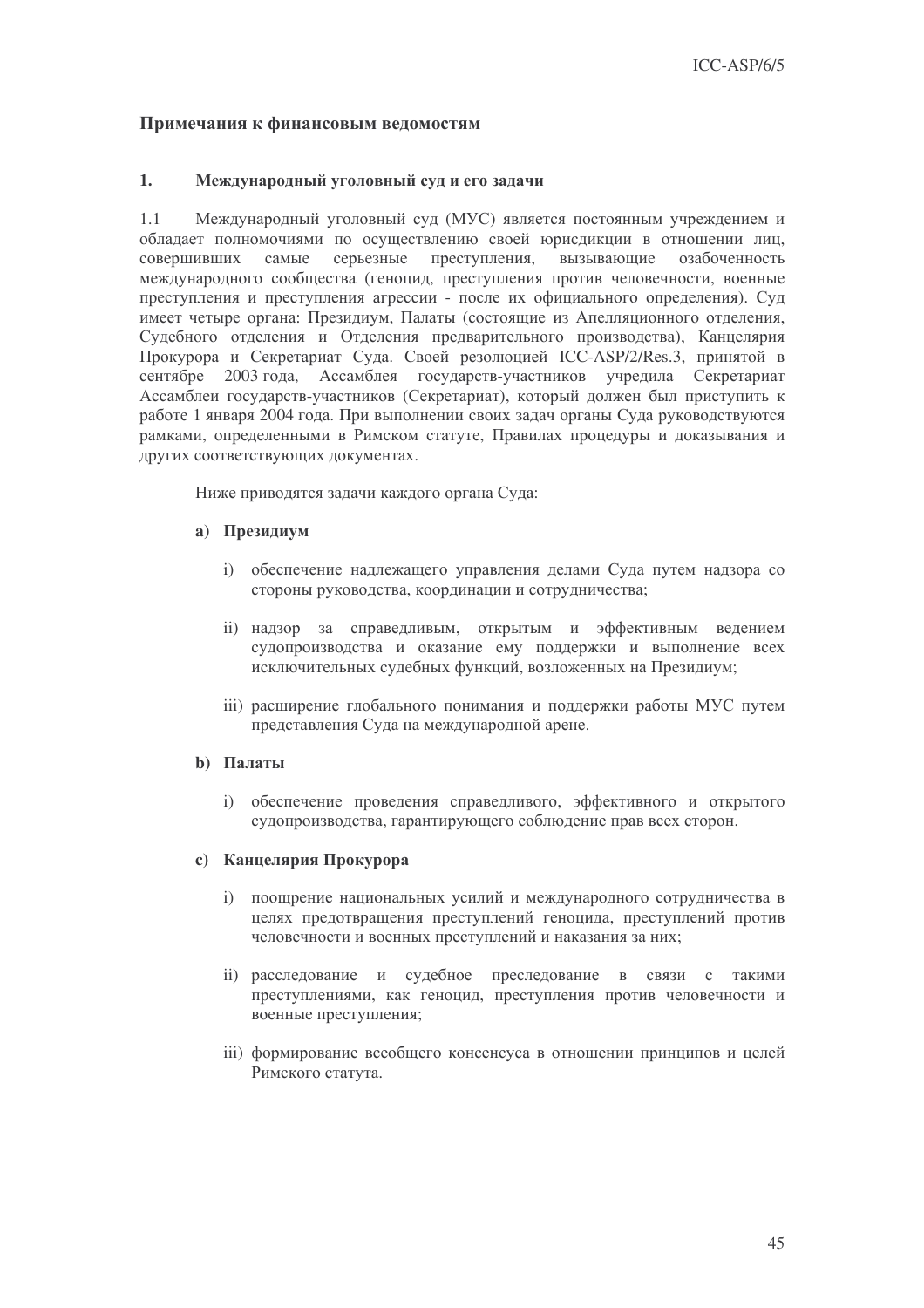## Примечания к финансовым ведомостям

### 1. Международный уголовный суд и его задачи

1.1 Международный уголовный суд (МУС) является постоянным учреждением и обладает полномочиями по осуществлению своей юрисдикции в отношении лиц, совершивших самые серьезные преступления, вызывающие озабоченность международного сообщества (геноцид, преступления против человечности, военные преступления и преступления агрессии - после их официального определения). Суд имеет четыре органа: Президиум, Палаты (состоящие из Апелляционного отделения, Судебного отделения и Отделения предварительного производства), Канцелярия Прокурора и Секретариат Суда. Своей резолюцией ICC-ASP/2/Res.3, принятой в сентябре 2003 года, Ассамблея государств-участников учредила Секретариат Ассамблеи государств-участников (Секретариат), который должен был приступить к работе 1 января 2004 года. При выполнении своих задач органы Суда руководствуются рамками, определенными в Римском статуте, Правилах процедуры и доказывания и других соответствующих документах.

Ниже приводятся задачи каждого органа Суда:

**a) Президиум**

i) обеспечение надлежащего управления делами Суда путем надзора со стороны руководства, координации и сотрудничества;

ii) надзор за справедливым, открытым и эффективным ведением судопроизводства и оказание ему поддержки и выполнение всех исключительных судебных функций, возложенных на Президиум;

iii) расширение глобального понимания и поддержки работы МУС путем представления Суда на международной арене.

**b) Палаты**

i) обеспечение проведения справедливого, эффективного и открытого судопроизводства, гарантирующего соблюдение прав всех сторон.

**c) Канцелярия Прокурора**

i) поощрение национальных усилий и международного сотрудничества в целях предотвращения преступлений геноцида, преступлений против человечности и военных преступлений и наказания за них;

ii) расследование и судебное преследование в связи с такими преступлениями, как геноцид, преступления против человечности и военные преступления;

iii) формирование всеобщего консенсуса в отношении принципов и целей Римского статута.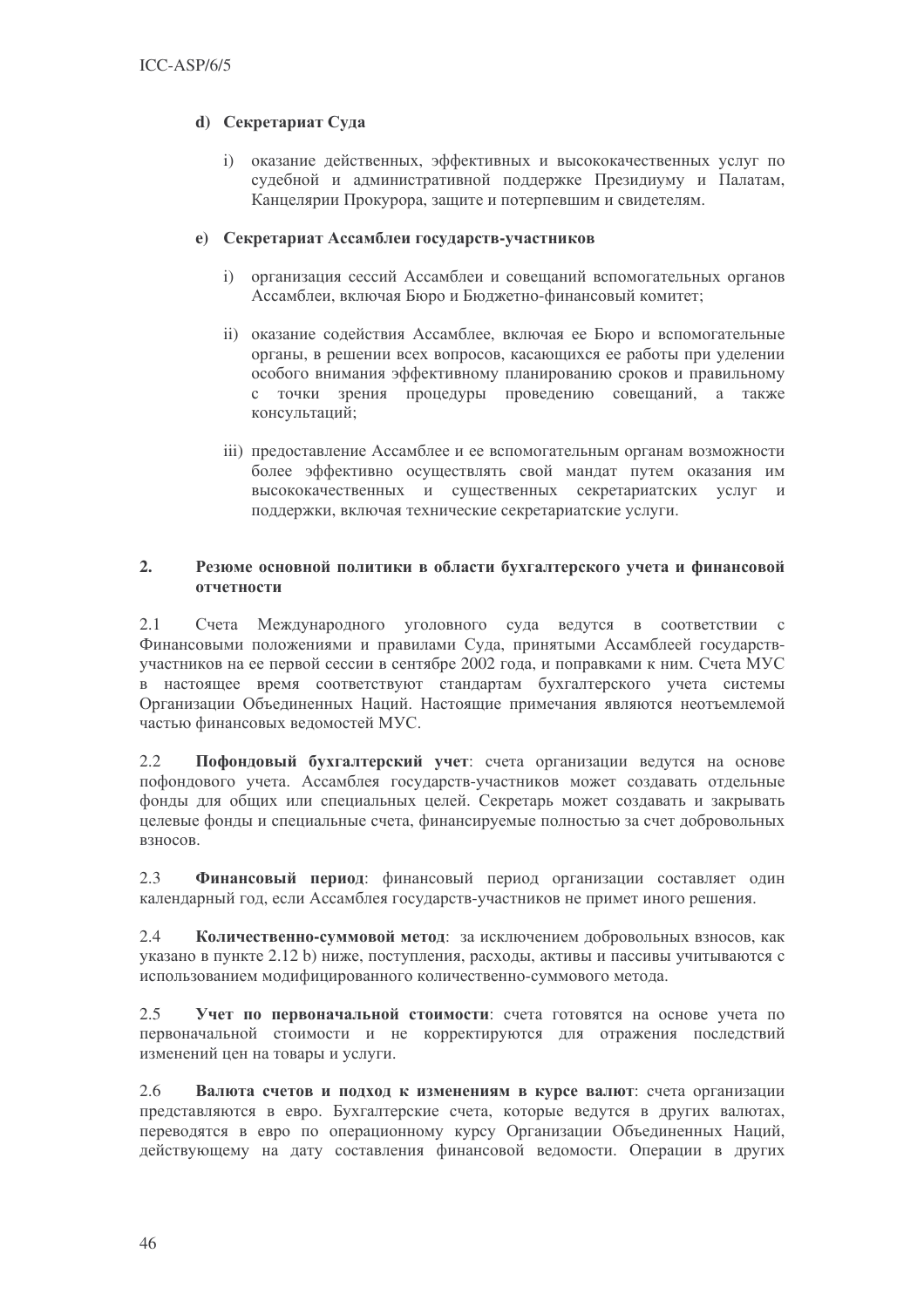**d) Секретариат Суда**

i) оказание действенных, эффективных и высококачественных услуг по судебной и административной поддержке Президиуму и Палатам, Канцелярии Прокурора, защите и потерпевшим и свидетелям.

**e) Секретариат Ассамблеи государств-участников**

i) организация сессий Ассамблеи и совещаний вспомогательных органов Ассамблеи, включая Бюро и Бюджетно-финансовый комитет;

ii) оказание содействия Ассамблее, включая ее Бюро и вспомогательные органы, в решении всех вопросов, касающихся ее работы при уделении особого внимания эффективному планированию сроков и правильному с точки зрения процедуры проведению совещаний, а также консультаций;

iii) предоставление Ассамблее и ее вспомогательным органам возможности более эффективно осуществлять свой мандат путем оказания им высококачественных и существенных секретариатских услуг и поддержки, включая технические секретариатские услуги.

## 2. Резюме основной политики в области бухгалтерского учета и финансовой отчетности

2.1 Счета Международного уголовного суда ведутся в соответствии с Финансовыми положениями и правилами Суда, принятыми Ассамблеей государств-участников на ее первой сессии в сентябре 2002 года, и поправками к ним. Счета МУС в настоящее время соответствуют стандартам бухгалтерского учета системы Организации Объединенных Наций. Настоящие примечания являются неотъемлемой частью финансовых ведомостей МУС.

2.2 **Пофондовый бухгалтерский учет**: счета организации ведутся на основе пофондового учета. Ассамблея государств-участников может создавать отдельные фонды для общих или специальных целей. Секретарь может создавать и закрывать целевые фонды и специальные счета, финансируемые полностью за счет добровольных взносов.

2.3 **Финансовый период**: финансовый период организации составляет один календарный год, если Ассамблея государств-участников не примет иного решения.

2.4 **Количественно-суммовой метод**: за исключением добровольных взносов, как указано в пункте 2.12 b) ниже, поступления, расходы, активы и пассивы учитываются с использованием модифицированного количественно-суммового метода.

2.5 **Учет по первоначальной стоимости**: счета готовятся на основе учета по первоначальной стоимости и не корректируются для отражения последствий изменений цен на товары и услуги.

2.6 **Валюта счетов и подход к изменениям в курсе валют**: счета организации представляются в евро. Бухгалтерские счета, которые ведутся в других валютах, переводятся в евро по операционному курсу Организации Объединенных Наций, действующему на дату составления финансовой ведомости. Операции в других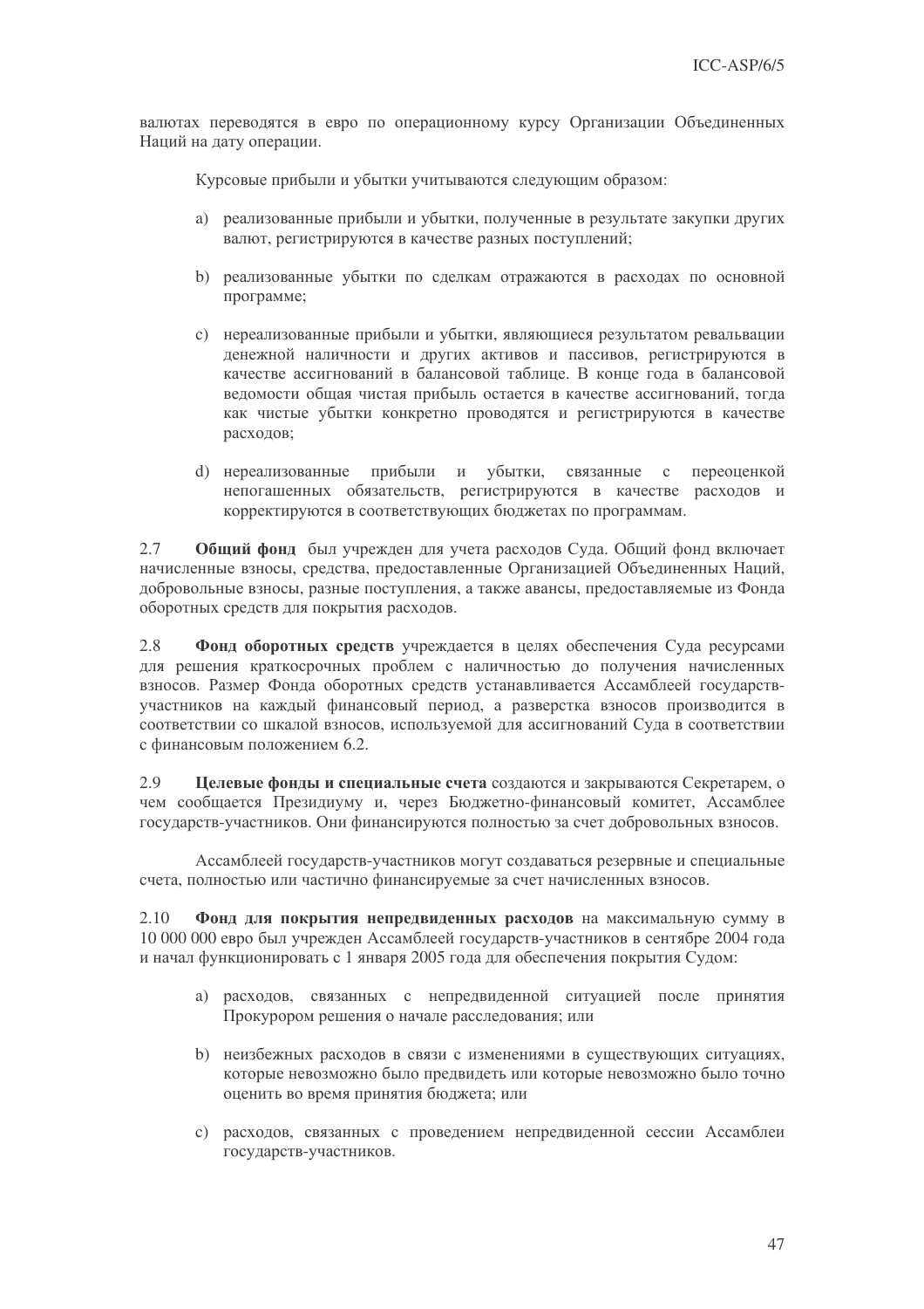валютах переводятся в евро по операционному курсу Организации Объединенных Наций на дату операции.

Курсовые прибыли и убытки учитываются следующим образом:

a) реализованные прибыли и убытки, полученные в результате закупки других валют, регистрируются в качестве разных поступлений;

b) реализованные убытки по сделкам отражаются в расходах по основной программе;

c) нереализованные прибыли и убытки, являющиеся результатом ревальвации денежной наличности и других активов и пассивов, регистрируются в качестве ассигнований в балансовой таблице. В конце года в балансовой ведомости общая чистая прибыль остается в качестве ассигнований, тогда как чистые убытки конкретно проводятся и регистрируются в качестве расходов;

d) нереализованные прибыли и убытки, связанные с переоценкой непогашенных обязательств, регистрируются в качестве расходов и корректируются в соответствующих бюджетах по программам.

2.7 **Общий фонд** был учрежден для учета расходов Суда. Общий фонд включает начисленные взносы, средства, предоставленные Организацией Объединенных Наций, добровольные взносы, разные поступления, а также авансы, предоставляемые из Фонда оборотных средств для покрытия расходов.

2.8 **Фонд оборотных средств** учреждается в целях обеспечения Суда ресурсами для решения краткосрочных проблем с наличностью до получения начисленных взносов. Размер Фонда оборотных средств устанавливается Ассамблеей государств-участников на каждый финансовый период, а разверстка взносов производится в соответствии со шкалой взносов, используемой для ассигнований Суда в соответствии с финансовым положением 6.2.

2.9 **Целевые фонды и специальные счета** создаются и закрываются Секретарем, о чем сообщается Президиуму и, через Бюджетно-финансовый комитет, Ассамблее государств-участников. Они финансируются полностью за счет добровольных взносов.

Ассамблеей государств-участников могут создаваться резервные и специальные счета, полностью или частично финансируемые за счет начисленных взносов.

2.10 **Фонд для покрытия непредвиденных расходов** на максимальную сумму в 10 000 000 евро был учрежден Ассамблеей государств-участников в сентябре 2004 года и начал функционировать с 1 января 2005 года для обеспечения покрытия Судом:

a) расходов, связанных с непредвиденной ситуацией после принятия Прокурором решения о начале расследования; или

b) неизбежных расходов в связи с изменениями в существующих ситуациях, которые невозможно было предвидеть или которые невозможно было точно оценить во время принятия бюджета; или

c) расходов, связанных с проведением непредвиденной сессии Ассамблеи государств-участников.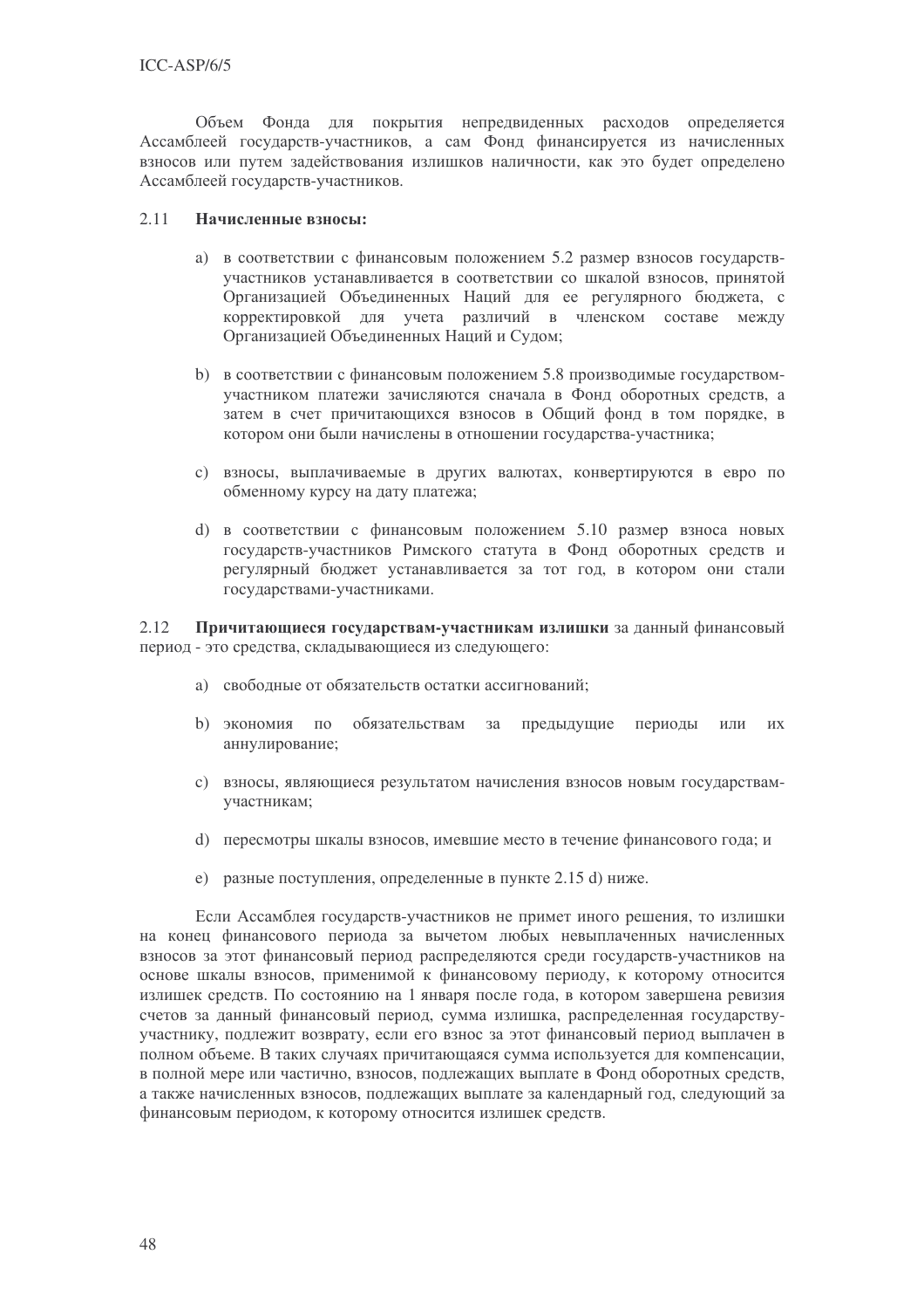Объем Фонда для покрытия непредвиденных расходов определяется Ассамблеей государств-участников, а сам Фонд финансируется из начисленных взносов или путем задействования излишков наличности, как это будет определено Ассамблеей государств-участников.

2.11 **Начисленные взносы:**

a) в соответствии с финансовым положением 5.2 размер взносов государств-участников устанавливается в соответствии со шкалой взносов, принятой Организацией Объединенных Наций для ее регулярного бюджета, с корректировкой для учета различий в членском составе между Организацией Объединенных Наций и Судом;

b) в соответствии с финансовым положением 5.8 производимые государством-участником платежи зачисляются сначала в Фонд оборотных средств, а затем в счет причитающихся взносов в Общий фонд в том порядке, в котором они были начислены в отношении государства-участника;

c) взносы, выплачиваемые в других валютах, конвертируются в евро по обменному курсу на дату платежа;

d) в соответствии с финансовым положением 5.10 размер взноса новых государств-участников Римского статута в Фонд оборотных средств и регулярный бюджет устанавливается за тот год, в котором они стали государствами-участниками.

2.12 **Причитающиеся государствам-участникам излишки** за данный финансовый период - это средства, складывающиеся из следующего:

a) свободные от обязательств остатки ассигнований;

b) экономия по обязательствам за предыдущие периоды или их аннулирование;

c) взносы, являющиеся результатом начисления взносов новым государствам-участникам;

d) пересмотры шкалы взносов, имевшие место в течение финансового года; и

e) разные поступления, определенные в пункте 2.15 d) ниже.

Если Ассамблея государств-участников не примет иного решения, то излишки на конец финансового периода за вычетом любых невыплаченных начисленных взносов за этот финансовый период распределяются среди государств-участников на основе шкалы взносов, применимой к финансовому периоду, к которому относится излишек средств. По состоянию на 1 января после года, в котором завершена ревизия счетов за данный финансовый период, сумма излишка, распределенная государству-участнику, подлежит возврату, если его взнос за этот финансовый период выплачен в полном объеме. В таких случаях причитающаяся сумма используется для компенсации, в полной мере или частично, взносов, подлежащих выплате в Фонд оборотных средств, а также начисленных взносов, подлежащих выплате за календарный год, следующий за финансовым периодом, к которому относится излишек средств.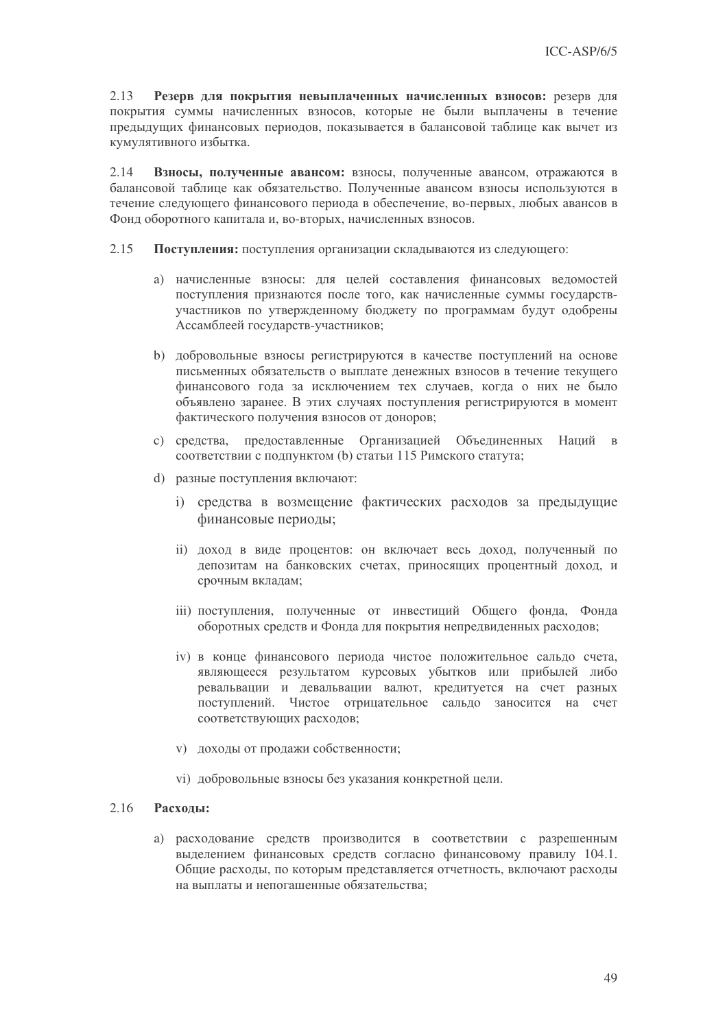2.13 **Резерв для покрытия невыплаченных начисленных взносов:** резерв для покрытия суммы начисленных взносов, которые не были выплачены в течение предыдущих финансовых периодов, показывается в балансовой таблице как вычет из кумулятивного избытка.

2.14 **Взносы, полученные авансом:** взносы, полученные авансом, отражаются в балансовой таблице как обязательство. Полученные авансом взносы используются в течение следующего финансового периода в обеспечение, во-первых, любых авансов в Фонд оборотного капитала и, во-вторых, начисленных взносов.

2.15 **Поступления:** поступления организации складываются из следующего:

a) начисленные взносы: для целей составления финансовых ведомостей поступления признаются после того, как начисленные суммы государств-участников по утвержденному бюджету по программам будут одобрены Ассамблеей государств-участников;

b) добровольные взносы регистрируются в качестве поступлений на основе письменных обязательств о выплате денежных взносов в течение текущего финансового года за исключением тех случаев, когда о них не было объявлено заранее. В этих случаях поступления регистрируются в момент фактического получения взносов от доноров;

c) средства, предоставленные Организацией Объединенных Наций в соответствии с подпунктом (b) статьи 115 Римского статута;

d) разные поступления включают:

   i) средства в возмещение фактических расходов за предыдущие финансовые периоды;

   ii) доход в виде процентов: он включает весь доход, полученный по депозитам на банковских счетах, приносящих процентный доход, и срочным вкладам;

   iii) поступления, полученные от инвестиций Общего фонда, Фонда оборотных средств и Фонда для покрытия непредвиденных расходов;

   iv) в конце финансового периода чистое положительное сальдо счета, являющееся результатом курсовых убытков или прибылей либо ревальвации и девальвации валют, кредитуется на счет разных поступлений. Чистое отрицательное сальдо заносится на счет соответствующих расходов;

   v) доходы от продажи собственности;

   vi) добровольные взносы без указания конкретной цели.

2.16 **Расходы:**

a) расходование средств производится в соответствии с разрешенным выделением финансовых средств согласно финансовому правилу 104.1. Общие расходы, по которым представляется отчетность, включают расходы на выплаты и непогашенные обязательства;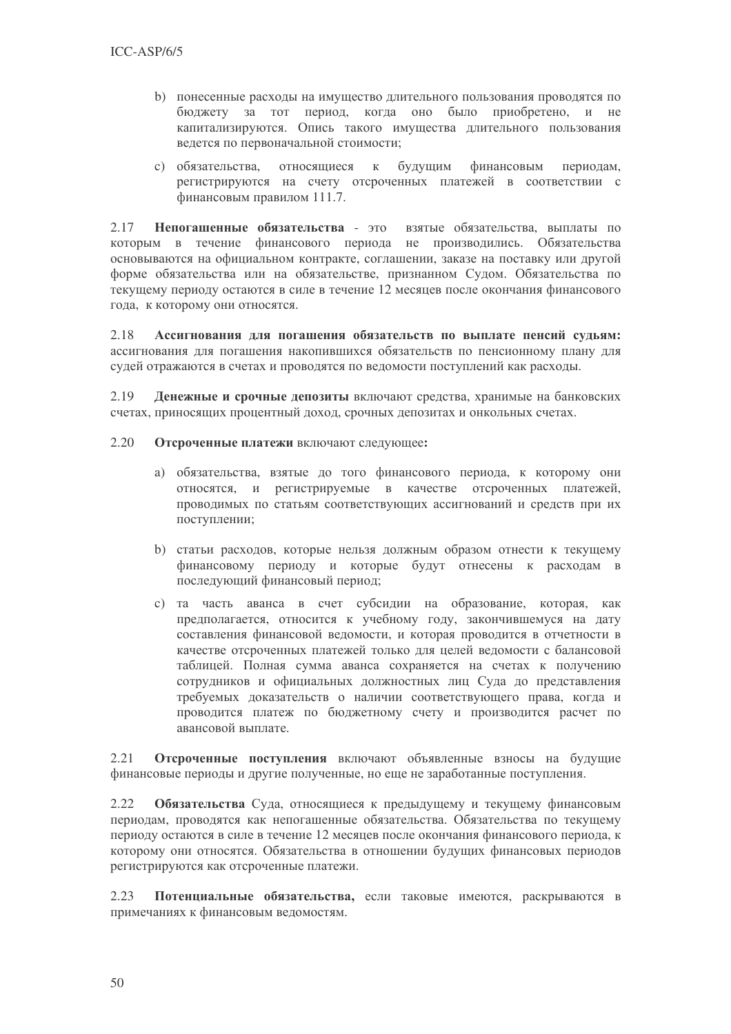b) понесенные расходы на имущество длительного пользования проводятся по бюджету за тот период, когда оно было приобретено, и не капитализируются. Опись такого имущества длительного пользования ведется по первоначальной стоимости;

c) обязательства, относящиеся к будущим финансовым периодам, регистрируются на счету отсроченных платежей в соответствии с финансовым правилом 111.7.

2.17 **Непогашенные обязательства** - это взятые обязательства, выплаты по которым в течение финансового периода не производились. Обязательства основываются на официальном контракте, соглашении, заказе на поставку или другой форме обязательства или на обязательстве, признанном Судом. Обязательства по текущему периоду остаются в силе в течение 12 месяцев после окончания финансового года, к которому они относятся.

2.18 **Ассигнования для погашения обязательств по выплате пенсий судьям:** ассигнования для погашения накопившихся обязательств по пенсионному плану для судей отражаются в счетах и проводятся по ведомости поступлений как расходы.

2.19 **Денежные и срочные депозиты** включают средства, хранимые на банковских счетах, приносящих процентный доход, срочных депозитах и онкольных счетах.

2.20 **Отсроченные платежи** включают следующее**:**

a) обязательства, взятые до того финансового периода, к которому они относятся, и регистрируемые в качестве отсроченных платежей, проводимых по статьям соответствующих ассигнований и средств при их поступлении;

b) статьи расходов, которые нельзя должным образом отнести к текущему финансовому периоду и которые будут отнесены к расходам в последующий финансовый период;

c) та часть аванса в счет субсидии на образование, которая, как предполагается, относится к учебному году, закончившемуся на дату составления финансовой ведомости, и которая проводится в отчетности в качестве отсроченных платежей только для целей ведомости с балансовой таблицей. Полная сумма аванса сохраняется на счетах к получению сотрудников и официальных должностных лиц Суда до представления требуемых доказательств о наличии соответствующего права, когда и проводится платеж по бюджетному счету и производится расчет по авансовой выплате.

2.21 **Отсроченные поступления** включают объявленные взносы на будущие финансовые периоды и другие полученные, но еще не заработанные поступления.

2.22 **Обязательства** Суда, относящиеся к предыдущему и текущему финансовым периодам, проводятся как непогашенные обязательства. Обязательства по текущему периоду остаются в силе в течение 12 месяцев после окончания финансового периода, к которому они относятся. Обязательства в отношении будущих финансовых периодов регистрируются как отсроченные платежи.

2.23 **Потенциальные обязательства,** если таковые имеются, раскрываются в примечаниях к финансовым ведомостям.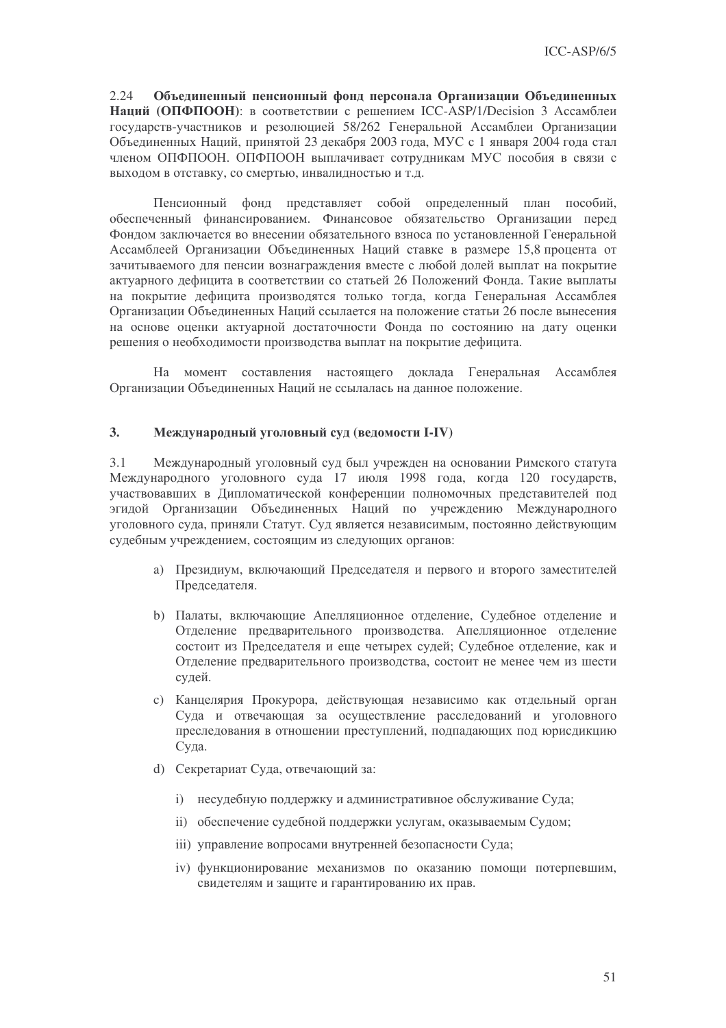2.24 **Объединенный пенсионный фонд персонала Организации Объединенных Наций (ОПФПООН)**: в соответствии с решением ICC-ASP/1/Decision 3 Ассамблеи государств-участников и резолюцией 58/262 Генеральной Ассамблеи Организации Объединенных Наций, принятой 23 декабря 2003 года, МУС с 1 января 2004 года стал членом ОПФПООН. ОПФПООН выплачивает сотрудникам МУС пособия в связи с выходом в отставку, со смертью, инвалидностью и т.д.

Пенсионный фонд представляет собой определенный план пособий, обеспеченный финансированием. Финансовое обязательство Организации перед Фондом заключается во внесении обязательного взноса по установленной Генеральной Ассамблеей Организации Объединенных Наций ставке в размере 15,8 процента от зачитываемого для пенсии вознаграждения вместе с любой долей выплат на покрытие актуарного дефицита в соответствии со статьей 26 Положений Фонда. Такие выплаты на покрытие дефицита производятся только тогда, когда Генеральная Ассамблея Организации Объединенных Наций ссылается на положение статьи 26 после вынесения на основе оценки актуарной достаточности Фонда по состоянию на дату оценки решения о необходимости производства выплат на покрытие дефицита.

На момент составления настоящего доклада Генеральная Ассамблея Организации Объединенных Наций не ссылалась на данное положение.

## 3. Международный уголовный суд (ведомости I-IV)

3.1 Международный уголовный суд был учрежден на основании Римского статута Международного уголовного суда 17 июля 1998 года, когда 120 государств, участвовавших в Дипломатической конференции полномочных представителей под эгидой Организации Объединенных Наций по учреждению Международного уголовного суда, приняли Статут. Суд является независимым, постоянно действующим судебным учреждением, состоящим из следующих органов:

a) Президиум, включающий Председателя и первого и второго заместителей Председателя.

b) Палаты, включающие Апелляционное отделение, Судебное отделение и Отделение предварительного производства. Апелляционное отделение состоит из Председателя и еще четырех судей; Судебное отделение, как и Отделение предварительного производства, состоит не менее чем из шести судей.

c) Канцелярия Прокурора, действующая независимо как отдельный орган Суда и отвечающая за осуществление расследований и уголовного преследования в отношении преступлений, подпадающих под юрисдикцию Суда.

d) Секретариат Суда, отвечающий за:

   i) несудебную поддержку и административное обслуживание Суда;

   ii) обеспечение судебной поддержки услугам, оказываемым Судом;

   iii) управление вопросами внутренней безопасности Суда;

   iv) функционирование механизмов по оказанию помощи потерпевшим, свидетелям и защите и гарантированию их прав.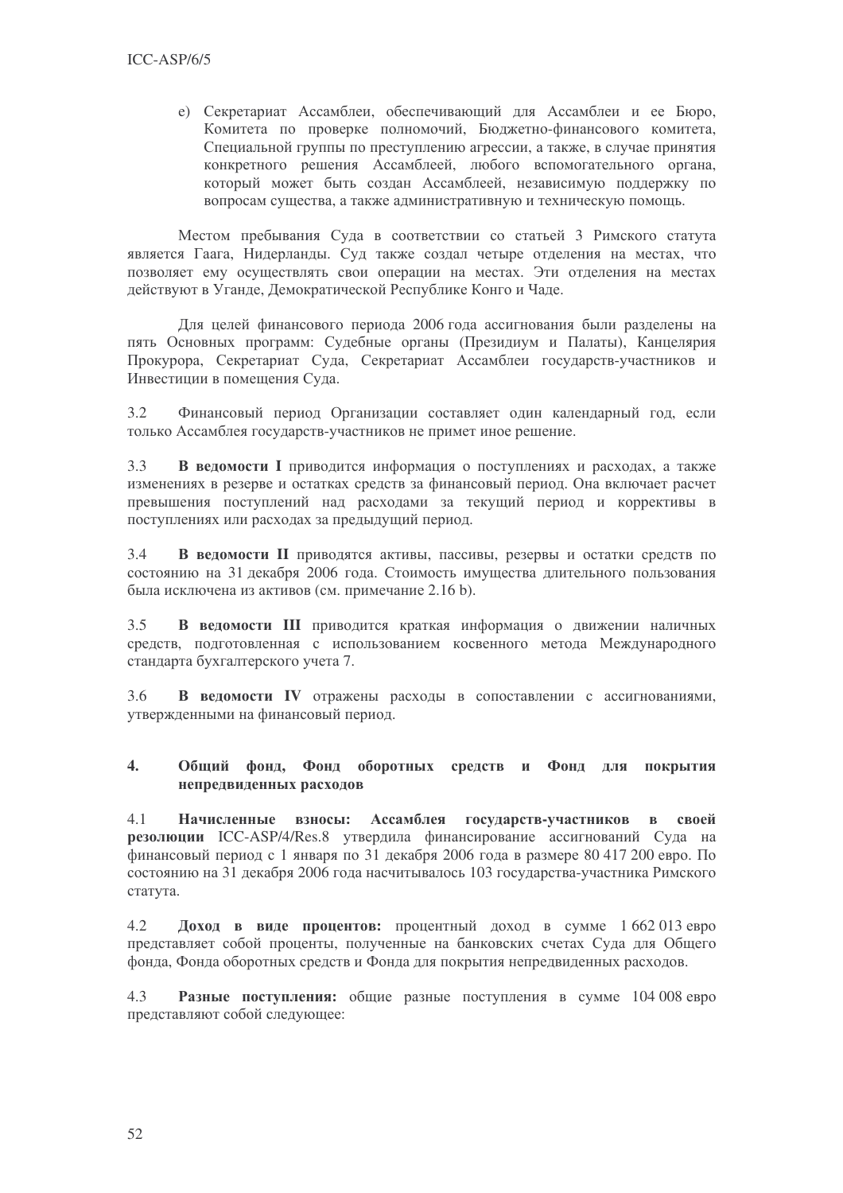e) Секретариат Ассамблеи, обеспечивающий для Ассамблеи и ее Бюро, Комитета по проверке полномочий, Бюджетно-финансового комитета, Специальной группы по преступлению агрессии, а также, в случае принятия конкретного решения Ассамблеей, любого вспомогательного органа, который может быть создан Ассамблеей, независимую поддержку по вопросам существа, а также административную и техническую помощь.

Местом пребывания Суда в соответствии со статьей 3 Римского статута является Гаага, Нидерланды. Суд также создал четыре отделения на местах, что позволяет ему осуществлять свои операции на местах. Эти отделения на местах действуют в Уганде, Демократической Республике Конго и Чаде.

Для целей финансового периода 2006 года ассигнования были разделены на пять Основных программ: Судебные органы (Президиум и Палаты), Канцелярия Прокурора, Секретариат Суда, Секретариат Ассамблеи государств-участников и Инвестиции в помещения Суда.

3.2 Финансовый период Организации составляет один календарный год, если только Ассамблея государств-участников не примет иное решение.

3.3 **В ведомости I** приводится информация о поступлениях и расходах, а также изменениях в резерве и остатках средств за финансовый период. Она включает расчет превышения поступлений над расходами за текущий период и коррективы в поступлениях или расходах за предыдущий период.

3.4 **В ведомости II** приводятся активы, пассивы, резервы и остатки средств по состоянию на 31 декабря 2006 года. Стоимость имущества длительного пользования была исключена из активов (см. примечание 2.16 b).

3.5 **В ведомости III** приводится краткая информация о движении наличных средств, подготовленная с использованием косвенного метода Международного стандарта бухгалтерского учета 7.

3.6 **В ведомости IV** отражены расходы в сопоставлении с ассигнованиями, утвержденными на финансовый период.

## 4. Общий фонд, Фонд оборотных средств и Фонд для покрытия непредвиденных расходов

4.1 **Начисленные взносы: Ассамблея государств-участников в своей резолюции** ICC-ASP/4/Res.8 утвердила финансирование ассигнований Суда на финансовый период с 1 января по 31 декабря 2006 года в размере 80 417 200 евро. По состоянию на 31 декабря 2006 года насчитывалось 103 государства-участника Римского статута.

4.2 **Доход в виде процентов:** процентный доход в сумме 1 662 013 евро представляет собой проценты, полученные на банковских счетах Суда для Общего фонда, Фонда оборотных средств и Фонда для покрытия непредвиденных расходов.

4.3 **Разные поступления:** общие разные поступления в сумме 104 008 евро представляют собой следующее: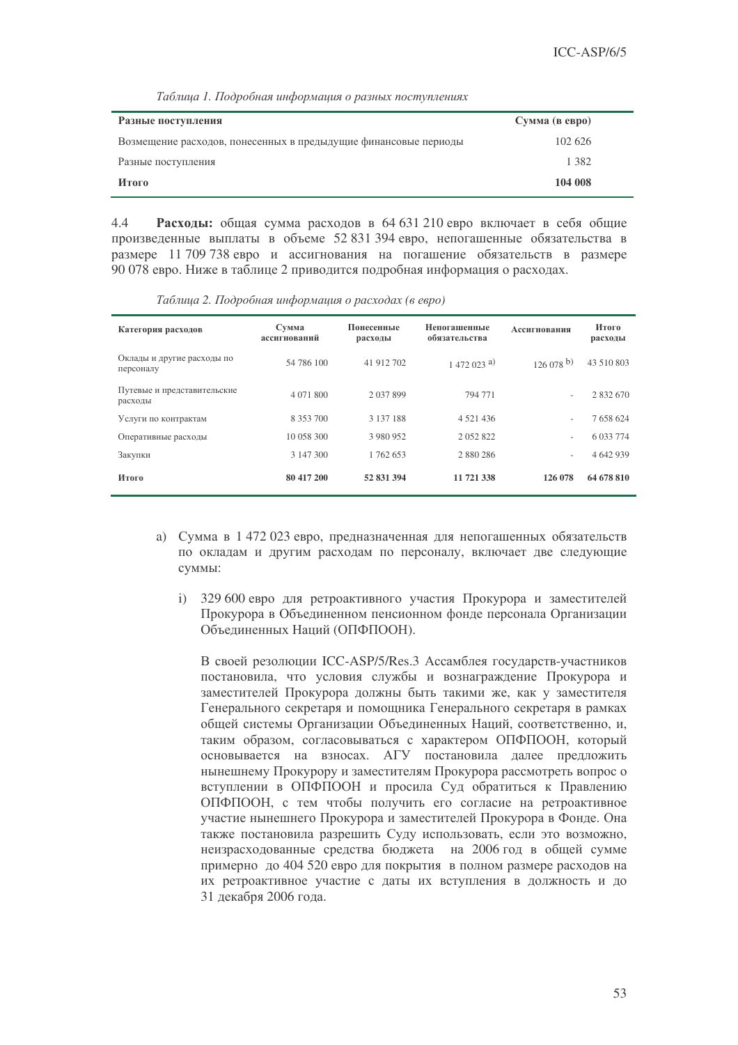*Таблица 1. Подробная информация о разных поступлениях*

| Разные поступления | Сумма (в евро) |
|---|---|
| Возмещение расходов, понесенных в предыдущие финансовые периоды | 102 626 |
| Разные поступления | 1 382 |
| **Итого** | **104 008** |

4.4 **Расходы:** общая сумма расходов в 64 631 210 евро включает в себя общие произведенные выплаты в объеме 52 831 394 евро, непогашенные обязательства в размере 11 709 738 евро и ассигнования на погашение обязательств в размере 90 078 евро. Ниже в таблице 2 приводится подробная информация о расходах.

*Таблица 2. Подробная информация о расходах (в евро)*

| Категория расходов | Сумма ассигнований | Понесенные расходы | Непогашенные обязательства | Ассигнования | Итого расходы |
|---|---|---|---|---|---|
| Оклады и другие расходы по персоналу | 54 786 100 | 41 912 702 | 1 472 023 [a] | 126 078 [b] | 43 510 803 |
| Путевые и представительские расходы | 4 071 800 | 2 037 899 | 794 771 | - | 2 832 670 |
| Услуги по контрактам | 8 353 700 | 3 137 188 | 4 521 436 | - | 7 658 624 |
| Оперативные расходы | 10 058 300 | 3 980 952 | 2 052 822 | - | 6 033 774 |
| Закупки | 3 147 300 | 1 762 653 | 2 880 286 | - | 4 642 939 |
| **Итого** | **80 417 200** | **52 831 394** | **11 721 338** | **126 078** | **64 678 810** |

a) Сумма в 1 472 023 евро, предназначенная для непогашенных обязательств по окладам и другим расходам по персоналу, включает две следующие суммы:

i) 329 600 евро для ретроактивного участия Прокурора и заместителей Прокурора в Объединенном пенсионном фонде персонала Организации Объединенных Наций (ОПФПООН).

В своей резолюции ICC-ASP/5/Res.3 Ассамблея государств-участников постановила, что условия службы и вознаграждение Прокурора и заместителей Прокурора должны быть такими же, как у заместителя Генерального секретаря и помощника Генерального секретаря в рамках общей системы Организации Объединенных Наций, соответственно, и, таким образом, согласовываться с характером ОПФПООН, который основывается на взносах. АГУ постановила далее предложить нынешнему Прокурору и заместителям Прокурора рассмотреть вопрос о вступлении в ОПФПООН и просила Суд обратиться к Правлению ОПФПООН, с тем чтобы получить его согласие на ретроактивное участие нынешнего Прокурора и заместителей Прокурора в Фонде. Она также постановила разрешить Суду использовать, если это возможно, неизрасходованные средства бюджета на 2006 год в общей сумме примерно до 404 520 евро для покрытия в полном размере расходов на их ретроактивное участие с даты их вступления в должность и до 31 декабря 2006 года.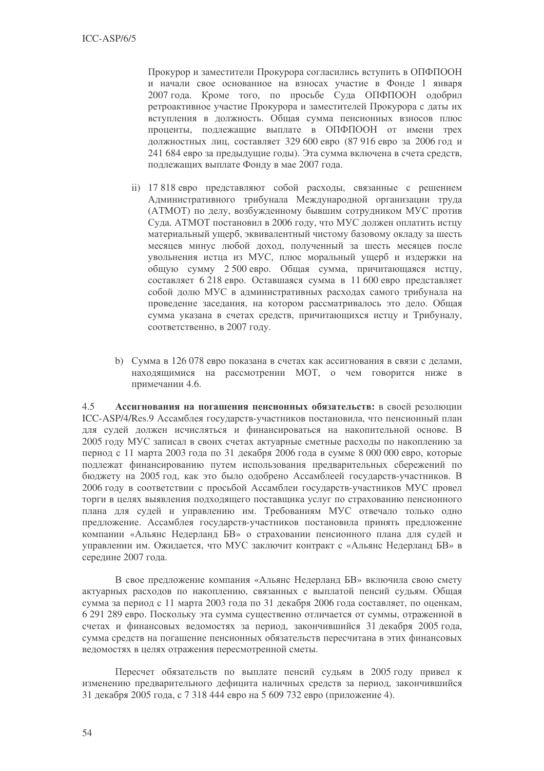Прокурор и заместители Прокурора согласились вступить в ОПФПООН и начали свое основанное на взносах участие в Фонде 1 января 2007 года. Кроме того, по просьбе Суда ОПФПООН одобрил ретроактивное участие Прокурора и заместителей Прокурора с даты их вступления в должность. Общая сумма пенсионных взносов плюс проценты, подлежащие выплате в ОПФПООН от имени трех должностных лиц, составляет 329 600 евро (87 916 евро за 2006 год и 241 684 евро за предыдущие годы). Эта сумма включена в счета средств, подлежащих выплате Фонду в мае 2007 года.

ii) 17 818 евро представляют собой расходы, связанные с решением Административного трибунала Международной организации труда (АТМОТ) по делу, возбужденному бывшим сотрудником МУС против Суда. АТМОТ постановил в 2006 году, что МУС должен оплатить истцу материальный ущерб, эквивалентный чистому базовому окладу за шесть месяцев минус любой доход, полученный за шесть месяцев после увольнения истца из МУС, плюс моральный ущерб и издержки на общую сумму 2 500 евро. Общая сумма, причитающаяся истцу, составляет 6 218 евро. Оставшаяся сумма в 11 600 евро представляет собой долю МУС в административных расходах самого трибунала на проведение заседания, на котором рассматривалось это дело. Общая сумма указана в счетах средств, причитающихся истцу и Трибуналу, соответственно, в 2007 году.

b) Сумма в 126 078 евро показана в счетах как ассигнования в связи с делами, находящимися на рассмотрении МОТ, о чем говорится ниже в примечании 4.6.

4.5 **Ассигнования на погашения пенсионных обязательств:** в своей резолюции ICC-ASP/4/Res.9 Ассамблея государств-участников постановила, что пенсионный план для судей должен исчисляться и финансироваться на накопительной основе. В 2005 году МУС записал в своих счетах актуарные сметные расходы по накоплению за период с 11 марта 2003 года по 31 декабря 2006 года в сумме 8 000 000 евро, которые подлежат финансированию путем использования предварительных сбережений по бюджету на 2005 год, как это было одобрено Ассамблеей государств-участников. В 2006 году в соответствии с просьбой Ассамблеи государств-участников МУС провел торги в целях выявления подходящего поставщика услуг по страхованию пенсионного плана для судей и управлению им. Требованиям МУС отвечало только одно предложение. Ассамблея государств-участников постановила принять предложение компании «Альянс Недерланд БВ» о страховании пенсионного плана для судей и управлении им. Ожидается, что МУС заключит контракт с «Альянс Недерланд БВ» в середине 2007 года.

В свое предложение компания «Альянс Недерланд БВ» включила свою смету актуарных расходов по накоплению, связанных с выплатой пенсий судьям. Общая сумма за период с 11 марта 2003 года по 31 декабря 2006 года составляет, по оценкам, 6 291 289 евро. Поскольку эта сумма существенно отличается от суммы, отраженной в счетах и финансовых ведомостях за период, закончившийся 31 декабря 2005 года, сумма средств на погашение пенсионных обязательств пересчитана в этих финансовых ведомостях в целях отражения пересмотренной сметы.

Пересчет обязательств по выплате пенсий судьям в 2005 году привел к изменению предварительного дефицита наличных средств за период, закончившийся 31 декабря 2005 года, с 7 318 444 евро на 5 609 732 евро (приложение 4).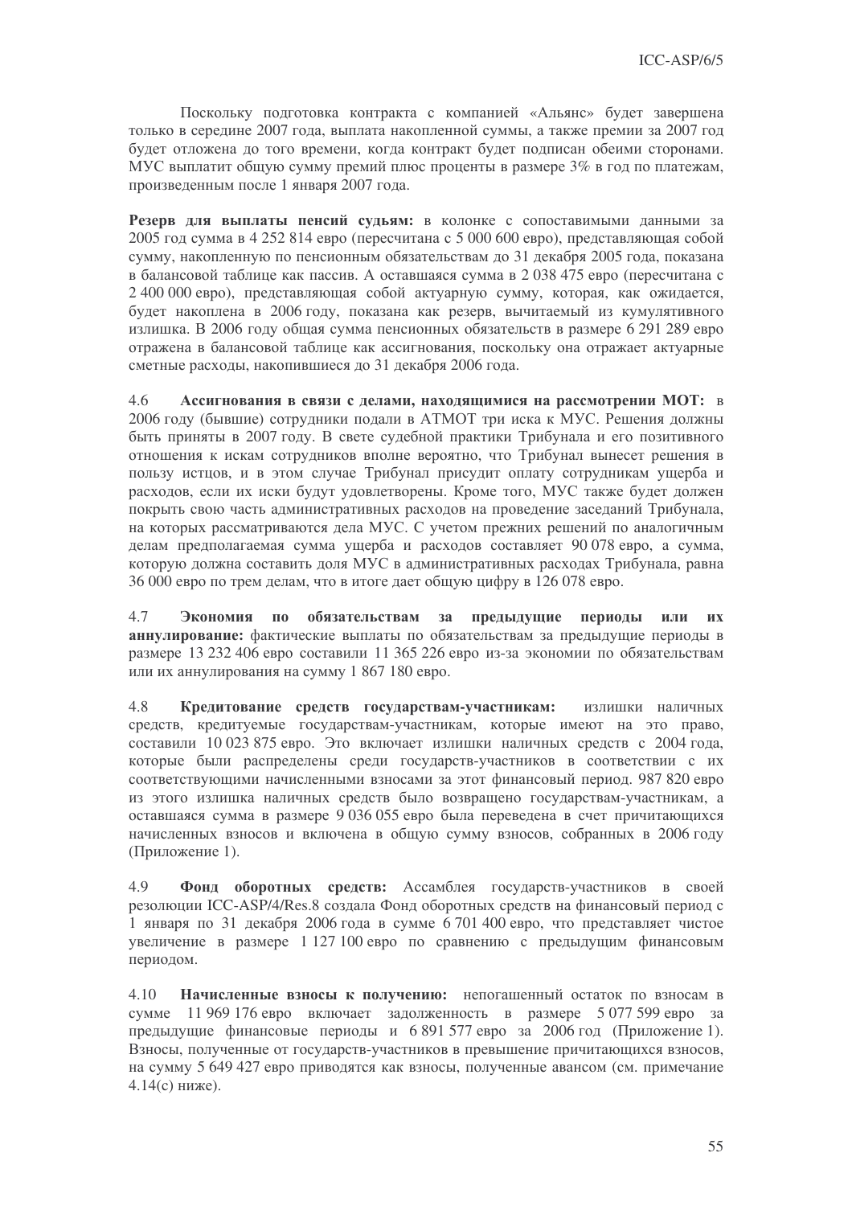Поскольку подготовка контракта с компанией «Альянс» будет завершена только в середине 2007 года, выплата накопленной суммы, а также премии за 2007 год будет отложена до того времени, когда контракт будет подписан обеими сторонами. МУС выплатит общую сумму премий плюс проценты в размере 3% в год по платежам, произведенным после 1 января 2007 года.

**Резерв для выплаты пенсий судьям:** в колонке с сопоставимыми данными за 2005 год сумма в 4 252 814 евро (пересчитана с 5 000 600 евро), представляющая собой сумму, накопленную по пенсионным обязательствам до 31 декабря 2005 года, показана в балансовой таблице как пассив. А оставшаяся сумма в 2 038 475 евро (пересчитана с 2 400 000 евро), представляющая собой актуарную сумму, которая, как ожидается, будет накоплена в 2006 году, показана как резерв, вычитаемый из кумулятивного излишка. В 2006 году общая сумма пенсионных обязательств в размере 6 291 289 евро отражена в балансовой таблице как ассигнования, поскольку она отражает актуарные сметные расходы, накопившиеся до 31 декабря 2006 года.

4.6 **Ассигнования в связи с делами, находящимися на рассмотрении МОТ:** в 2006 году (бывшие) сотрудники подали в АТМОТ три иска к МУС. Решения должны быть приняты в 2007 году. В свете судебной практики Трибунала и его позитивного отношения к искам сотрудников вполне вероятно, что Трибунал вынесет решения в пользу истцов, и в этом случае Трибунал присудит оплату сотрудникам ущерба и расходов, если их иски будут удовлетворены. Кроме того, МУС также будет должен покрыть свою часть административных расходов на проведение заседаний Трибунала, на которых рассматриваются дела МУС. С учетом прежних решений по аналогичным делам предполагаемая сумма ущерба и расходов составляет 90 078 евро, а сумма, которую должна составить доля МУС в административных расходах Трибунала, равна 36 000 евро по трем делам, что в итоге дает общую цифру в 126 078 евро.

4.7 **Экономия по обязательствам за предыдущие периоды или их аннулирование:** фактические выплаты по обязательствам за предыдущие периоды в размере 13 232 406 евро составили 11 365 226 евро из-за экономии по обязательствам или их аннулирования на сумму 1 867 180 евро.

4.8 **Кредитование средств государствам-участникам:** излишки наличных средств, кредитуемые государствам-участникам, которые имеют на это право, составили 10 023 875 евро. Это включает излишки наличных средств с 2004 года, которые были распределены среди государств-участников в соответствии с их соответствующими начисленными взносами за этот финансовый период. 987 820 евро из этого излишка наличных средств было возвращено государствам-участникам, а оставшаяся сумма в размере 9 036 055 евро была переведена в счет причитающихся начисленных взносов и включена в общую сумму взносов, собранных в 2006 году (Приложение 1).

4.9 **Фонд оборотных средств:** Ассамблея государств-участников в своей резолюции ICC-ASP/4/Res.8 создала Фонд оборотных средств на финансовый период с 1 января по 31 декабря 2006 года в сумме 6 701 400 евро, что представляет чистое увеличение в размере 1 127 100 евро по сравнению с предыдущим финансовым периодом.

4.10 **Начисленные взносы к получению:** непогашенный остаток по взносам в сумме 11 969 176 евро включает задолженность в размере 5 077 599 евро за предыдущие финансовые периоды и 6 891 577 евро за 2006 год (Приложение 1). Взносы, полученные от государств-участников в превышение причитающихся взносов, на сумму 5 649 427 евро приводятся как взносы, полученные авансом (см. примечание 4.14(c) ниже).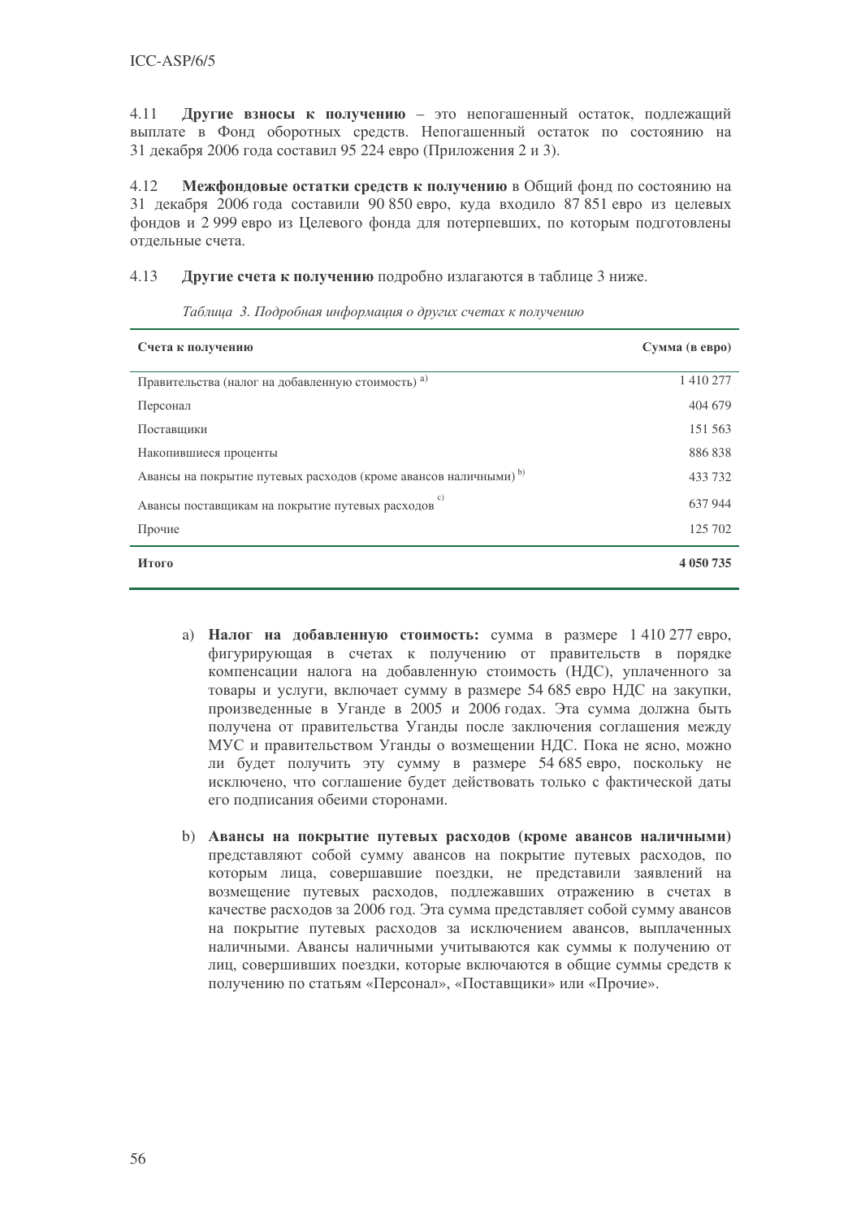4.11 **Другие взносы к получению** – это непогашенный остаток, подлежащий выплате в Фонд оборотных средств. Непогашенный остаток по состоянию на 31 декабря 2006 года составил 95 224 евро (Приложения 2 и 3).

4.12 **Межфондовые остатки средств к получению** в Общий фонд по состоянию на 31 декабря 2006 года составили 90 850 евро, куда входило 87 851 евро из целевых фондов и 2 999 евро из Целевого фонда для потерпевших, по которым подготовлены отдельные счета.

4.13 **Другие счета к получению** подробно излагаются в таблице 3 ниже.

*Таблица 3. Подробная информация о других счетах к получению*

| Счета к получению | Сумма (в евро) |
|---|---|
| Правительства (налог на добавленную стоимость) [a] | 1 410 277 |
| Персонал | 404 679 |
| Поставщики | 151 563 |
| Накопившиеся проценты | 886 838 |
| Авансы на покрытие путевых расходов (кроме авансов наличными) [b] | 433 732 |
| Авансы поставщикам на покрытие путевых расходов [c] | 637 944 |
| Прочие | 125 702 |
| **Итого** | **4 050 735** |

a) **Налог на добавленную стоимость:** сумма в размере 1 410 277 евро, фигурирующая в счетах к получению от правительств в порядке компенсации налога на добавленную стоимость (НДС), уплаченного за товары и услуги, включает сумму в размере 54 685 евро НДС на закупки, произведенные в Уганде в 2005 и 2006 годах. Эта сумма должна быть получена от правительства Уганды после заключения соглашения между МУС и правительством Уганды о возмещении НДС. Пока не ясно, можно ли будет получить эту сумму в размере 54 685 евро, поскольку не исключено, что соглашение будет действовать только с фактической даты его подписания обеими сторонами.

b) **Авансы на покрытие путевых расходов (кроме авансов наличными)** представляют собой сумму авансов на покрытие путевых расходов, по которым лица, совершавшие поездки, не представили заявлений на возмещение путевых расходов, подлежавших отражению в счетах в качестве расходов за 2006 год. Эта сумма представляет собой сумму авансов на покрытие путевых расходов за исключением авансов, выплаченных наличными. Авансы наличными учитываются как суммы к получению от лиц, совершивших поездки, которые включаются в общие суммы средств к получению по статьям «Персонал», «Поставщики» или «Прочие».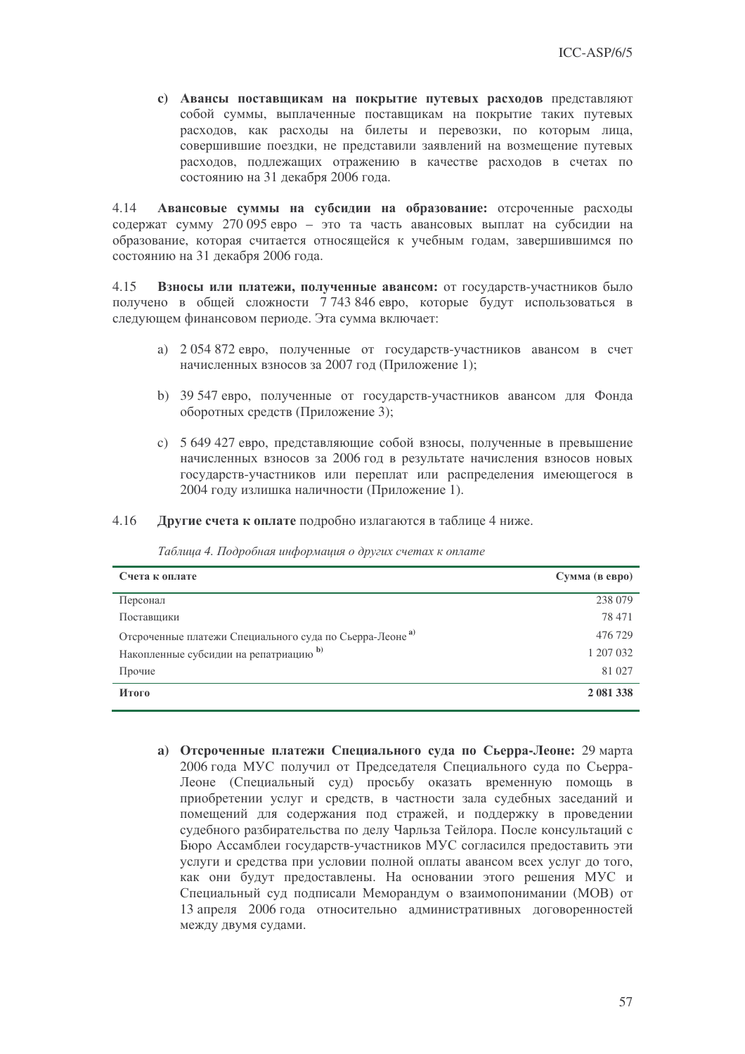c) **Авансы поставщикам на покрытие путевых расходов** представляют собой суммы, выплаченные поставщикам на покрытие таких путевых расходов, как расходы на билеты и перевозки, по которым лица, совершившие поездки, не представили заявлений на возмещение путевых расходов, подлежащих отражению в качестве расходов в счетах по состоянию на 31 декабря 2006 года.

4.14 **Авансовые суммы на субсидии на образование:** отсроченные расходы содержат сумму 270 095 евро – это та часть авансовых выплат на субсидии на образование, которая считается относящейся к учебным годам, завершившимся по состоянию на 31 декабря 2006 года.

4.15 **Взносы или платежи, полученные авансом:** от государств-участников было получено в общей сложности 7 743 846 евро, которые будут использоваться в следующем финансовом периоде. Эта сумма включает:

a) 2 054 872 евро, полученные от государств-участников авансом в счет начисленных взносов за 2007 год (Приложение 1);

b) 39 547 евро, полученные от государств-участников авансом для Фонда оборотных средств (Приложение 3);

c) 5 649 427 евро, представляющие собой взносы, полученные в превышение начисленных взносов за 2006 год в результате начисления взносов новых государств-участников или переплат или распределения имеющегося в 2004 году излишка наличности (Приложение 1).

4.16 **Другие счета к оплате** подробно излагаются в таблице 4 ниже.

*Таблица 4. Подробная информация о других счетах к оплате*

| Счета к оплате | Сумма (в евро) |
|---|---|
| Персонал | 238 079 |
| Поставщики | 78 471 |
| Отсроченные платежи Специального суда по Сьерра-Леоне [a)] | 476 729 |
| Накопленные субсидии на репатриацию [b)] | 1 207 032 |
| Прочие | 81 027 |
| **Итого** | **2 081 338** |

a) **Отсроченные платежи Специального суда по Сьерра-Леоне:** 29 марта 2006 года МУС получил от Председателя Специального суда по Сьерра-Леоне (Специальный суд) просьбу оказать временную помощь в приобретении услуг и средств, в частности зала судебных заседаний и помещений для содержания под стражей, и поддержку в проведении судебного разбирательства по делу Чарльза Тейлора. После консультаций с Бюро Ассамблеи государств-участников МУС согласился предоставить эти услуги и средства при условии полной оплаты авансом всех услуг до того, как они будут предоставлены. На основании этого решения МУС и Специальный суд подписали Меморандум о взаимопонимании (МОВ) от 13 апреля 2006 года относительно административных договоренностей между двумя судами.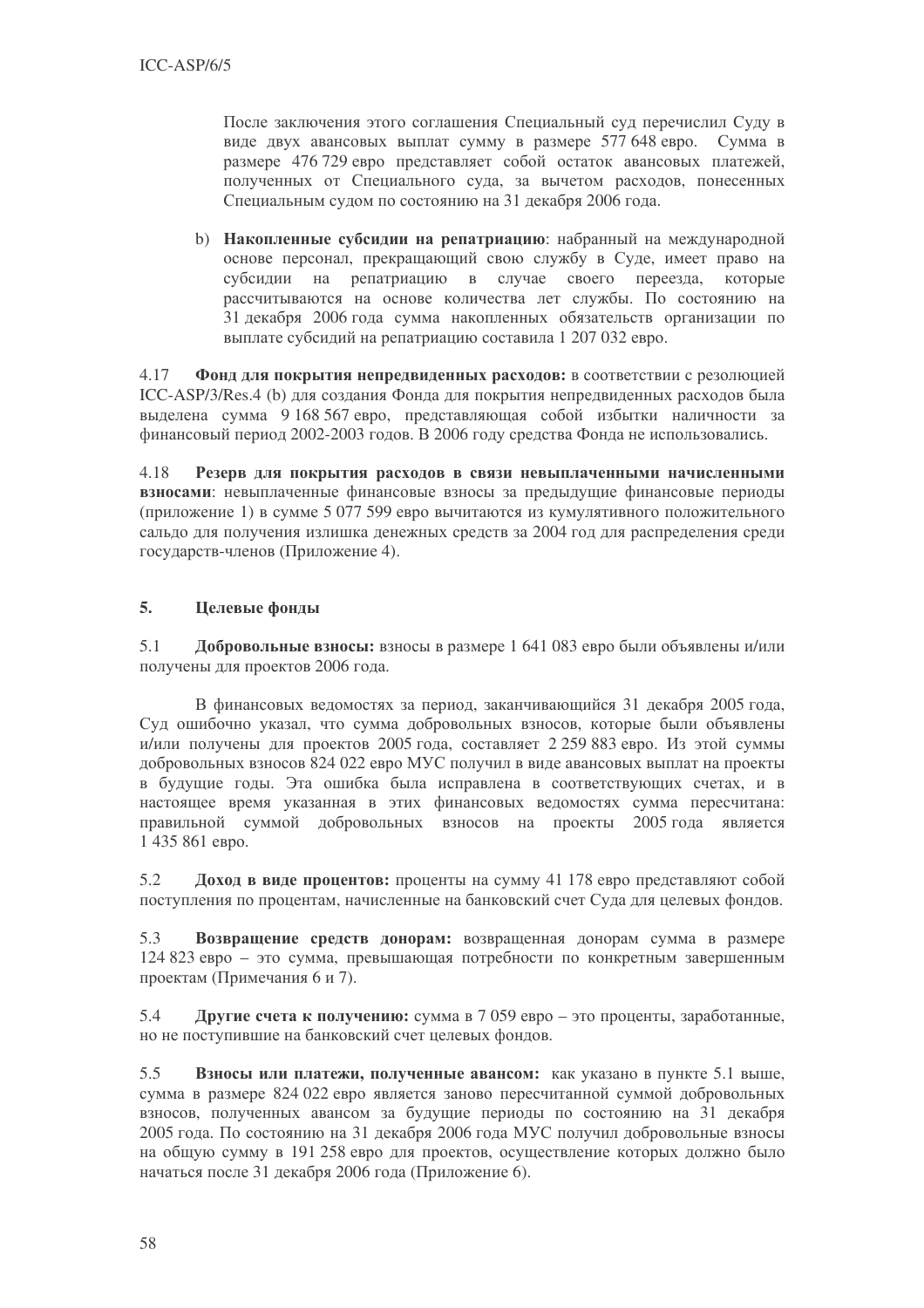После заключения этого соглашения Специальный суд перечислил Суду в виде двух авансовых выплат сумму в размере 577 648 евро. Сумма в размере 476 729 евро представляет собой остаток авансовых платежей, полученных от Специального суда, за вычетом расходов, понесенных Специальным судом по состоянию на 31 декабря 2006 года.

b) **Накопленные субсидии на репатриацию**: набранный на международной основе персонал, прекращающий свою службу в Суде, имеет право на субсидии на репатриацию в случае своего переезда, которые рассчитываются на основе количества лет службы. По состоянию на 31 декабря 2006 года сумма накопленных обязательств организации по выплате субсидий на репатриацию составила 1 207 032 евро.

4.17 **Фонд для покрытия непредвиденных расходов:** в соответствии с резолюцией ICC-ASP/3/Res.4 (b) для создания Фонда для покрытия непредвиденных расходов была выделена сумма 9 168 567 евро, представляющая собой избытки наличности за финансовый период 2002-2003 годов. В 2006 году средства Фонда не использовались.

4.18 **Резерв для покрытия расходов в связи невыплаченными начисленными взносами**: невыплаченные финансовые взносы за предыдущие финансовые периоды (приложение 1) в сумме 5 077 599 евро вычитаются из кумулятивного положительного сальдо для получения излишка денежных средств за 2004 год для распределения среди государств-членов (Приложение 4).

## 5. Целевые фонды

5.1 **Добровольные взносы:** взносы в размере 1 641 083 евро были объявлены и/или получены для проектов 2006 года.

В финансовых ведомостях за период, заканчивающийся 31 декабря 2005 года, Суд ошибочно указал, что сумма добровольных взносов, которые были объявлены и/или получены для проектов 2005 года, составляет 2 259 883 евро. Из этой суммы добровольных взносов 824 022 евро МУС получил в виде авансовых выплат на проекты в будущие годы. Эта ошибка была исправлена в соответствующих счетах, и в настоящее время указанная в этих финансовых ведомостях сумма пересчитана: правильной суммой добровольных взносов на проекты 2005 года является 1 435 861 евро.

5.2 **Доход в виде процентов:** проценты на сумму 41 178 евро представляют собой поступления по процентам, начисленные на банковский счет Суда для целевых фондов.

5.3 **Возвращение средств донорам:** возвращенная донорам сумма в размере 124 823 евро – это сумма, превышающая потребности по конкретным завершенным проектам (Примечания 6 и 7).

5.4 **Другие счета к получению:** сумма в 7 059 евро – это проценты, заработанные, но не поступившие на банковский счет целевых фондов.

5.5 **Взносы или платежи, полученные авансом:** как указано в пункте 5.1 выше, сумма в размере 824 022 евро является заново пересчитанной суммой добровольных взносов, полученных авансом за будущие периоды по состоянию на 31 декабря 2005 года. По состоянию на 31 декабря 2006 года МУС получил добровольные взносы на общую сумму в 191 258 евро для проектов, осуществление которых должно было начаться после 31 декабря 2006 года (Приложение 6).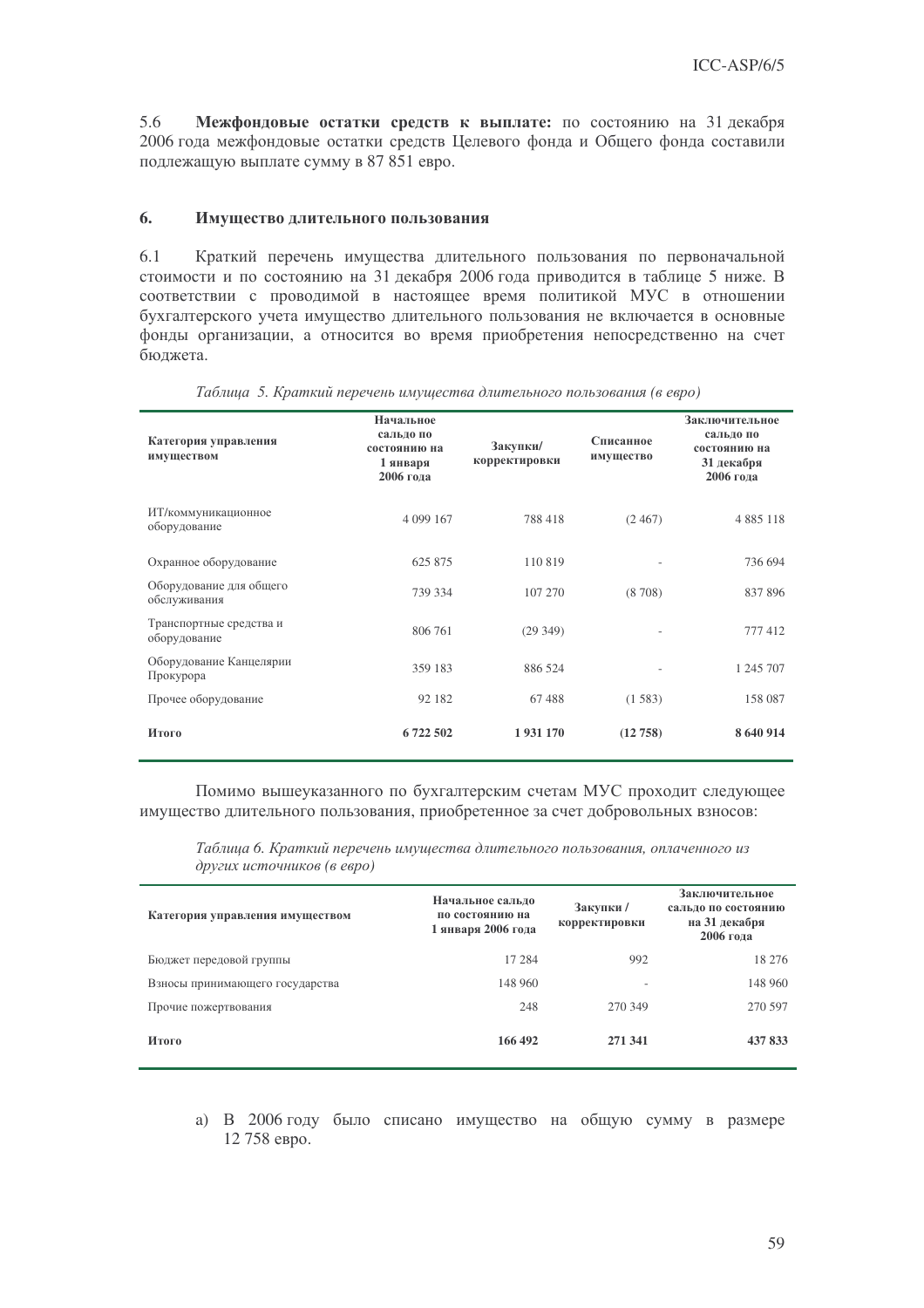5.6 **Межфондовые остатки средств к выплате:** по состоянию на 31 декабря 2006 года межфондовые остатки средств Целевого фонда и Общего фонда составили подлежащую выплате сумму в 87 851 евро.

## 6. Имущество длительного пользования

6.1 Краткий перечень имущества длительного пользования по первоначальной стоимости и по состоянию на 31 декабря 2006 года приводится в таблице 5 ниже. В соответствии с проводимой в настоящее время политикой МУС в отношении бухгалтерского учета имущество длительного пользования не включается в основные фонды организации, а относится во время приобретения непосредственно на счет бюджета.

*Таблица 5. Краткий перечень имущества длительного пользования (в евро)*

| Категория управления имуществом | Начальное сальдо по состоянию на 1 января 2006 года | Закупки/ корректировки | Списанное имущество | Заключительное сальдо по состоянию на 31 декабря 2006 года |
|---|---|---|---|---|
| ИТ/коммуникационное оборудование | 4 099 167 | 788 418 | (2 467) | 4 885 118 |
| Охранное оборудование | 625 875 | 110 819 | - | 736 694 |
| Оборудование для общего обслуживания | 739 334 | 107 270 | (8 708) | 837 896 |
| Транспортные средства и оборудование | 806 761 | (29 349) | - | 777 412 |
| Оборудование Канцелярии Прокурора | 359 183 | 886 524 | - | 1 245 707 |
| Прочее оборудование | 92 182 | 67 488 | (1 583) | 158 087 |
| **Итого** | **6 722 502** | **1 931 170** | **(12 758)** | **8 640 914** |

Помимо вышеуказанного по бухгалтерским счетам МУС проходит следующее имущество длительного пользования, приобретенное за счет добровольных взносов:

*Таблица 6. Краткий перечень имущества длительного пользования, оплаченного из других источников (в евро)*

| Категория управления имуществом | Начальное сальдо по состоянию на 1 января 2006 года | Закупки / корректировки | Заключительное сальдо по состоянию на 31 декабря 2006 года |
|---|---|---|---|
| Бюджет передовой группы | 17 284 | 992 | 18 276 |
| Взносы принимающего государства | 148 960 | - | 148 960 |
| Прочие пожертвования | 248 | 270 349 | 270 597 |
| **Итого** | **166 492** | **271 341** | **437 833** |

a) В 2006 году было списано имущество на общую сумму в размере 12 758 евро.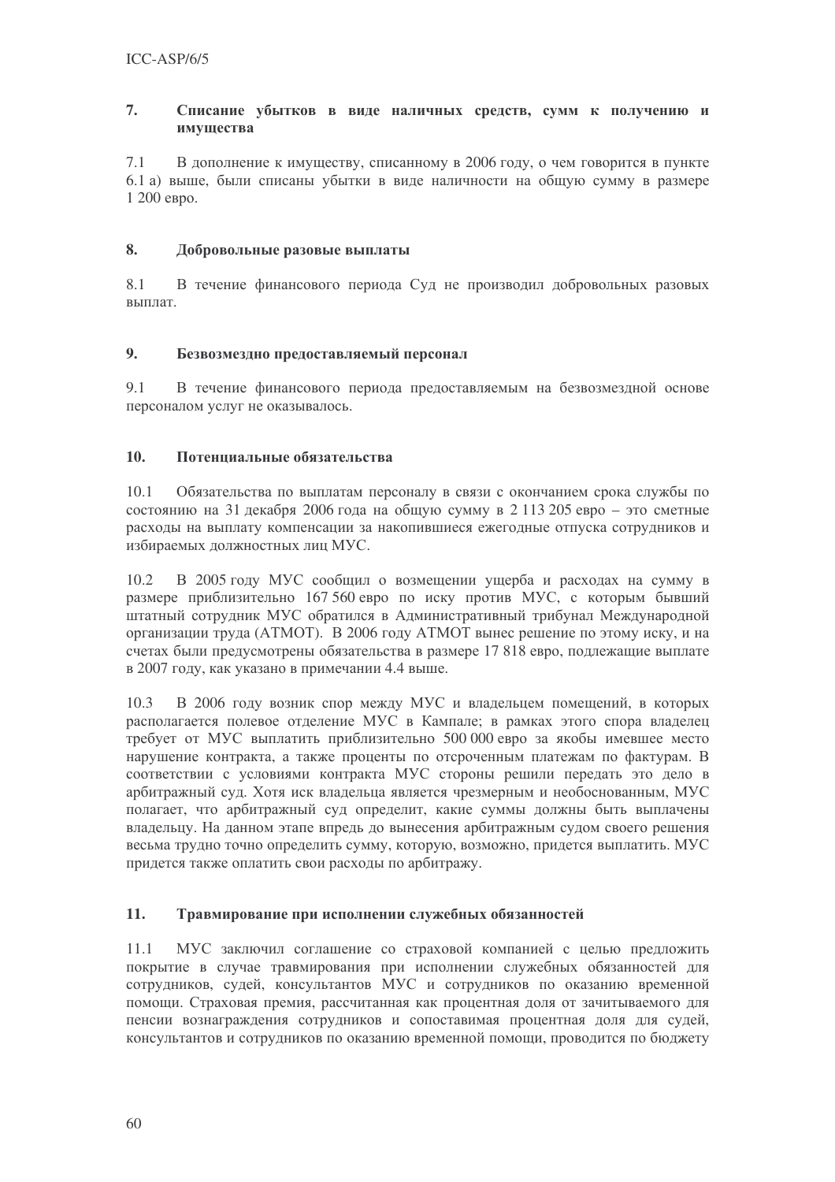## 7. Списание убытков в виде наличных средств, сумм к получению и имущества

7.1 В дополнение к имуществу, списанному в 2006 году, о чем говорится в пункте 6.1 а) выше, были списаны убытки в виде наличности на общую сумму в размере 1 200 евро.

## 8. Добровольные разовые выплаты

8.1 В течение финансового периода Суд не производил добровольных разовых выплат.

## 9. Безвозмездно предоставляемый персонал

9.1 В течение финансового периода предоставляемым на безвозмездной основе персоналом услуг не оказывалось.

## 10. Потенциальные обязательства

10.1 Обязательства по выплатам персоналу в связи с окончанием срока службы по состоянию на 31 декабря 2006 года на общую сумму в 2 113 205 евро – это сметные расходы на выплату компенсации за накопившиеся ежегодные отпуска сотрудников и избираемых должностных лиц МУС.

10.2 В 2005 году МУС сообщил о возмещении ущерба и расходах на сумму в размере приблизительно 167 560 евро по иску против МУС, с которым бывший штатный сотрудник МУС обратился в Административный трибунал Международной организации труда (АТМОТ). В 2006 году АТМОТ вынес решение по этому иску, и на счетах были предусмотрены обязательства в размере 17 818 евро, подлежащие выплате в 2007 году, как указано в примечании 4.4 выше.

10.3 В 2006 году возник спор между МУС и владельцем помещений, в которых располагается полевое отделение МУС в Кампале; в рамках этого спора владелец требует от МУС выплатить приблизительно 500 000 евро за якобы имевшее место нарушение контракта, а также проценты по отсроченным платежам по фактурам. В соответствии с условиями контракта МУС стороны решили передать это дело в арбитражный суд. Хотя иск владельца является чрезмерным и необоснованным, МУС полагает, что арбитражный суд определит, какие суммы должны быть выплачены владельцу. На данном этапе впредь до вынесения арбитражным судом своего решения весьма трудно точно определить сумму, которую, возможно, придется выплатить. МУС придется также оплатить свои расходы по арбитражу.

## 11. Травмирование при исполнении служебных обязанностей

11.1 МУС заключил соглашение со страховой компанией с целью предложить покрытие в случае травмирования при исполнении служебных обязанностей для сотрудников, судей, консультантов МУС и сотрудников по оказанию временной помощи. Страховая премия, рассчитанная как процентная доля от зачитываемого для пенсии вознаграждения сотрудников и сопоставимая процентная доля для судей, консультантов и сотрудников по оказанию временной помощи, проводится по бюджету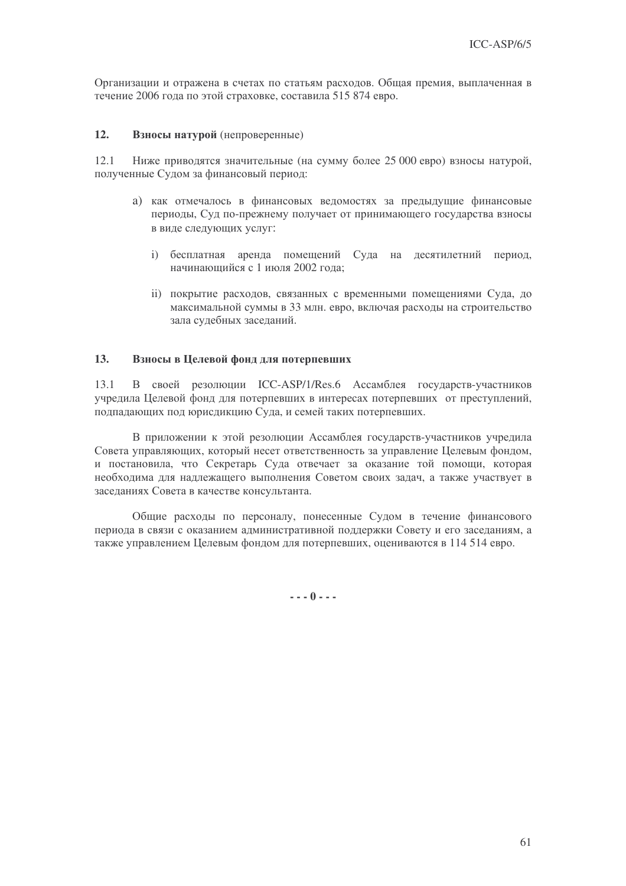Организации и отражена в счетах по статьям расходов. Общая премия, выплаченная в течение 2006 года по этой страховке, составила 515 874 евро.

## 12. **Взносы натурой** (непроверенные)

12.1 Ниже приводятся значительные (на сумму более 25 000 евро) взносы натурой, полученные Судом за финансовый период:

a) как отмечалось в финансовых ведомостях за предыдущие финансовые периоды, Суд по-прежнему получает от принимающего государства взносы в виде следующих услуг:

   i) бесплатная аренда помещений Суда на десятилетний период, начинающийся с 1 июля 2002 года;

   ii) покрытие расходов, связанных с временными помещениями Суда, до максимальной суммы в 33 млн. евро, включая расходы на строительство зала судебных заседаний.

## 13. **Взносы в Целевой фонд для потерпевших**

13.1 В своей резолюции ICC-ASP/1/Res.6 Ассамблея государств-участников учредила Целевой фонд для потерпевших в интересах потерпевших от преступлений, подпадающих под юрисдикцию Суда, и семей таких потерпевших.

В приложении к этой резолюции Ассамблея государств-участников учредила Совета управляющих, который несет ответственность за управление Целевым фондом, и постановила, что Секретарь Суда отвечает за оказание той помощи, которая необходима для надлежащего выполнения Советом своих задач, а также участвует в заседаниях Совета в качестве консультанта.

Общие расходы по персоналу, понесенные Судом в течение финансового периода в связи с оказанием административной поддержки Совету и его заседаниям, а также управлением Целевым фондом для потерпевших, оцениваются в 114 514 евро.

**- - - 0 - - -**